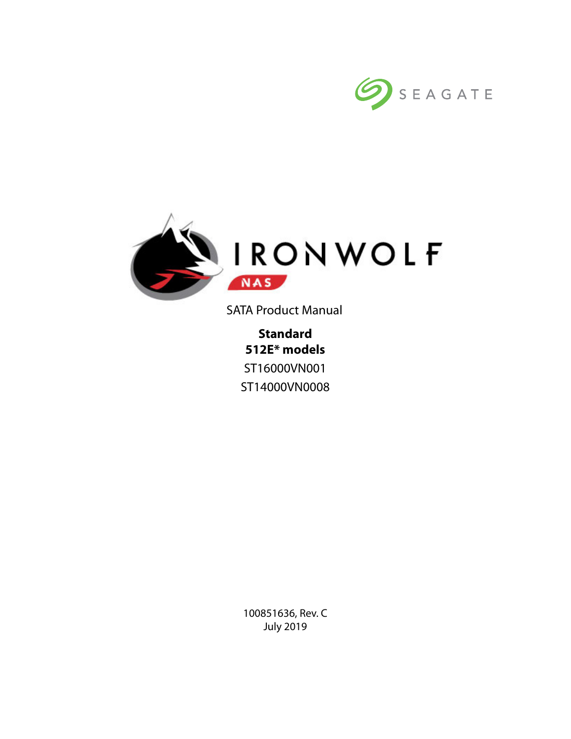SEAGATE

IRONWOLF NAS

SATA Product Manual

**Standard**
**512E* models**

ST16000VN001

ST14000VN0008

100851636, Rev. C
July 2019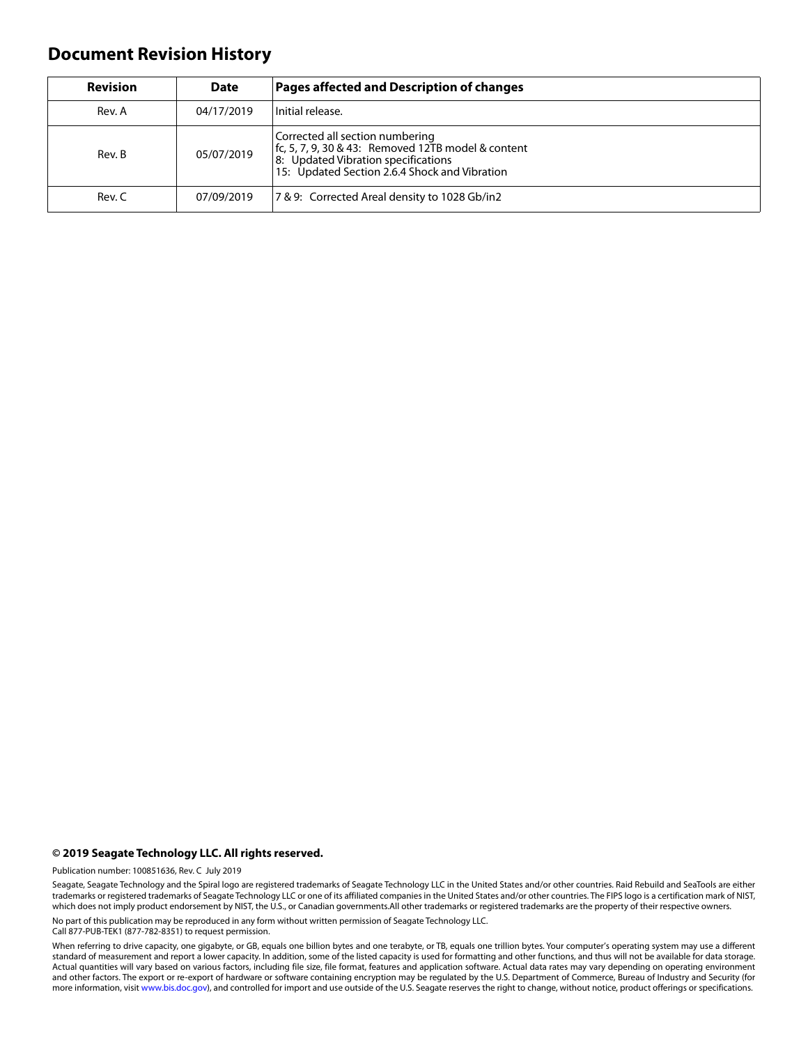# Document Revision History

| Revision | Date | Pages affected and Description of changes |
|---|---|---|
| Rev. A | 04/17/2019 | Initial release. |
| Rev. B | 05/07/2019 | Corrected all section numbering<br>fc, 5, 7, 9, 30 & 43: Removed 12TB model & content<br>8: Updated Vibration specifications<br>15: Updated Section 2.6.4 Shock and Vibration |
| Rev. C | 07/09/2019 | 7 & 9: Corrected Areal density to 1028 Gb/in2 |

**© 2019 Seagate Technology LLC. All rights reserved.**

Publication number: 100851636, Rev. C July 2019

Seagate, Seagate Technology and the Spiral logo are registered trademarks of Seagate Technology LLC in the United States and/or other countries. Raid Rebuild and SeaTools are either trademarks or registered trademarks of Seagate Technology LLC or one of its affiliated companies in the United States and/or other countries. The FIPS logo is a certification mark of NIST, which does not imply product endorsement by NIST, the U.S., or Canadian governments.All other trademarks or registered trademarks are the property of their respective owners.

No part of this publication may be reproduced in any form without written permission of Seagate Technology LLC.
Call 877-PUB-TEK1 (877-782-8351) to request permission.

When referring to drive capacity, one gigabyte, or GB, equals one billion bytes and one terabyte, or TB, equals one trillion bytes. Your computer's operating system may use a different standard of measurement and report a lower capacity. In addition, some of the listed capacity is used for formatting and other functions, and thus will not be available for data storage. Actual quantities will vary based on various factors, including file size, file format, features and application software. Actual data rates may vary depending on operating environment and other factors. The export or re-export of hardware or software containing encryption may be regulated by the U.S. Department of Commerce, Bureau of Industry and Security (for more information, visit www.bis.doc.gov), and controlled for import and use outside of the U.S. Seagate reserves the right to change, without notice, product offerings or specifications.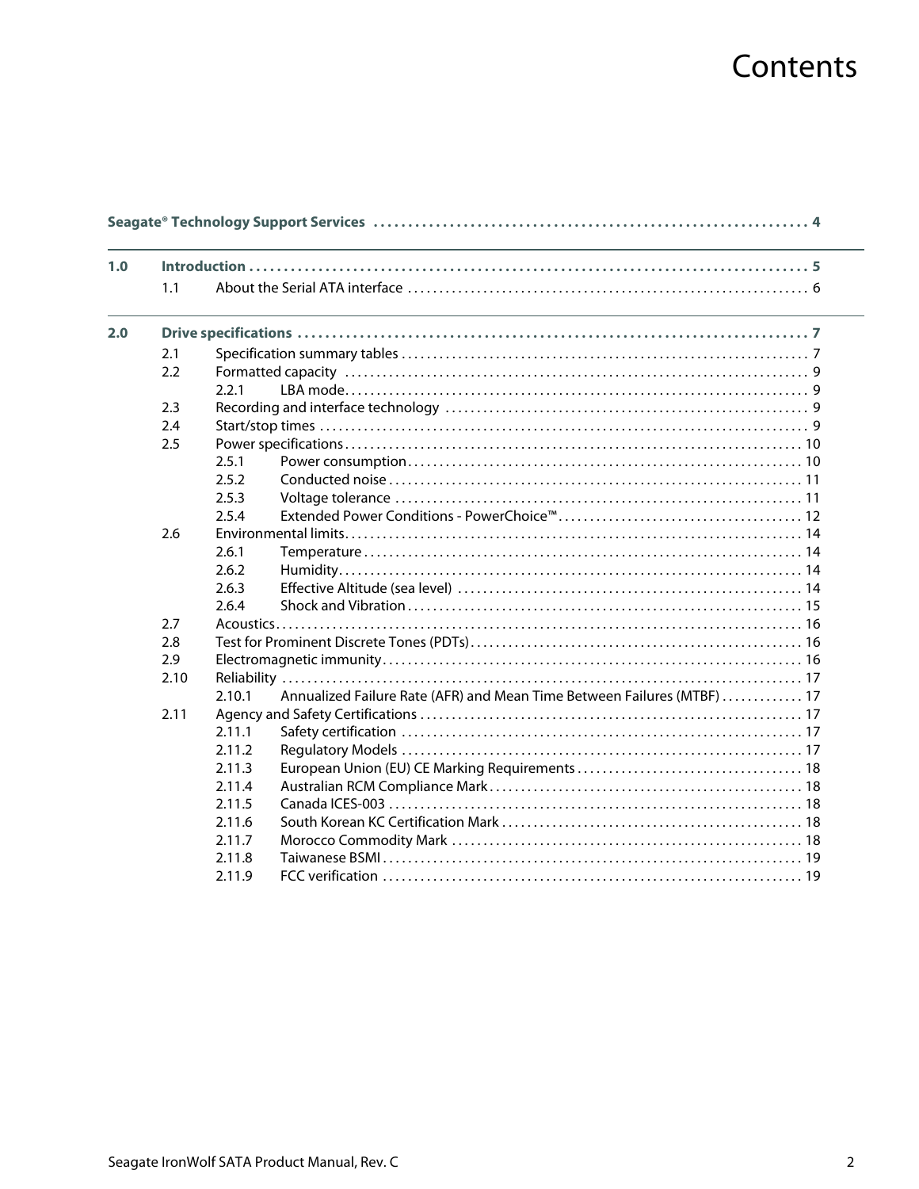# Contents

**Seagate® Technology Support Services** . . . . . . . . . . . . . . . . . . . . . . . . . . . . . . . . . . . . . . . . . . . . . . . . . . . . . . . . . . . . . . 4

**1.0 Introduction** . . . . . . . . . . . . . . . . . . . . . . . . . . . . . . . . . . . . . . . . . . . . . . . . . . . . . . . . . . . . . . . . . . . . . . . . . . . . 5

- 1.1 About the Serial ATA interface . . . . . . . . . . . . . . . . . . . . . . . . . . . . . . . . . . . . . . . . . . . . . . . . . . . . . . . . . . . . . . 6

**2.0 Drive specifications** . . . . . . . . . . . . . . . . . . . . . . . . . . . . . . . . . . . . . . . . . . . . . . . . . . . . . . . . . . . . . . . . . . . . . . 7

- 2.1 Specification summary tables . . . . . . . . . . . . . . . . . . . . . . . . . . . . . . . . . . . . . . . . . . . . . . . . . . . . . . . . . . . . . . . 7
- 2.2 Formatted capacity . . . . . . . . . . . . . . . . . . . . . . . . . . . . . . . . . . . . . . . . . . . . . . . . . . . . . . . . . . . . . . . . . . . . . . . 9
  - 2.2.1 LBA mode. . . . . . . . . . . . . . . . . . . . . . . . . . . . . . . . . . . . . . . . . . . . . . . . . . . . . . . . . . . . . . . . . . . . . . . . 9
- 2.3 Recording and interface technology . . . . . . . . . . . . . . . . . . . . . . . . . . . . . . . . . . . . . . . . . . . . . . . . . . . . . . . . . 9
- 2.4 Start/stop times . . . . . . . . . . . . . . . . . . . . . . . . . . . . . . . . . . . . . . . . . . . . . . . . . . . . . . . . . . . . . . . . . . . . . . . . . . 9
- 2.5 Power specifications . . . . . . . . . . . . . . . . . . . . . . . . . . . . . . . . . . . . . . . . . . . . . . . . . . . . . . . . . . . . . . . . . . . . . 10
  - 2.5.1 Power consumption . . . . . . . . . . . . . . . . . . . . . . . . . . . . . . . . . . . . . . . . . . . . . . . . . . . . . . . . . . . . . . 10
  - 2.5.2 Conducted noise . . . . . . . . . . . . . . . . . . . . . . . . . . . . . . . . . . . . . . . . . . . . . . . . . . . . . . . . . . . . . . . . . 11
  - 2.5.3 Voltage tolerance . . . . . . . . . . . . . . . . . . . . . . . . . . . . . . . . . . . . . . . . . . . . . . . . . . . . . . . . . . . . . . . . 11
  - 2.5.4 Extended Power Conditions - PowerChoice™ . . . . . . . . . . . . . . . . . . . . . . . . . . . . . . . . . . . . . . . 12
- 2.6 Environmental limits. . . . . . . . . . . . . . . . . . . . . . . . . . . . . . . . . . . . . . . . . . . . . . . . . . . . . . . . . . . . . . . . . . . . . 14
  - 2.6.1 Temperature . . . . . . . . . . . . . . . . . . . . . . . . . . . . . . . . . . . . . . . . . . . . . . . . . . . . . . . . . . . . . . . . . . . . 14
  - 2.6.2 Humidity. . . . . . . . . . . . . . . . . . . . . . . . . . . . . . . . . . . . . . . . . . . . . . . . . . . . . . . . . . . . . . . . . . . . . . . . 14
  - 2.6.3 Effective Altitude (sea level) . . . . . . . . . . . . . . . . . . . . . . . . . . . . . . . . . . . . . . . . . . . . . . . . . . . . . . 14
  - 2.6.4 Shock and Vibration . . . . . . . . . . . . . . . . . . . . . . . . . . . . . . . . . . . . . . . . . . . . . . . . . . . . . . . . . . . . . . 15
- 2.7 Acoustics. . . . . . . . . . . . . . . . . . . . . . . . . . . . . . . . . . . . . . . . . . . . . . . . . . . . . . . . . . . . . . . . . . . . . . . . . . . . . . . 16
- 2.8 Test for Prominent Discrete Tones (PDTs) . . . . . . . . . . . . . . . . . . . . . . . . . . . . . . . . . . . . . . . . . . . . . . . . . . . . 16
- 2.9 Electromagnetic immunity . . . . . . . . . . . . . . . . . . . . . . . . . . . . . . . . . . . . . . . . . . . . . . . . . . . . . . . . . . . . . . . . . 16
- 2.10 Reliability . . . . . . . . . . . . . . . . . . . . . . . . . . . . . . . . . . . . . . . . . . . . . . . . . . . . . . . . . . . . . . . . . . . . . . . . . . . . . . 17
  - 2.10.1 Annualized Failure Rate (AFR) and Mean Time Between Failures (MTBF) . . . . . . . . . . . . . 17
- 2.11 Agency and Safety Certifications . . . . . . . . . . . . . . . . . . . . . . . . . . . . . . . . . . . . . . . . . . . . . . . . . . . . . . . . . . . 17
  - 2.11.1 Safety certification . . . . . . . . . . . . . . . . . . . . . . . . . . . . . . . . . . . . . . . . . . . . . . . . . . . . . . . . . . . . . . . 17
  - 2.11.2 Regulatory Models . . . . . . . . . . . . . . . . . . . . . . . . . . . . . . . . . . . . . . . . . . . . . . . . . . . . . . . . . . . . . . . 17
  - 2.11.3 European Union (EU) CE Marking Requirements . . . . . . . . . . . . . . . . . . . . . . . . . . . . . . . . . . . 18
  - 2.11.4 Australian RCM Compliance Mark . . . . . . . . . . . . . . . . . . . . . . . . . . . . . . . . . . . . . . . . . . . . . . . . . 18
  - 2.11.5 Canada ICES-003 . . . . . . . . . . . . . . . . . . . . . . . . . . . . . . . . . . . . . . . . . . . . . . . . . . . . . . . . . . . . . . . . 18
  - 2.11.6 South Korean KC Certification Mark . . . . . . . . . . . . . . . . . . . . . . . . . . . . . . . . . . . . . . . . . . . . . . . 18
  - 2.11.7 Morocco Commodity Mark . . . . . . . . . . . . . . . . . . . . . . . . . . . . . . . . . . . . . . . . . . . . . . . . . . . . . . . 18
  - 2.11.8 Taiwanese BSMI . . . . . . . . . . . . . . . . . . . . . . . . . . . . . . . . . . . . . . . . . . . . . . . . . . . . . . . . . . . . . . . . . 19
  - 2.11.9 FCC verification . . . . . . . . . . . . . . . . . . . . . . . . . . . . . . . . . . . . . . . . . . . . . . . . . . . . . . . . . . . . . . . . . 19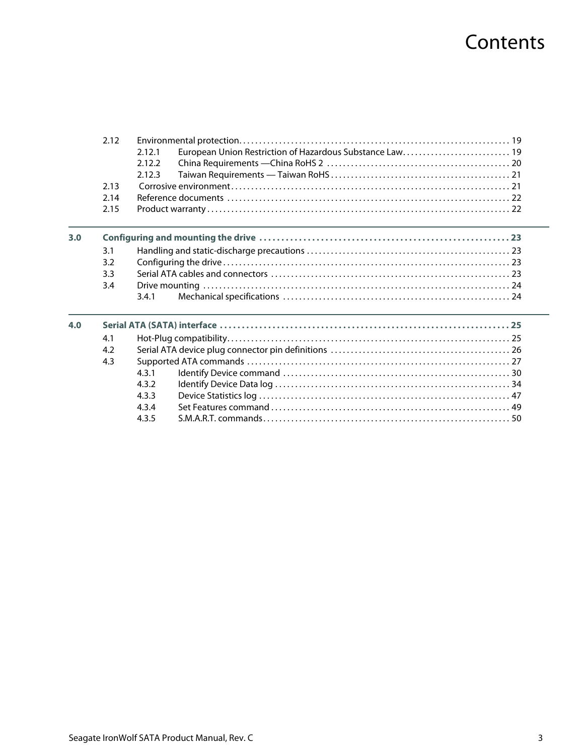# Contents

- 2.12 Environmental protection . . . . . 19
  - 2.12.1 European Union Restriction of Hazardous Substance Law . . . . . 19
  - 2.12.2 China Requirements —China RoHS 2 . . . . . 20
  - 2.12.3 Taiwan Requirements — Taiwan RoHS . . . . . 21
- 2.13 Corrosive environment . . . . . 21
- 2.14 Reference documents . . . . . 22
- 2.15 Product warranty . . . . . 22

**3.0 Configuring and mounting the drive . . . . . 23**

- 3.1 Handling and static-discharge precautions . . . . . 23
- 3.2 Configuring the drive . . . . . 23
- 3.3 Serial ATA cables and connectors . . . . . 23
- 3.4 Drive mounting . . . . . 24
  - 3.4.1 Mechanical specifications . . . . . 24

**4.0 Serial ATA (SATA) interface . . . . . 25**

- 4.1 Hot-Plug compatibility . . . . . 25
- 4.2 Serial ATA device plug connector pin definitions . . . . . 26
- 4.3 Supported ATA commands . . . . . 27
  - 4.3.1 Identify Device command . . . . . 30
  - 4.3.2 Identify Device Data log . . . . . 34
  - 4.3.3 Device Statistics log . . . . . 47
  - 4.3.4 Set Features command . . . . . 49
  - 4.3.5 S.M.A.R.T. commands . . . . . 50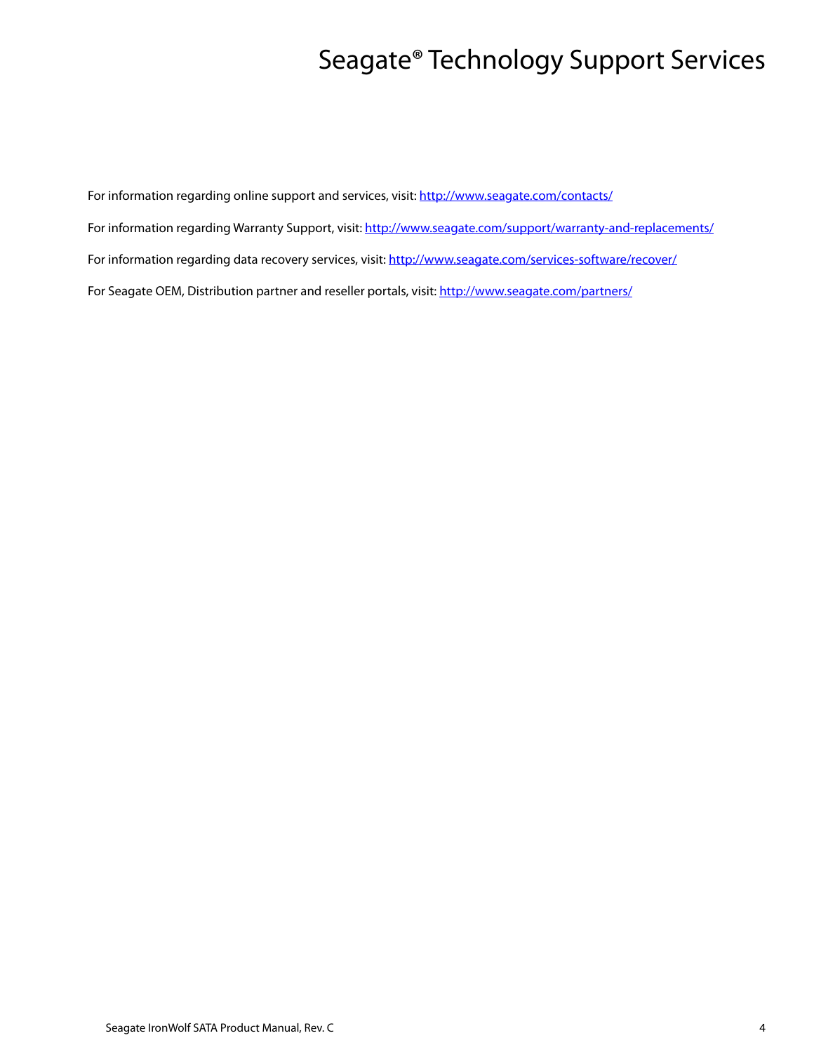# Seagate® Technology Support Services

For information regarding online support and services, visit: http://www.seagate.com/contacts/

For information regarding Warranty Support, visit: http://www.seagate.com/support/warranty-and-replacements/

For information regarding data recovery services, visit: http://www.seagate.com/services-software/recover/

For Seagate OEM, Distribution partner and reseller portals, visit: http://www.seagate.com/partners/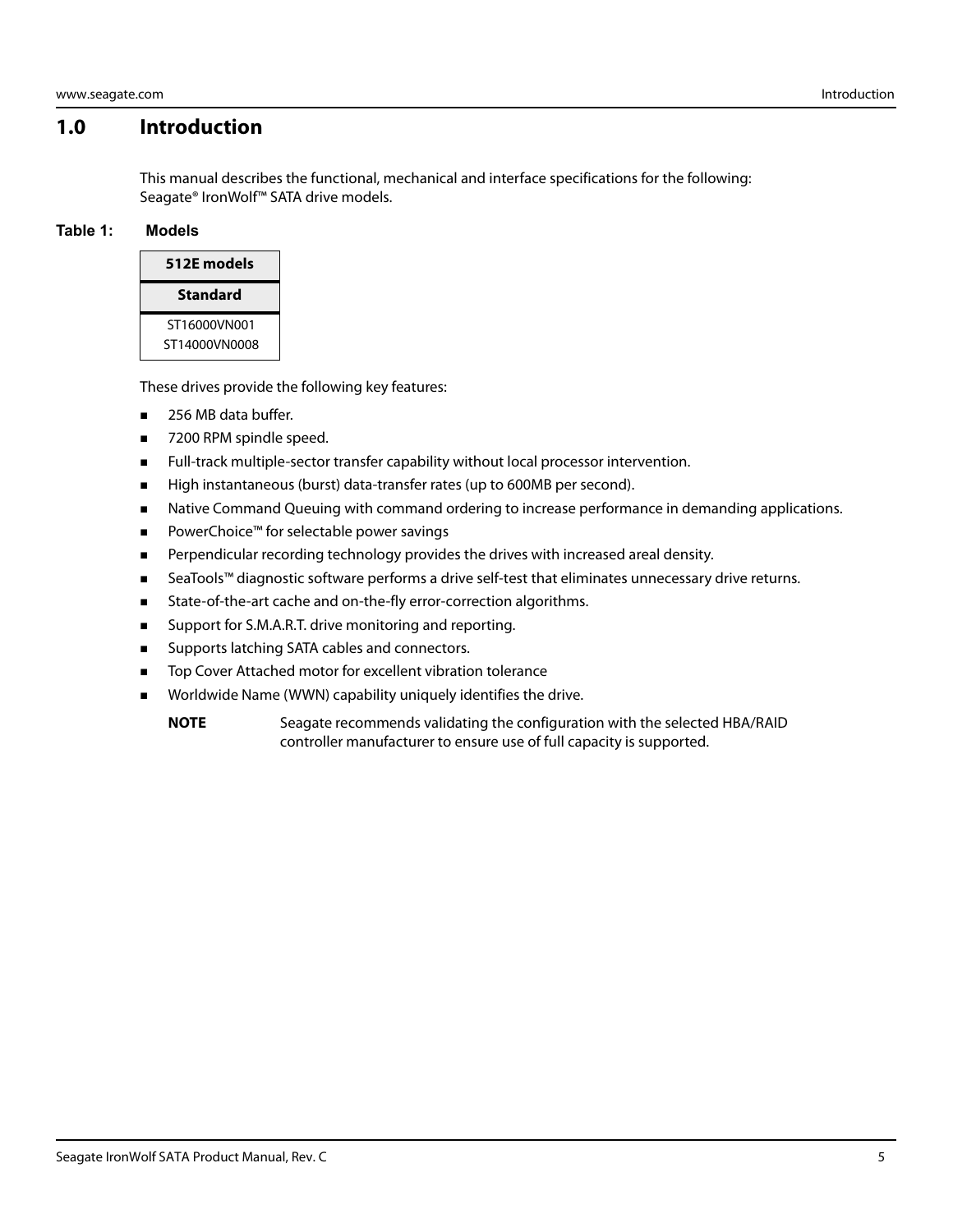# 1.0 Introduction

This manual describes the functional, mechanical and interface specifications for the following:
Seagate® IronWolf™ SATA drive models.

**Table 1: Models**

| 512E models |
| --- |
| **Standard** |
| ST16000VN001<br>ST14000VN0008 |

These drives provide the following key features:

- 256 MB data buffer.
- 7200 RPM spindle speed.
- Full-track multiple-sector transfer capability without local processor intervention.
- High instantaneous (burst) data-transfer rates (up to 600MB per second).
- Native Command Queuing with command ordering to increase performance in demanding applications.
- PowerChoice™ for selectable power savings
- Perpendicular recording technology provides the drives with increased areal density.
- SeaTools™ diagnostic software performs a drive self-test that eliminates unnecessary drive returns.
- State-of-the-art cache and on-the-fly error-correction algorithms.
- Support for S.M.A.R.T. drive monitoring and reporting.
- Supports latching SATA cables and connectors.
- Top Cover Attached motor for excellent vibration tolerance
- Worldwide Name (WWN) capability uniquely identifies the drive.

**NOTE** Seagate recommends validating the configuration with the selected HBA/RAID controller manufacturer to ensure use of full capacity is supported.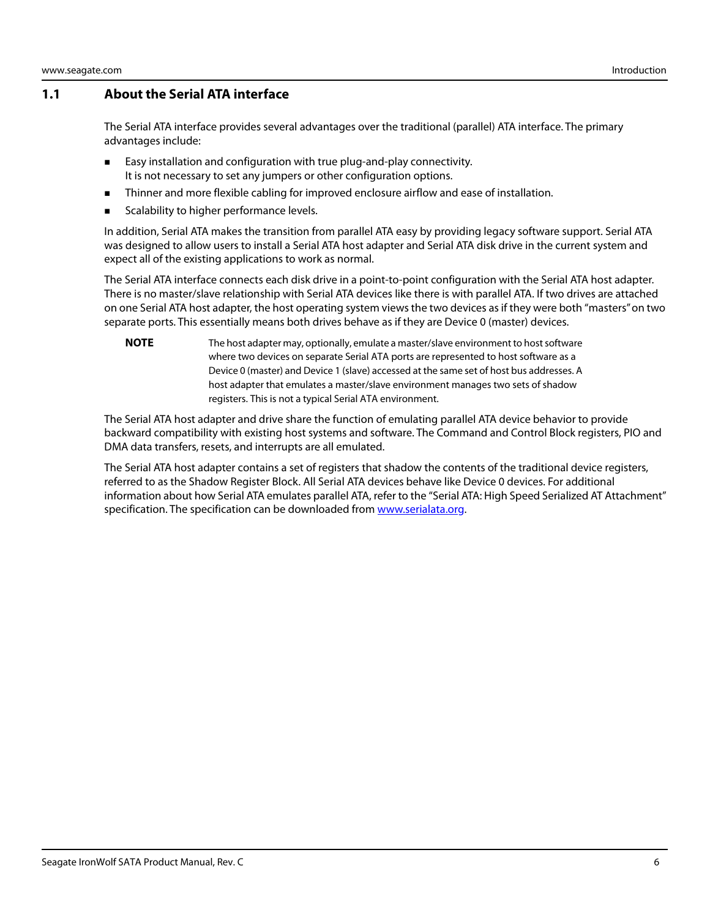## 1.1 About the Serial ATA interface

The Serial ATA interface provides several advantages over the traditional (parallel) ATA interface. The primary advantages include:

- Easy installation and configuration with true plug-and-play connectivity. It is not necessary to set any jumpers or other configuration options.
- Thinner and more flexible cabling for improved enclosure airflow and ease of installation.
- Scalability to higher performance levels.

In addition, Serial ATA makes the transition from parallel ATA easy by providing legacy software support. Serial ATA was designed to allow users to install a Serial ATA host adapter and Serial ATA disk drive in the current system and expect all of the existing applications to work as normal.

The Serial ATA interface connects each disk drive in a point-to-point configuration with the Serial ATA host adapter. There is no master/slave relationship with Serial ATA devices like there is with parallel ATA. If two drives are attached on one Serial ATA host adapter, the host operating system views the two devices as if they were both "masters" on two separate ports. This essentially means both drives behave as if they are Device 0 (master) devices.

**NOTE** The host adapter may, optionally, emulate a master/slave environment to host software where two devices on separate Serial ATA ports are represented to host software as a Device 0 (master) and Device 1 (slave) accessed at the same set of host bus addresses. A host adapter that emulates a master/slave environment manages two sets of shadow registers. This is not a typical Serial ATA environment.

The Serial ATA host adapter and drive share the function of emulating parallel ATA device behavior to provide backward compatibility with existing host systems and software. The Command and Control Block registers, PIO and DMA data transfers, resets, and interrupts are all emulated.

The Serial ATA host adapter contains a set of registers that shadow the contents of the traditional device registers, referred to as the Shadow Register Block. All Serial ATA devices behave like Device 0 devices. For additional information about how Serial ATA emulates parallel ATA, refer to the "Serial ATA: High Speed Serialized AT Attachment" specification. The specification can be downloaded from [www.serialata.org](http://www.serialata.org).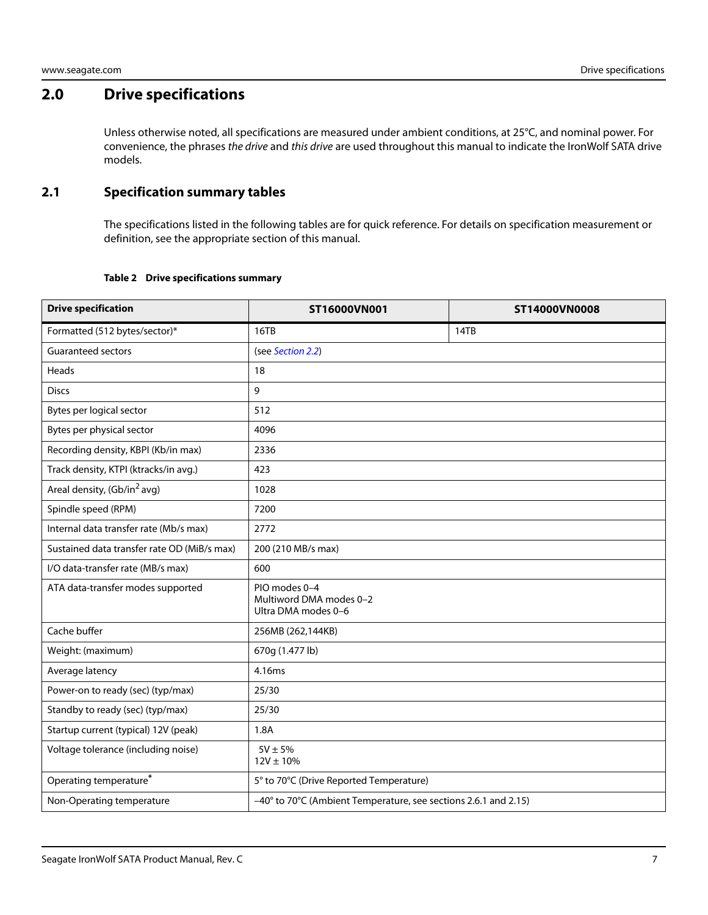# 2.0 Drive specifications

Unless otherwise noted, all specifications are measured under ambient conditions, at 25°C, and nominal power. For convenience, the phrases *the drive* and *this drive* are used throughout this manual to indicate the IronWolf SATA drive models.

## 2.1 Specification summary tables

The specifications listed in the following tables are for quick reference. For details on specification measurement or definition, see the appropriate section of this manual.

**Table 2 Drive specifications summary**

| Drive specification | ST16000VN001 | ST14000VN0008 |
|---|---|---|
| Formatted (512 bytes/sector)* | 16TB | 14TB |
| Guaranteed sectors | (see *Section 2.2*) | |
| Heads | 18 | |
| Discs | 9 | |
| Bytes per logical sector | 512 | |
| Bytes per physical sector | 4096 | |
| Recording density, KBPI (Kb/in max) | 2336 | |
| Track density, KTPI (ktracks/in avg.) | 423 | |
| Areal density, (Gb/in$^2$ avg) | 1028 | |
| Spindle speed (RPM) | 7200 | |
| Internal data transfer rate (Mb/s max) | 2772 | |
| Sustained data transfer rate OD (MiB/s max) | 200 (210 MB/s max) | |
| I/O data-transfer rate (MB/s max) | 600 | |
| ATA data-transfer modes supported | PIO modes 0–4<br>Multiword DMA modes 0–2<br>Ultra DMA modes 0–6 | |
| Cache buffer | 256MB (262,144KB) | |
| Weight: (maximum) | 670g (1.477 lb) | |
| Average latency | 4.16ms | |
| Power-on to ready (sec) (typ/max) | 25/30 | |
| Standby to ready (sec) (typ/max) | 25/30 | |
| Startup current (typical) 12V (peak) | 1.8A | |
| Voltage tolerance (including noise) | 5V ± 5%<br>12V ± 10% | |
| Operating temperature* | 5° to 70°C (Drive Reported Temperature) | |
| Non-Operating temperature | –40° to 70°C (Ambient Temperature, see sections 2.6.1 and 2.15) | |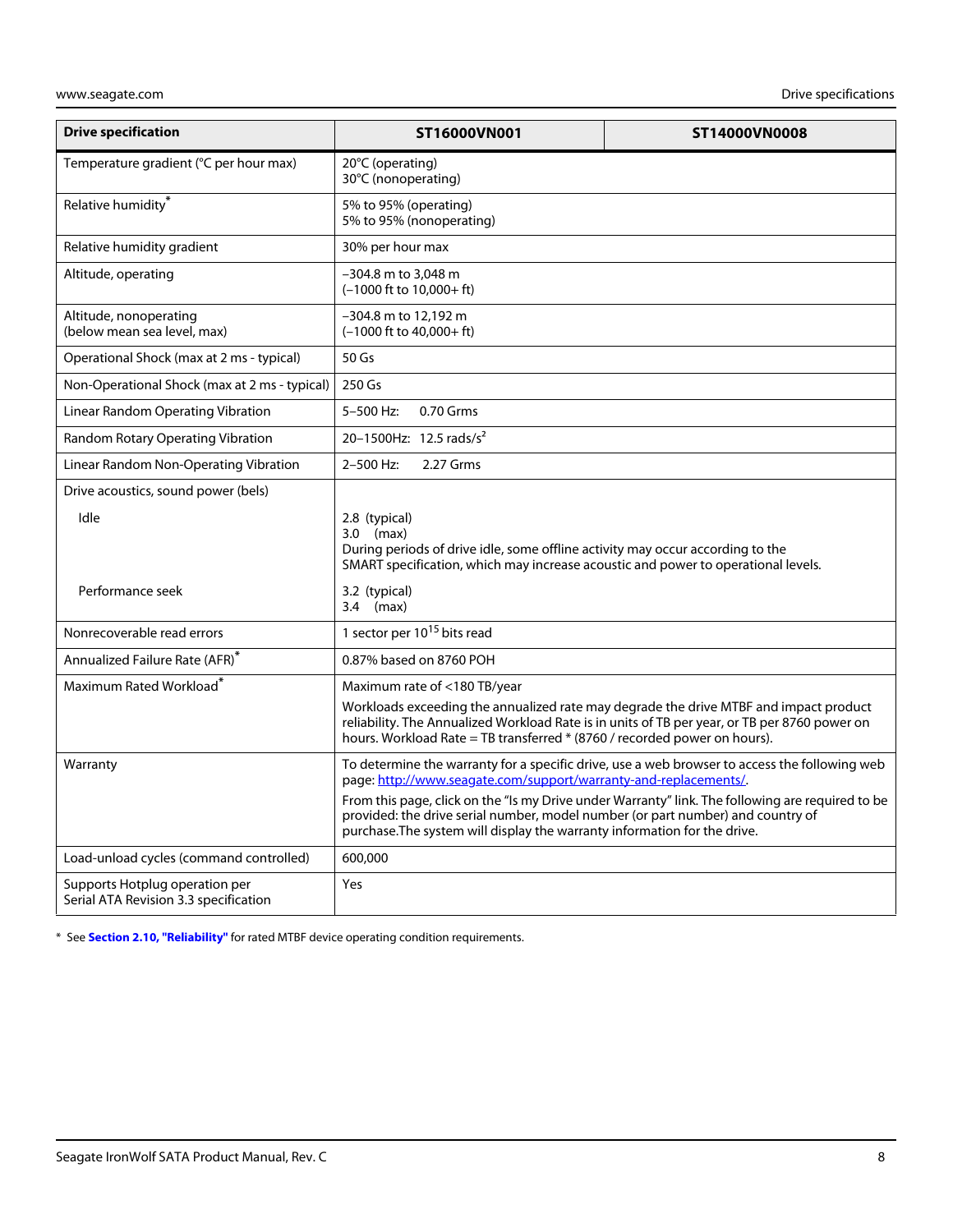| Drive specification | ST16000VN001 | ST14000VN0008 |
|---|---|---|
| Temperature gradient (°C per hour max) | 20°C (operating)<br>30°C (nonoperating) | |
| Relative humidity* | 5% to 95% (operating)<br>5% to 95% (nonoperating) | |
| Relative humidity gradient | 30% per hour max | |
| Altitude, operating | –304.8 m to 3,048 m<br>(–1000 ft to 10,000+ ft) | |
| Altitude, nonoperating<br>(below mean sea level, max) | –304.8 m to 12,192 m<br>(–1000 ft to 40,000+ ft) | |
| Operational Shock (max at 2 ms - typical) | 50 Gs | |
| Non-Operational Shock (max at 2 ms - typical) | 250 Gs | |
| Linear Random Operating Vibration | 5–500 Hz: 0.70 Grms | |
| Random Rotary Operating Vibration | 20–1500Hz: 12.5 rads/$s^2$ | |
| Linear Random Non-Operating Vibration | 2–500 Hz: 2.27 Grms | |
| Drive acoustics, sound power (bels) | | |
| Idle | 2.8 (typical)<br>3.0 (max)<br>During periods of drive idle, some offline activity may occur according to the SMART specification, which may increase acoustic and power to operational levels. | |
| Performance seek | 3.2 (typical)<br>3.4 (max) | |
| Nonrecoverable read errors | 1 sector per $10^{15}$ bits read | |
| Annualized Failure Rate (AFR)* | 0.87% based on 8760 POH | |
| Maximum Rated Workload* | Maximum rate of <180 TB/year<br>Workloads exceeding the annualized rate may degrade the drive MTBF and impact product reliability. The Annualized Workload Rate is in units of TB per year, or TB per 8760 power on hours. Workload Rate = TB transferred * (8760 / recorded power on hours). | |
| Warranty | To determine the warranty for a specific drive, use a web browser to access the following web page: http://www.seagate.com/support/warranty-and-replacements/.<br>From this page, click on the "Is my Drive under Warranty" link. The following are required to be provided: the drive serial number, model number (or part number) and country of purchase.The system will display the warranty information for the drive. | |
| Load-unload cycles (command controlled) | 600,000 | |
| Supports Hotplug operation per Serial ATA Revision 3.3 specification | Yes | |

\* See **Section 2.10, "Reliability"** for rated MTBF device operating condition requirements.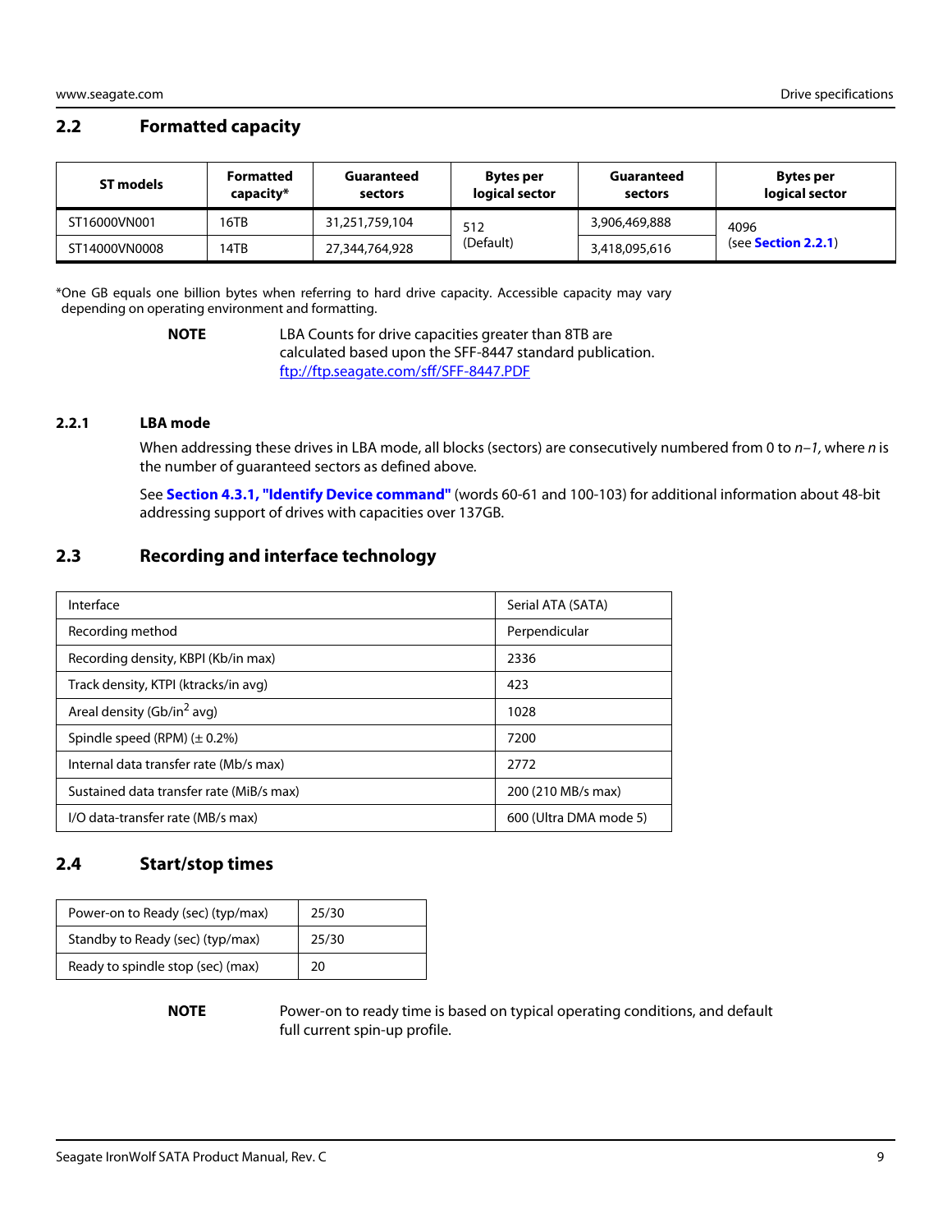## 2.2 Formatted capacity

| ST models | Formatted capacity* | Guaranteed sectors | Bytes per logical sector | Guaranteed sectors | Bytes per logical sector |
|---|---|---|---|---|---|
| ST16000VN001 | 16TB | 31,251,759,104 | 512 (Default) | 3,906,469,888 | 4096 (see **Section 2.2.1**) |
| ST14000VN0008 | 14TB | 27,344,764,928 | | 3,418,095,616 | |

*One GB equals one billion bytes when referring to hard drive capacity. Accessible capacity may vary depending on operating environment and formatting.

**NOTE** LBA Counts for drive capacities greater than 8TB are calculated based upon the SFF-8447 standard publication. ftp://ftp.seagate.com/sff/SFF-8447.PDF

### 2.2.1 LBA mode

When addressing these drives in LBA mode, all blocks (sectors) are consecutively numbered from 0 to *n–1*, where *n* is the number of guaranteed sectors as defined above.

See **Section 4.3.1, "Identify Device command"** (words 60-61 and 100-103) for additional information about 48-bit addressing support of drives with capacities over 137GB.

## 2.3 Recording and interface technology

| | |
|---|---|
| Interface | Serial ATA (SATA) |
| Recording method | Perpendicular |
| Recording density, KBPI (Kb/in max) | 2336 |
| Track density, KTPI (ktracks/in avg) | 423 |
| Areal density (Gb/in$^2$ avg) | 1028 |
| Spindle speed (RPM) (± 0.2%) | 7200 |
| Internal data transfer rate (Mb/s max) | 2772 |
| Sustained data transfer rate (MiB/s max) | 200 (210 MB/s max) |
| I/O data-transfer rate (MB/s max) | 600 (Ultra DMA mode 5) |

## 2.4 Start/stop times

| | |
|---|---|
| Power-on to Ready (sec) (typ/max) | 25/30 |
| Standby to Ready (sec) (typ/max) | 25/30 |
| Ready to spindle stop (sec) (max) | 20 |

**NOTE** Power-on to ready time is based on typical operating conditions, and default full current spin-up profile.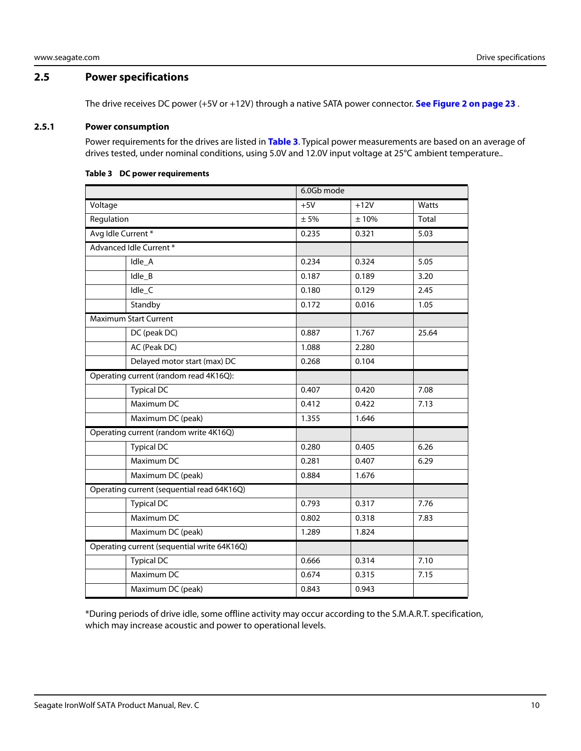## 2.5 Power specifications

The drive receives DC power (+5V or +12V) through a native SATA power connector. **See Figure 2 on page 23** .

### 2.5.1 Power consumption

Power requirements for the drives are listed in **Table 3**. Typical power measurements are based on an average of drives tested, under nominal conditions, using 5.0V and 12.0V input voltage at 25°C ambient temperature..

**Table 3 DC power requirements**

| | | 6.0Gb mode | | |
|---|---|---|---|---|
| Voltage | | +5V | +12V | Watts |
| Regulation | | ± 5% | ± 10% | Total |
| Avg Idle Current * | | 0.235 | 0.321 | 5.03 |
| Advanced Idle Current * | | | | |
| | Idle_A | 0.234 | 0.324 | 5.05 |
| | Idle_B | 0.187 | 0.189 | 3.20 |
| | Idle_C | 0.180 | 0.129 | 2.45 |
| | Standby | 0.172 | 0.016 | 1.05 |
| Maximum Start Current | | | | |
| | DC (peak DC) | 0.887 | 1.767 | 25.64 |
| | AC (Peak DC) | 1.088 | 2.280 | |
| | Delayed motor start (max) DC | 0.268 | 0.104 | |
| Operating current (random read 4K16Q): | | | | |
| | Typical DC | 0.407 | 0.420 | 7.08 |
| | Maximum DC | 0.412 | 0.422 | 7.13 |
| | Maximum DC (peak) | 1.355 | 1.646 | |
| Operating current (random write 4K16Q) | | | | |
| | Typical DC | 0.280 | 0.405 | 6.26 |
| | Maximum DC | 0.281 | 0.407 | 6.29 |
| | Maximum DC (peak) | 0.884 | 1.676 | |
| Operating current (sequential read 64K16Q) | | | | |
| | Typical DC | 0.793 | 0.317 | 7.76 |
| | Maximum DC | 0.802 | 0.318 | 7.83 |
| | Maximum DC (peak) | 1.289 | 1.824 | |
| Operating current (sequential write 64K16Q) | | | | |
| | Typical DC | 0.666 | 0.314 | 7.10 |
| | Maximum DC | 0.674 | 0.315 | 7.15 |
| | Maximum DC (peak) | 0.843 | 0.943 | |

*During periods of drive idle, some offline activity may occur according to the S.M.A.R.T. specification, which may increase acoustic and power to operational levels.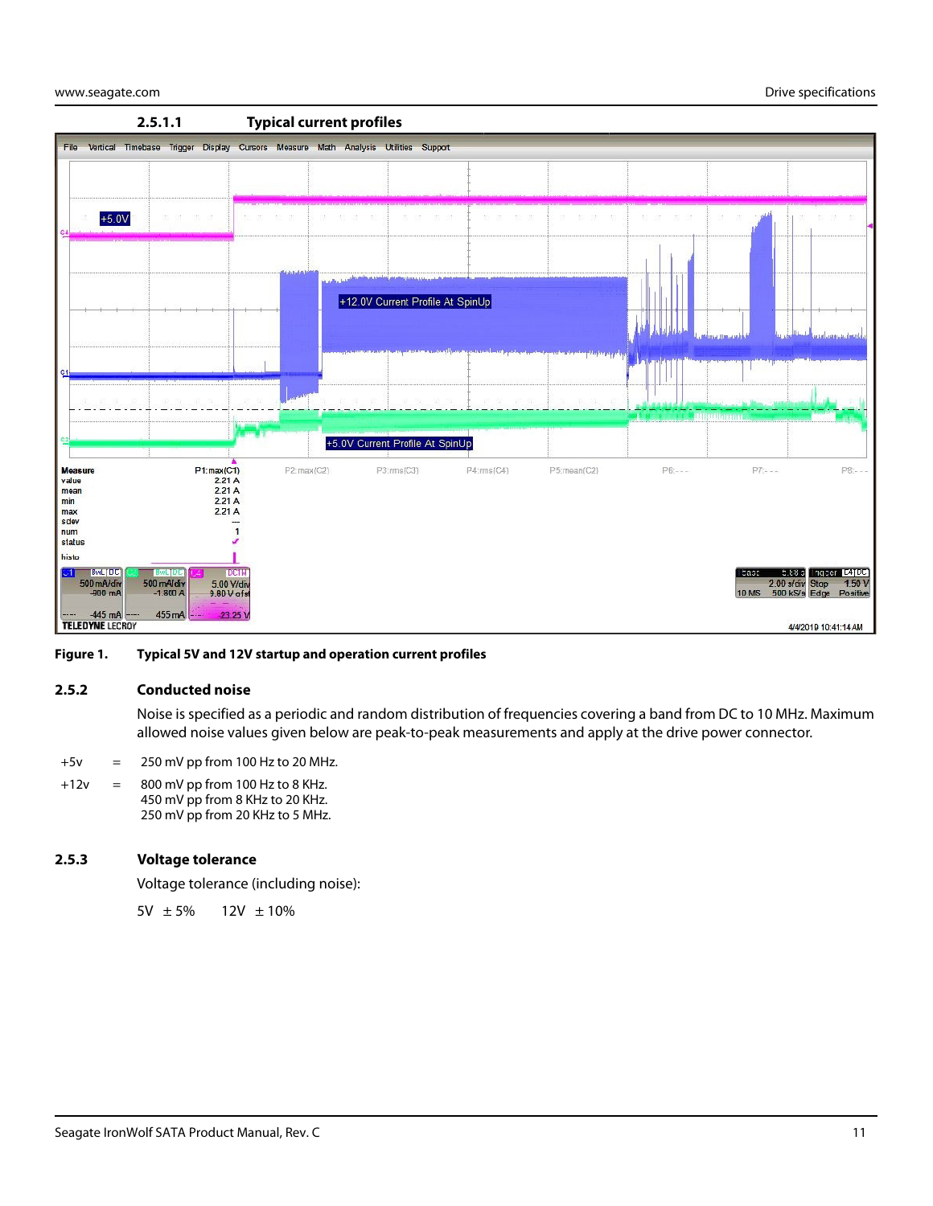#### 2.5.1.1 Typical current profiles

File Vertical Timebase Trigger Display Cursors Measure Math Analysis Utilities Support

+5.0V

+12.0V Current Profile At SpinUp

+5.0V Current Profile At SpinUp

Measure P1:max(C1) P2:max(C2) P3:rms(C3) P4:rms(C4) P5:mean(C2) P6:--- P7:--- P8:---

value 2.21 A

mean 2.21 A

min 2.21 A

max 2.21 A

sdev ---

num 1

status ✓

histo

C1 BwL DC 500 mA/div -900 mA -445 mA

C2 BwL DC 500 mA/div -1.800 A 455 mA

C4 DC1M 5.00 V/div 9.80 V ofst -23.25 V

TELEDYNE LECROY

Tbase 5.88 s 2.00 s/div 10 MS 500 kS/s

Trigger C4 DC Stop 1.50 V Edge Positive

4/4/2019 10:41:14 AM

**Figure 1. Typical 5V and 12V startup and operation current profiles**

### 2.5.2 Conducted noise

Noise is specified as a periodic and random distribution of frequencies covering a band from DC to 10 MHz. Maximum allowed noise values given below are peak-to-peak measurements and apply at the drive power connector.

+5v = 250 mV pp from 100 Hz to 20 MHz.

+12v = 800 mV pp from 100 Hz to 8 KHz.
450 mV pp from 8 KHz to 20 KHz.
250 mV pp from 20 KHz to 5 MHz.

### 2.5.3 Voltage tolerance

Voltage tolerance (including noise):

5V ± 5% 12V ± 10%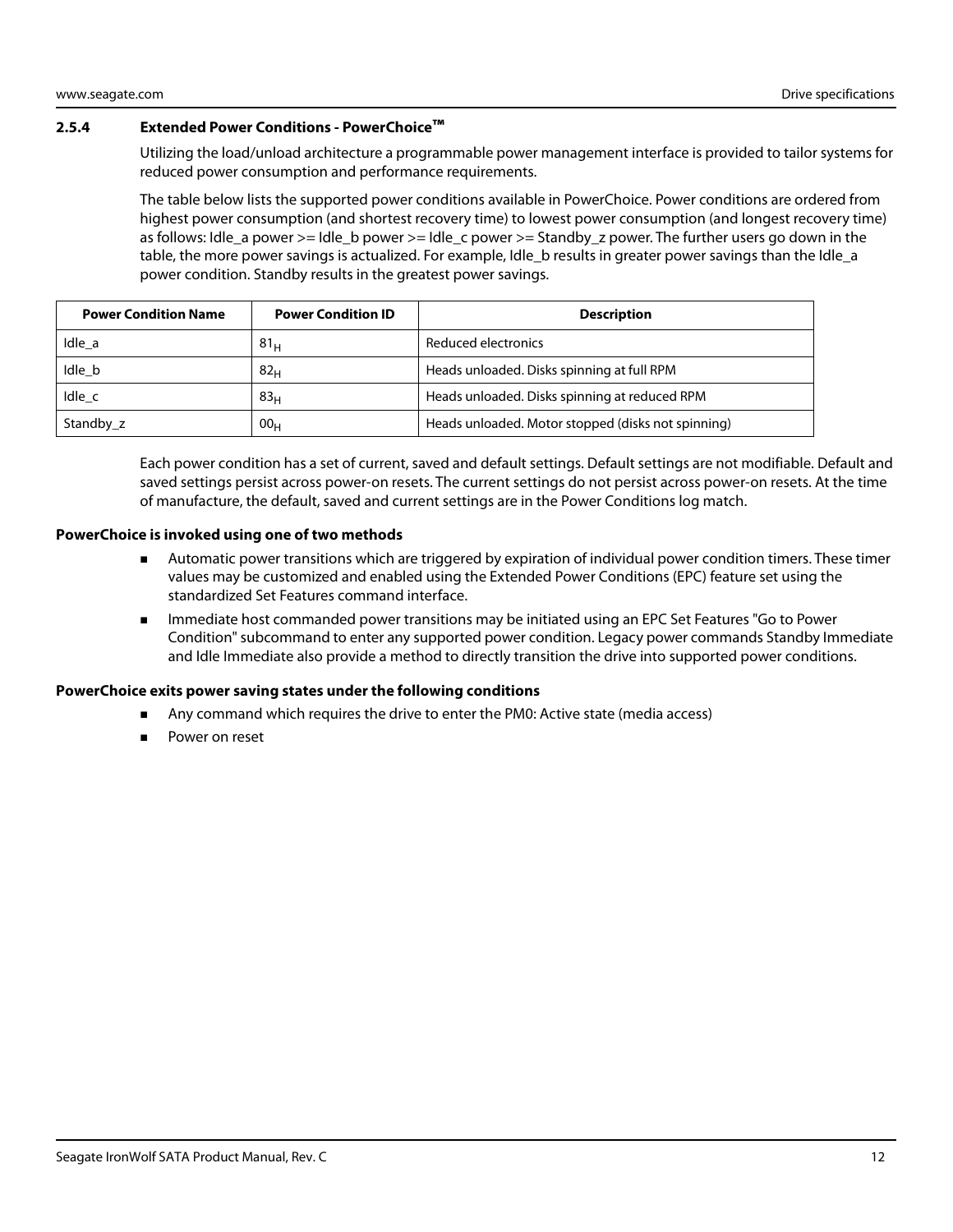### 2.5.4 Extended Power Conditions - PowerChoice™

Utilizing the load/unload architecture a programmable power management interface is provided to tailor systems for reduced power consumption and performance requirements.

The table below lists the supported power conditions available in PowerChoice. Power conditions are ordered from highest power consumption (and shortest recovery time) to lowest power consumption (and longest recovery time) as follows: Idle_a power >= Idle_b power >= Idle_c power >= Standby_z power. The further users go down in the table, the more power savings is actualized. For example, Idle_b results in greater power savings than the Idle_a power condition. Standby results in the greatest power savings.

| Power Condition Name | Power Condition ID | Description |
|---|---|---|
| Idle_a | $81_H$ | Reduced electronics |
| Idle_b | $82_H$ | Heads unloaded. Disks spinning at full RPM |
| Idle_c | $83_H$ | Heads unloaded. Disks spinning at reduced RPM |
| Standby_z | $00_H$ | Heads unloaded. Motor stopped (disks not spinning) |

Each power condition has a set of current, saved and default settings. Default settings are not modifiable. Default and saved settings persist across power-on resets. The current settings do not persist across power-on resets. At the time of manufacture, the default, saved and current settings are in the Power Conditions log match.

**PowerChoice is invoked using one of two methods**

- Automatic power transitions which are triggered by expiration of individual power condition timers. These timer values may be customized and enabled using the Extended Power Conditions (EPC) feature set using the standardized Set Features command interface.
- Immediate host commanded power transitions may be initiated using an EPC Set Features "Go to Power Condition" subcommand to enter any supported power condition. Legacy power commands Standby Immediate and Idle Immediate also provide a method to directly transition the drive into supported power conditions.

**PowerChoice exits power saving states under the following conditions**

- Any command which requires the drive to enter the PM0: Active state (media access)
- Power on reset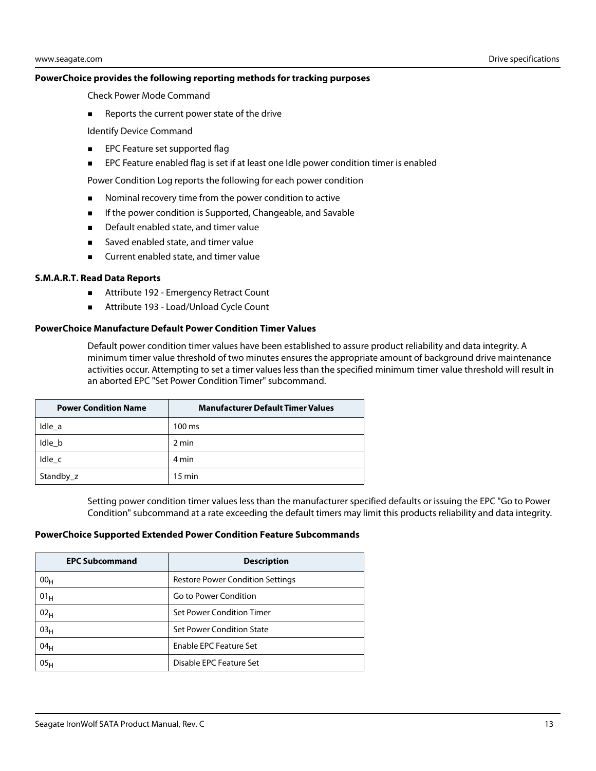**PowerChoice provides the following reporting methods for tracking purposes**

Check Power Mode Command

- Reports the current power state of the drive

Identify Device Command

- EPC Feature set supported flag
- EPC Feature enabled flag is set if at least one Idle power condition timer is enabled

Power Condition Log reports the following for each power condition

- Nominal recovery time from the power condition to active
- If the power condition is Supported, Changeable, and Savable
- Default enabled state, and timer value
- Saved enabled state, and timer value
- Current enabled state, and timer value

**S.M.A.R.T. Read Data Reports**

- Attribute 192 - Emergency Retract Count
- Attribute 193 - Load/Unload Cycle Count

**PowerChoice Manufacture Default Power Condition Timer Values**

Default power condition timer values have been established to assure product reliability and data integrity. A minimum timer value threshold of two minutes ensures the appropriate amount of background drive maintenance activities occur. Attempting to set a timer values less than the specified minimum timer value threshold will result in an aborted EPC "Set Power Condition Timer" subcommand.

| Power Condition Name | Manufacturer Default Timer Values |
|---|---|
| Idle_a | 100 ms |
| Idle_b | 2 min |
| Idle_c | 4 min |
| Standby_z | 15 min |

Setting power condition timer values less than the manufacturer specified defaults or issuing the EPC "Go to Power Condition" subcommand at a rate exceeding the default timers may limit this products reliability and data integrity.

**PowerChoice Supported Extended Power Condition Feature Subcommands**

| EPC Subcommand | Description |
|---|---|
| $00_H$ | Restore Power Condition Settings |
| $01_H$ | Go to Power Condition |
| $02_H$ | Set Power Condition Timer |
| $03_H$ | Set Power Condition State |
| $04_H$ | Enable EPC Feature Set |
| $05_H$ | Disable EPC Feature Set |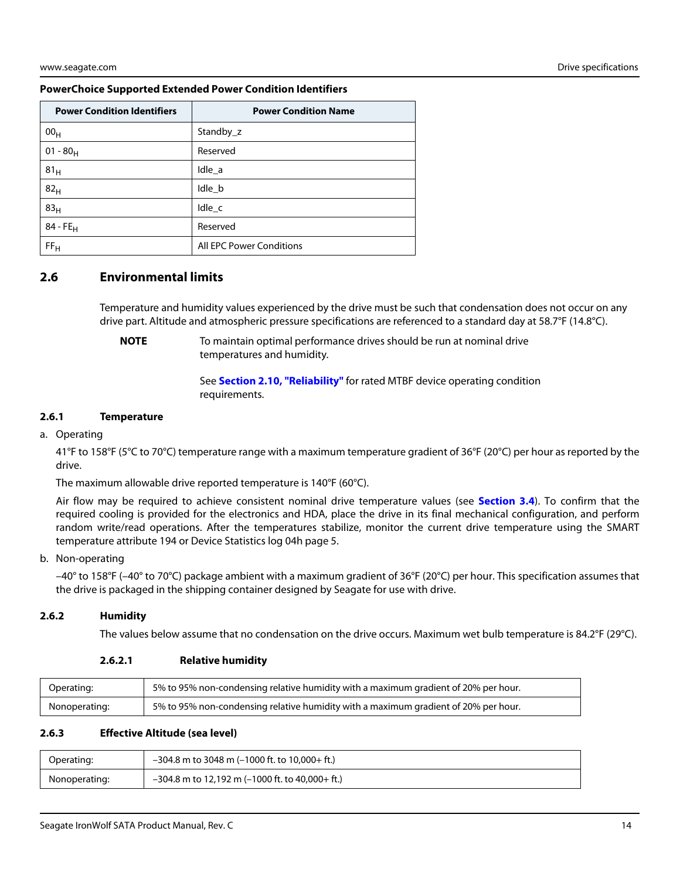**PowerChoice Supported Extended Power Condition Identifiers**

| Power Condition Identifiers | Power Condition Name |
|---|---|
| $00_H$ | Standby_z |
| 01 - $80_H$ | Reserved |
| $81_H$ | Idle_a |
| $82_H$ | Idle_b |
| $83_H$ | Idle_c |
| 84 - $FE_H$ | Reserved |
| $FF_H$ | All EPC Power Conditions |

## 2.6 Environmental limits

Temperature and humidity values experienced by the drive must be such that condensation does not occur on any drive part. Altitude and atmospheric pressure specifications are referenced to a standard day at 58.7°F (14.8°C).

**NOTE** To maintain optimal performance drives should be run at nominal drive temperatures and humidity.

See **Section 2.10, "Reliability"** for rated MTBF device operating condition requirements.

### 2.6.1 Temperature

a. Operating

41°F to 158°F (5°C to 70°C) temperature range with a maximum temperature gradient of 36°F (20°C) per hour as reported by the drive.

The maximum allowable drive reported temperature is 140°F (60°C).

Air flow may be required to achieve consistent nominal drive temperature values (see **Section 3.4**). To confirm that the required cooling is provided for the electronics and HDA, place the drive in its final mechanical configuration, and perform random write/read operations. After the temperatures stabilize, monitor the current drive temperature using the SMART temperature attribute 194 or Device Statistics log 04h page 5.

b. Non-operating

–40° to 158°F (–40° to 70°C) package ambient with a maximum gradient of 36°F (20°C) per hour. This specification assumes that the drive is packaged in the shipping container designed by Seagate for use with drive.

### 2.6.2 Humidity

The values below assume that no condensation on the drive occurs. Maximum wet bulb temperature is 84.2°F (29°C).

#### 2.6.2.1 Relative humidity

| | |
|---|---|
| Operating: | 5% to 95% non-condensing relative humidity with a maximum gradient of 20% per hour. |
| Nonoperating: | 5% to 95% non-condensing relative humidity with a maximum gradient of 20% per hour. |

### 2.6.3 Effective Altitude (sea level)

| | |
|---|---|
| Operating: | –304.8 m to 3048 m (–1000 ft. to 10,000+ ft.) |
| Nonoperating: | –304.8 m to 12,192 m (–1000 ft. to 40,000+ ft.) |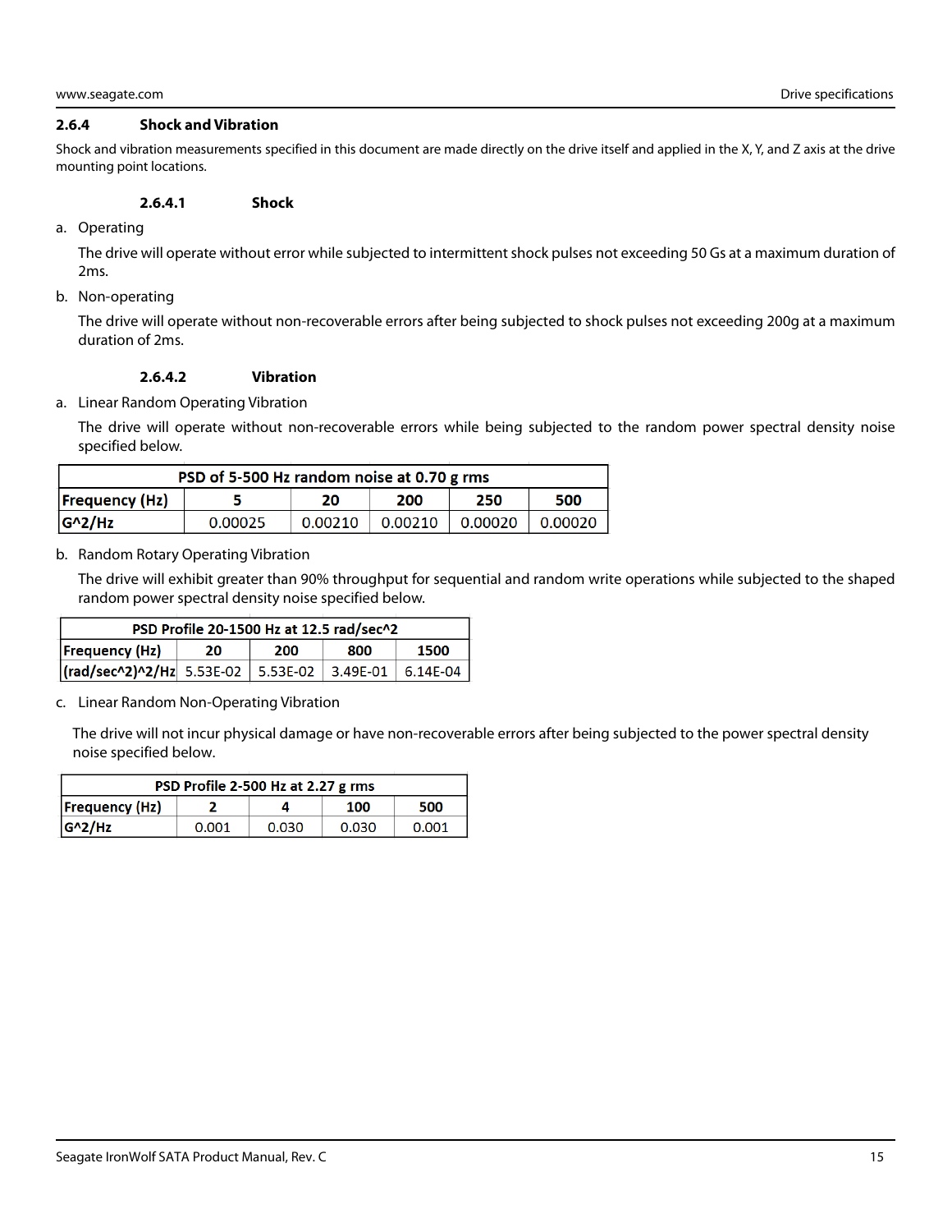### 2.6.4 Shock and Vibration

Shock and vibration measurements specified in this document are made directly on the drive itself and applied in the X, Y, and Z axis at the drive mounting point locations.

#### 2.6.4.1 Shock

a. Operating

The drive will operate without error while subjected to intermittent shock pulses not exceeding 50 Gs at a maximum duration of 2ms.

b. Non-operating

The drive will operate without non-recoverable errors after being subjected to shock pulses not exceeding 200g at a maximum duration of 2ms.

#### 2.6.4.2 Vibration

a. Linear Random Operating Vibration

The drive will operate without non-recoverable errors while being subjected to the random power spectral density noise specified below.

| PSD of 5-500 Hz random noise at 0.70 g rms | | | | | |
|---|---|---|---|---|---|
| **Frequency (Hz)** | **5** | **20** | **200** | **250** | **500** |
| **G^2/Hz** | 0.00025 | 0.00210 | 0.00210 | 0.00020 | 0.00020 |

b. Random Rotary Operating Vibration

The drive will exhibit greater than 90% throughput for sequential and random write operations while subjected to the shaped random power spectral density noise specified below.

| PSD Profile 20-1500 Hz at 12.5 rad/sec^2 | | | | |
|---|---|---|---|---|
| **Frequency (Hz)** | **20** | **200** | **800** | **1500** |
| **(rad/sec^2)^2/Hz** | 5.53E-02 | 5.53E-02 | 3.49E-01 | 6.14E-04 |

c. Linear Random Non-Operating Vibration

The drive will not incur physical damage or have non-recoverable errors after being subjected to the power spectral density noise specified below.

| PSD Profile 2-500 Hz at 2.27 g rms | | | | |
|---|---|---|---|---|
| **Frequency (Hz)** | **2** | **4** | **100** | **500** |
| **G^2/Hz** | 0.001 | 0.030 | 0.030 | 0.001 |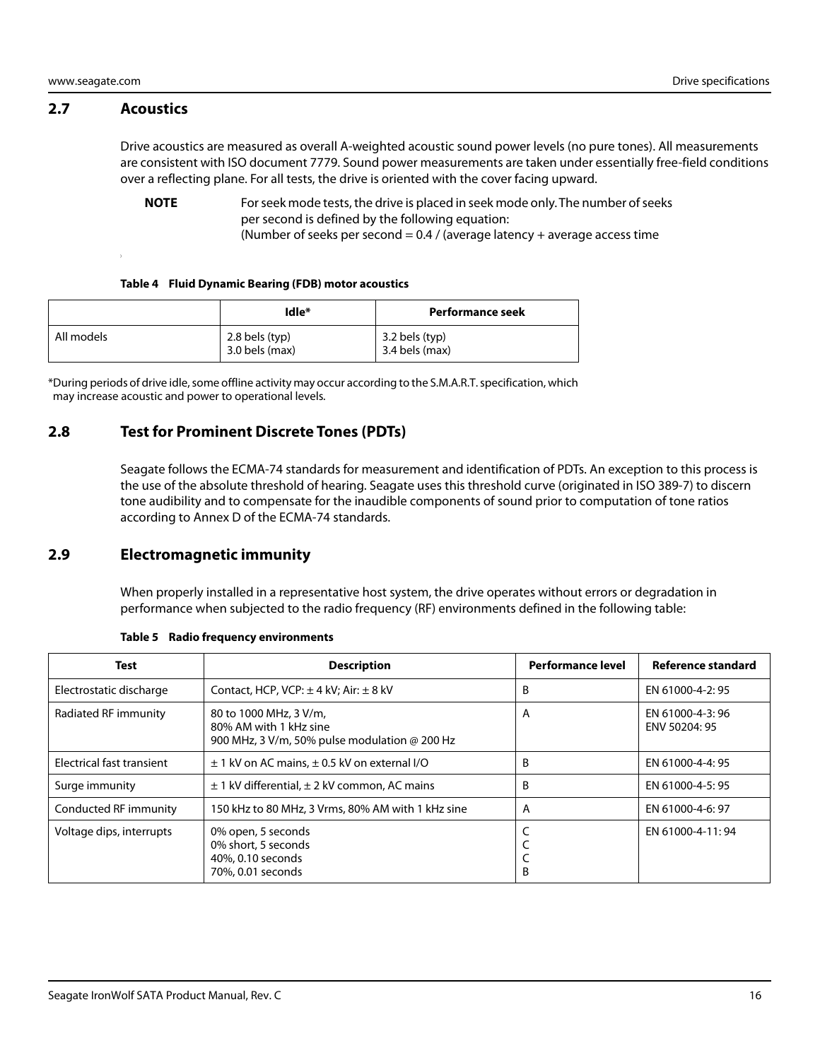## 2.7 Acoustics

Drive acoustics are measured as overall A-weighted acoustic sound power levels (no pure tones). All measurements are consistent with ISO document 7779. Sound power measurements are taken under essentially free-field conditions over a reflecting plane. For all tests, the drive is oriented with the cover facing upward.

**NOTE** For seek mode tests, the drive is placed in seek mode only. The number of seeks per second is defined by the following equation:
(Number of seeks per second = 0.4 / (average latency + average access time

**Table 4 Fluid Dynamic Bearing (FDB) motor acoustics**

| | Idle* | Performance seek |
|---|---|---|
| All models | 2.8 bels (typ)<br>3.0 bels (max) | 3.2 bels (typ)<br>3.4 bels (max) |

*During periods of drive idle, some offline activity may occur according to the S.M.A.R.T. specification, which may increase acoustic and power to operational levels.

## 2.8 Test for Prominent Discrete Tones (PDTs)

Seagate follows the ECMA-74 standards for measurement and identification of PDTs. An exception to this process is the use of the absolute threshold of hearing. Seagate uses this threshold curve (originated in ISO 389-7) to discern tone audibility and to compensate for the inaudible components of sound prior to computation of tone ratios according to Annex D of the ECMA-74 standards.

## 2.9 Electromagnetic immunity

When properly installed in a representative host system, the drive operates without errors or degradation in performance when subjected to the radio frequency (RF) environments defined in the following table:

**Table 5 Radio frequency environments**

| Test | Description | Performance level | Reference standard |
|---|---|---|---|
| Electrostatic discharge | Contact, HCP, VCP: ± 4 kV; Air: ± 8 kV | B | EN 61000-4-2: 95 |
| Radiated RF immunity | 80 to 1000 MHz, 3 V/m,<br>80% AM with 1 kHz sine<br>900 MHz, 3 V/m, 50% pulse modulation @ 200 Hz | A | EN 61000-4-3: 96<br>ENV 50204: 95 |
| Electrical fast transient | ± 1 kV on AC mains, ± 0.5 kV on external I/O | B | EN 61000-4-4: 95 |
| Surge immunity | ± 1 kV differential, ± 2 kV common, AC mains | B | EN 61000-4-5: 95 |
| Conducted RF immunity | 150 kHz to 80 MHz, 3 Vrms, 80% AM with 1 kHz sine | A | EN 61000-4-6: 97 |
| Voltage dips, interrupts | 0% open, 5 seconds<br>0% short, 5 seconds<br>40%, 0.10 seconds<br>70%, 0.01 seconds | C<br>C<br>C<br>B | EN 61000-4-11: 94 |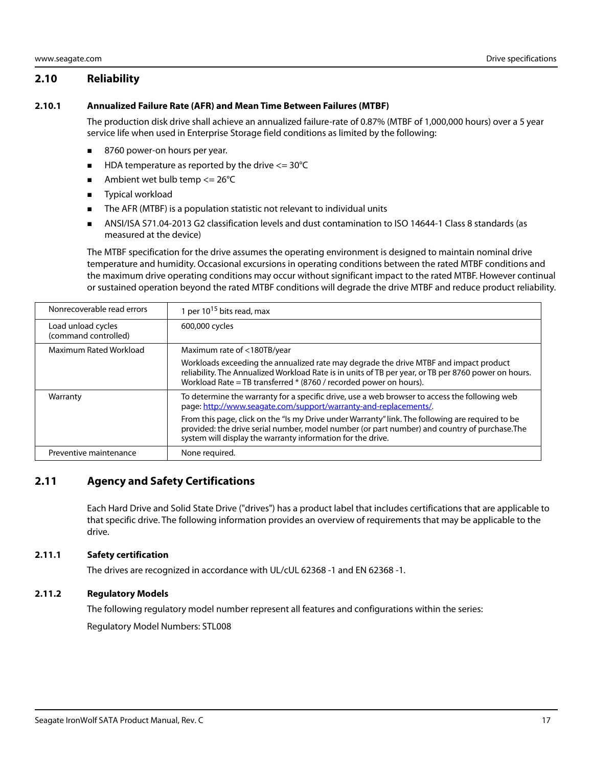## 2.10 Reliability

### 2.10.1 Annualized Failure Rate (AFR) and Mean Time Between Failures (MTBF)

The production disk drive shall achieve an annualized failure-rate of 0.87% (MTBF of 1,000,000 hours) over a 5 year service life when used in Enterprise Storage field conditions as limited by the following:

- 8760 power-on hours per year.
- HDA temperature as reported by the drive <= 30°C
- Ambient wet bulb temp <= 26°C
- Typical workload
- The AFR (MTBF) is a population statistic not relevant to individual units
- ANSI/ISA S71.04-2013 G2 classification levels and dust contamination to ISO 14644-1 Class 8 standards (as measured at the device)

The MTBF specification for the drive assumes the operating environment is designed to maintain nominal drive temperature and humidity. Occasional excursions in operating conditions between the rated MTBF conditions and the maximum drive operating conditions may occur without significant impact to the rated MTBF. However continual or sustained operation beyond the rated MTBF conditions will degrade the drive MTBF and reduce product reliability.

| | |
|---|---|
| Nonrecoverable read errors | 1 per $10^{15}$ bits read, max |
| Load unload cycles (command controlled) | 600,000 cycles |
| Maximum Rated Workload | Maximum rate of <180TB/year<br><br>Workloads exceeding the annualized rate may degrade the drive MTBF and impact product reliability. The Annualized Workload Rate is in units of TB per year, or TB per 8760 power on hours. Workload Rate = TB transferred * (8760 / recorded power on hours). |
| Warranty | To determine the warranty for a specific drive, use a web browser to access the following web page: http://www.seagate.com/support/warranty-and-replacements/.<br><br>From this page, click on the "Is my Drive under Warranty" link. The following are required to be provided: the drive serial number, model number (or part number) and country of purchase.The system will display the warranty information for the drive. |
| Preventive maintenance | None required. |

## 2.11 Agency and Safety Certifications

Each Hard Drive and Solid State Drive ("drives") has a product label that includes certifications that are applicable to that specific drive. The following information provides an overview of requirements that may be applicable to the drive.

### 2.11.1 Safety certification

The drives are recognized in accordance with UL/cUL 62368 -1 and EN 62368 -1.

### 2.11.2 Regulatory Models

The following regulatory model number represent all features and configurations within the series:

Regulatory Model Numbers: STL008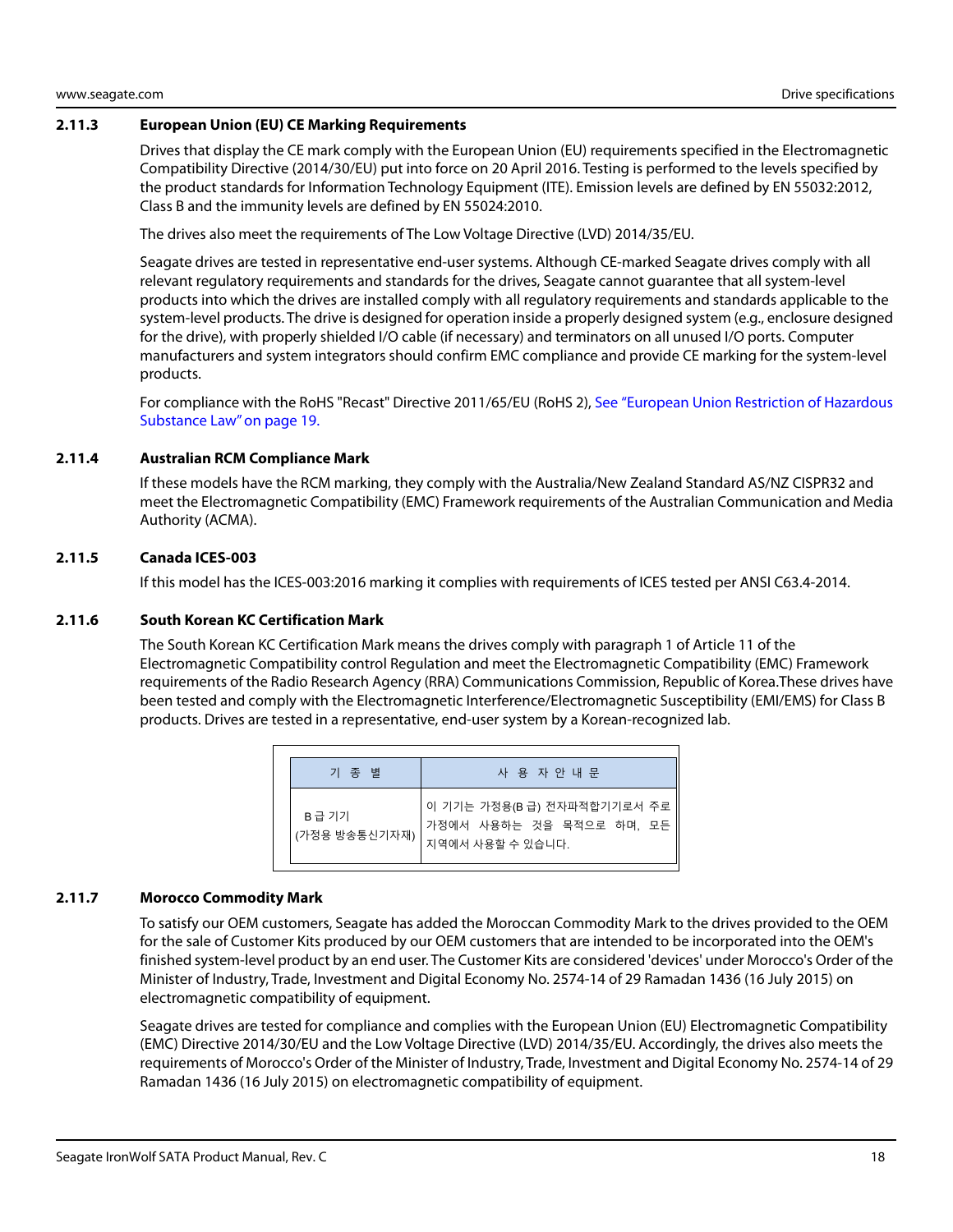### 2.11.3 European Union (EU) CE Marking Requirements

Drives that display the CE mark comply with the European Union (EU) requirements specified in the Electromagnetic Compatibility Directive (2014/30/EU) put into force on 20 April 2016. Testing is performed to the levels specified by the product standards for Information Technology Equipment (ITE). Emission levels are defined by EN 55032:2012, Class B and the immunity levels are defined by EN 55024:2010.

The drives also meet the requirements of The Low Voltage Directive (LVD) 2014/35/EU.

Seagate drives are tested in representative end-user systems. Although CE-marked Seagate drives comply with all relevant regulatory requirements and standards for the drives, Seagate cannot guarantee that all system-level products into which the drives are installed comply with all regulatory requirements and standards applicable to the system-level products. The drive is designed for operation inside a properly designed system (e.g., enclosure designed for the drive), with properly shielded I/O cable (if necessary) and terminators on all unused I/O ports. Computer manufacturers and system integrators should confirm EMC compliance and provide CE marking for the system-level products.

For compliance with the RoHS "Recast" Directive 2011/65/EU (RoHS 2), See “European Union Restriction of Hazardous Substance Law” on page 19.

### 2.11.4 Australian RCM Compliance Mark

If these models have the RCM marking, they comply with the Australia/New Zealand Standard AS/NZ CISPR32 and meet the Electromagnetic Compatibility (EMC) Framework requirements of the Australian Communication and Media Authority (ACMA).

### 2.11.5 Canada ICES-003

If this model has the ICES-003:2016 marking it complies with requirements of ICES tested per ANSI C63.4-2014.

### 2.11.6 South Korean KC Certification Mark

The South Korean KC Certification Mark means the drives comply with paragraph 1 of Article 11 of the Electromagnetic Compatibility control Regulation and meet the Electromagnetic Compatibility (EMC) Framework requirements of the Radio Research Agency (RRA) Communications Commission, Republic of Korea.These drives have been tested and comply with the Electromagnetic Interference/Electromagnetic Susceptibility (EMI/EMS) for Class B products. Drives are tested in a representative, end-user system by a Korean-recognized lab.

| 기 종 별 | 사 용 자 안 내 문 |
|---|---|
| B 급 기기 (가정용 방송통신기자재) | 이 기기는 가정용(B 급) 전자파적합기기로서 주로 가정에서 사용하는 것을 목적으로 하며, 모든 지역에서 사용할 수 있습니다. |

### 2.11.7 Morocco Commodity Mark

To satisfy our OEM customers, Seagate has added the Moroccan Commodity Mark to the drives provided to the OEM for the sale of Customer Kits produced by our OEM customers that are intended to be incorporated into the OEM's finished system-level product by an end user. The Customer Kits are considered 'devices' under Morocco's Order of the Minister of Industry, Trade, Investment and Digital Economy No. 2574-14 of 29 Ramadan 1436 (16 July 2015) on electromagnetic compatibility of equipment.

Seagate drives are tested for compliance and complies with the European Union (EU) Electromagnetic Compatibility (EMC) Directive 2014/30/EU and the Low Voltage Directive (LVD) 2014/35/EU. Accordingly, the drives also meets the requirements of Morocco's Order of the Minister of Industry, Trade, Investment and Digital Economy No. 2574-14 of 29 Ramadan 1436 (16 July 2015) on electromagnetic compatibility of equipment.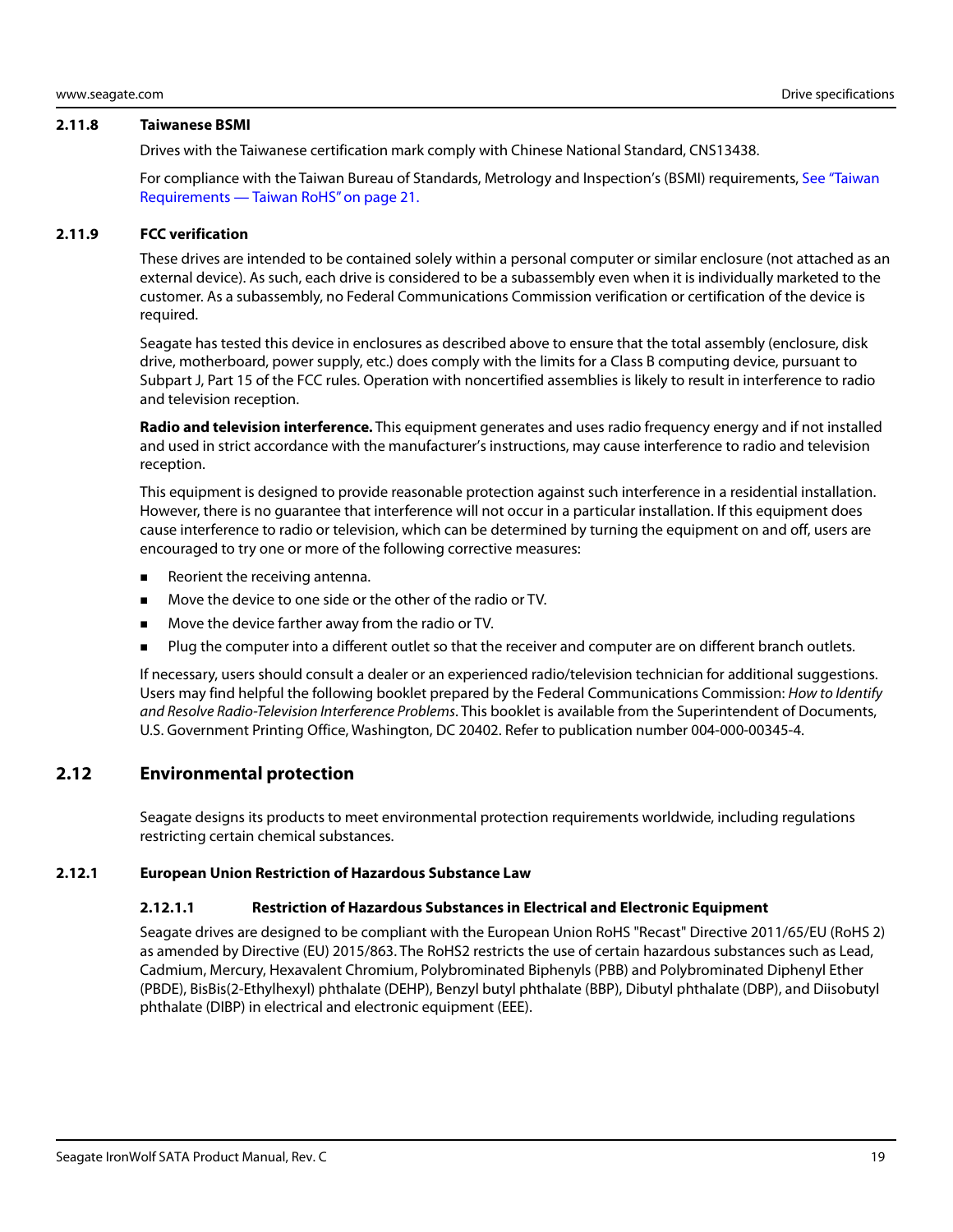#### 2.11.8 Taiwanese BSMI

Drives with the Taiwanese certification mark comply with Chinese National Standard, CNS13438.

For compliance with the Taiwan Bureau of Standards, Metrology and Inspection's (BSMI) requirements, See "Taiwan Requirements — Taiwan RoHS" on page 21.

#### 2.11.9 FCC verification

These drives are intended to be contained solely within a personal computer or similar enclosure (not attached as an external device). As such, each drive is considered to be a subassembly even when it is individually marketed to the customer. As a subassembly, no Federal Communications Commission verification or certification of the device is required.

Seagate has tested this device in enclosures as described above to ensure that the total assembly (enclosure, disk drive, motherboard, power supply, etc.) does comply with the limits for a Class B computing device, pursuant to Subpart J, Part 15 of the FCC rules. Operation with noncertified assemblies is likely to result in interference to radio and television reception.

**Radio and television interference.** This equipment generates and uses radio frequency energy and if not installed and used in strict accordance with the manufacturer's instructions, may cause interference to radio and television reception.

This equipment is designed to provide reasonable protection against such interference in a residential installation. However, there is no guarantee that interference will not occur in a particular installation. If this equipment does cause interference to radio or television, which can be determined by turning the equipment on and off, users are encouraged to try one or more of the following corrective measures:

- Reorient the receiving antenna.
- Move the device to one side or the other of the radio or TV.
- Move the device farther away from the radio or TV.
- Plug the computer into a different outlet so that the receiver and computer are on different branch outlets.

If necessary, users should consult a dealer or an experienced radio/television technician for additional suggestions. Users may find helpful the following booklet prepared by the Federal Communications Commission: *How to Identify and Resolve Radio-Television Interference Problems*. This booklet is available from the Superintendent of Documents, U.S. Government Printing Office, Washington, DC 20402. Refer to publication number 004-000-00345-4.

## 2.12 Environmental protection

Seagate designs its products to meet environmental protection requirements worldwide, including regulations restricting certain chemical substances.

### 2.12.1 European Union Restriction of Hazardous Substance Law

#### 2.12.1.1 Restriction of Hazardous Substances in Electrical and Electronic Equipment

Seagate drives are designed to be compliant with the European Union RoHS "Recast" Directive 2011/65/EU (RoHS 2) as amended by Directive (EU) 2015/863. The RoHS2 restricts the use of certain hazardous substances such as Lead, Cadmium, Mercury, Hexavalent Chromium, Polybrominated Biphenyls (PBB) and Polybrominated Diphenyl Ether (PBDE), BisBis(2-Ethylhexyl) phthalate (DEHP), Benzyl butyl phthalate (BBP), Dibutyl phthalate (DBP), and Diisobutyl phthalate (DIBP) in electrical and electronic equipment (EEE).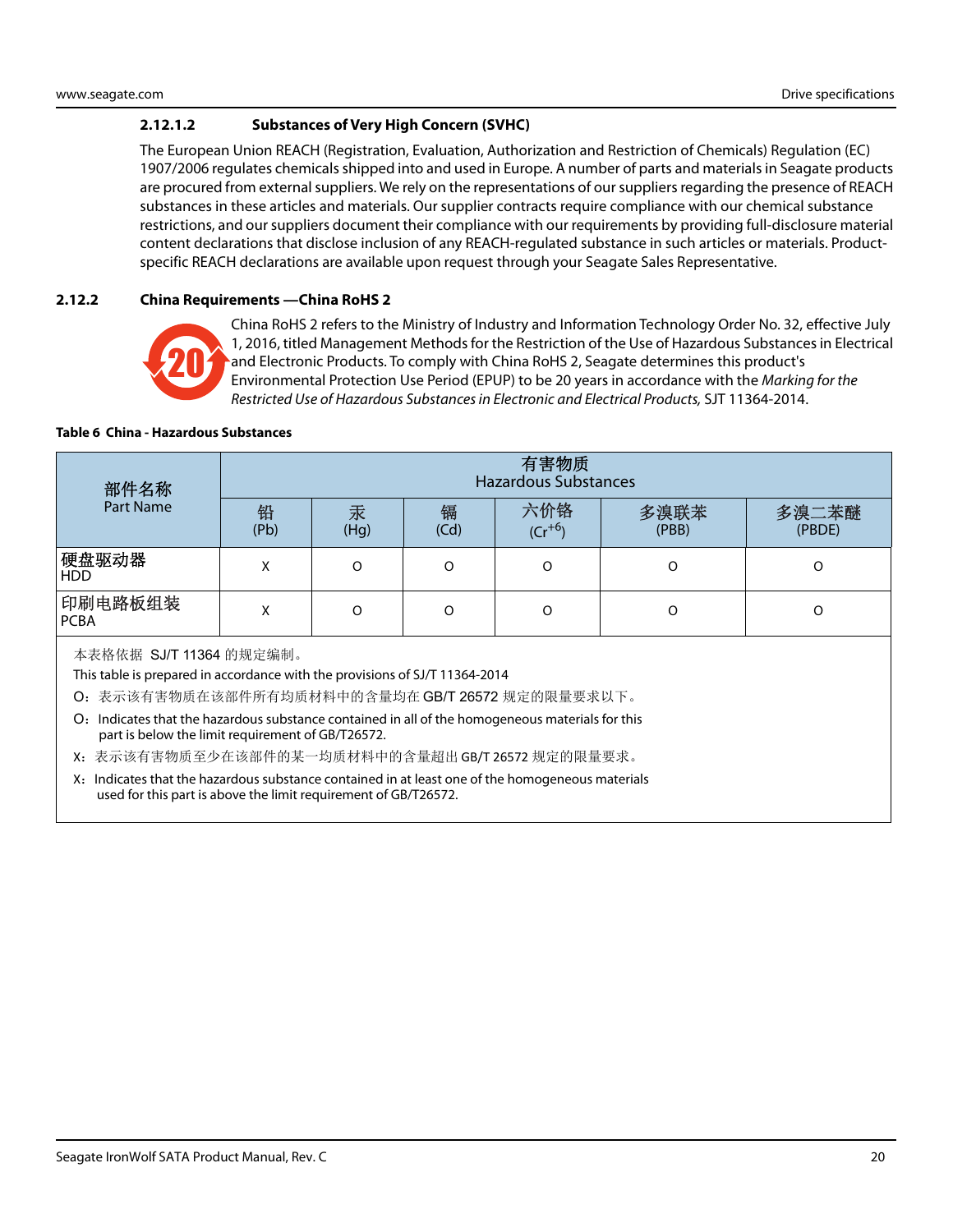#### 2.12.1.2 Substances of Very High Concern (SVHC)

The European Union REACH (Registration, Evaluation, Authorization and Restriction of Chemicals) Regulation (EC) 1907/2006 regulates chemicals shipped into and used in Europe. A number of parts and materials in Seagate products are procured from external suppliers. We rely on the representations of our suppliers regarding the presence of REACH substances in these articles and materials. Our supplier contracts require compliance with our chemical substance restrictions, and our suppliers document their compliance with our requirements by providing full-disclosure material content declarations that disclose inclusion of any REACH-regulated substance in such articles or materials. Product-specific REACH declarations are available upon request through your Seagate Sales Representative.

### 2.12.2 China Requirements —China RoHS 2

China RoHS 2 refers to the Ministry of Industry and Information Technology Order No. 32, effective July 1, 2016, titled Management Methods for the Restriction of the Use of Hazardous Substances in Electrical and Electronic Products. To comply with China RoHS 2, Seagate determines this product's Environmental Protection Use Period (EPUP) to be 20 years in accordance with the *Marking for the Restricted Use of Hazardous Substances in Electronic and Electrical Products,* SJT 11364-2014.

**Table 6 China - Hazardous Substances**

| 部件名称 Part Name | 有害物质 Hazardous Substances | | | | | |
|---|---|---|---|---|---|---|
| | 铅 (Pb) | 汞 (Hg) | 镉 (Cd) | 六价铬 ($Cr^{+6}$) | 多溴联苯 (PBB) | 多溴二苯醚 (PBDE) |
| 硬盘驱动器 HDD | X | O | O | O | O | O |
| 印刷电路板组装 PCBA | X | O | O | O | O | O |

本表格依据 SJ/T 11364 的规定编制。

This table is prepared in accordance with the provisions of SJ/T 11364-2014

O：表示该有害物质在该部件所有均质材料中的含量均在 GB/T 26572 规定的限量要求以下。

O：Indicates that the hazardous substance contained in all of the homogeneous materials for this part is below the limit requirement of GB/T26572.

X：表示该有害物质至少在该部件的某一均质材料中的含量超出 GB/T 26572 规定的限量要求。

X：Indicates that the hazardous substance contained in at least one of the homogeneous materials used for this part is above the limit requirement of GB/T26572.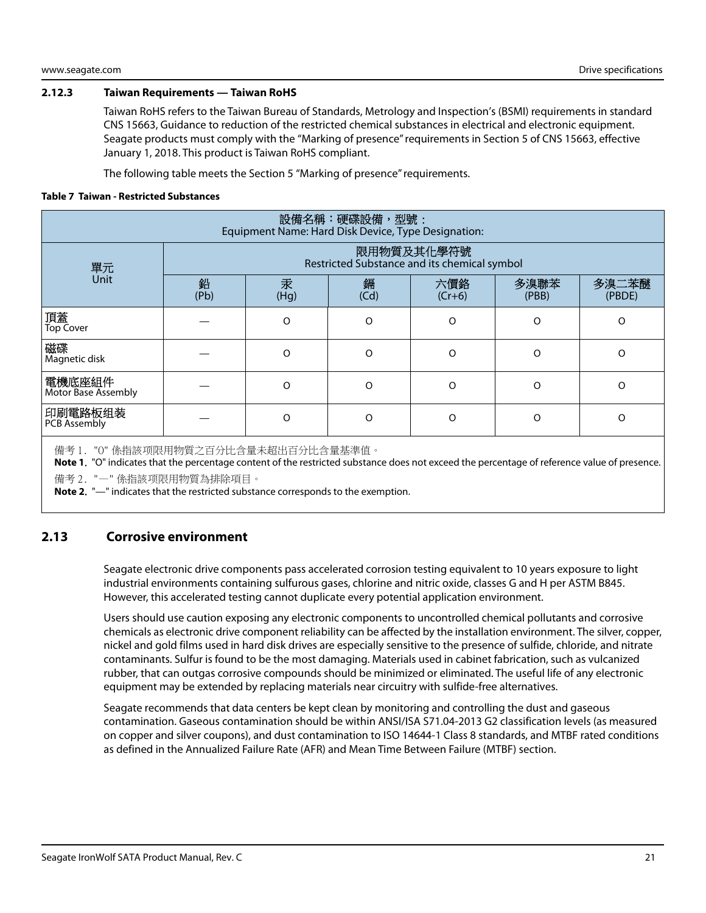### 2.12.3 Taiwan Requirements — Taiwan RoHS

Taiwan RoHS refers to the Taiwan Bureau of Standards, Metrology and Inspection's (BSMI) requirements in standard CNS 15663, Guidance to reduction of the restricted chemical substances in electrical and electronic equipment. Seagate products must comply with the "Marking of presence" requirements in Section 5 of CNS 15663, effective January 1, 2018. This product is Taiwan RoHS compliant.

The following table meets the Section 5 "Marking of presence" requirements.

**Table 7 Taiwan - Restricted Substances**

| 設備名稱：硬碟設備，型號：<br>Equipment Name: Hard Disk Device, Type Designation: | | | | | | |
|---|---|---|---|---|---|---|
| 單元<br>Unit | 限用物質及其化學符號<br>Restricted Substance and its chemical symbol | | | | | |
| | 鉛<br>(Pb) | 汞<br>(Hg) | 鎘<br>(Cd) | 六價鉻<br>(Cr+6) | 多溴聯苯<br>(PBB) | 多溴二苯醚<br>(PBDE) |
| 頂蓋<br>Top Cover | — | O | O | O | O | O |
| 磁碟<br>Magnetic disk | — | O | O | O | O | O |
| 電機底座組件<br>Motor Base Assembly | — | O | O | O | O | O |
| 印刷電路板组装<br>PCB Assembly | — | O | O | O | O | O |

備考 1．"O" 係指該项限用物質之百分比含量未超出百分比含量基準值。
**Note 1.** "O" indicates that the percentage content of the restricted substance does not exceed the percentage of reference value of presence.
備考 2．"—" 係指該项限用物質為排除項目。
**Note 2.** "—" indicates that the restricted substance corresponds to the exemption.

## 2.13 Corrosive environment

Seagate electronic drive components pass accelerated corrosion testing equivalent to 10 years exposure to light industrial environments containing sulfurous gases, chlorine and nitric oxide, classes G and H per ASTM B845. However, this accelerated testing cannot duplicate every potential application environment.

Users should use caution exposing any electronic components to uncontrolled chemical pollutants and corrosive chemicals as electronic drive component reliability can be affected by the installation environment. The silver, copper, nickel and gold films used in hard disk drives are especially sensitive to the presence of sulfide, chloride, and nitrate contaminants. Sulfur is found to be the most damaging. Materials used in cabinet fabrication, such as vulcanized rubber, that can outgas corrosive compounds should be minimized or eliminated. The useful life of any electronic equipment may be extended by replacing materials near circuitry with sulfide-free alternatives.

Seagate recommends that data centers be kept clean by monitoring and controlling the dust and gaseous contamination. Gaseous contamination should be within ANSI/ISA S71.04-2013 G2 classification levels (as measured on copper and silver coupons), and dust contamination to ISO 14644-1 Class 8 standards, and MTBF rated conditions as defined in the Annualized Failure Rate (AFR) and Mean Time Between Failure (MTBF) section.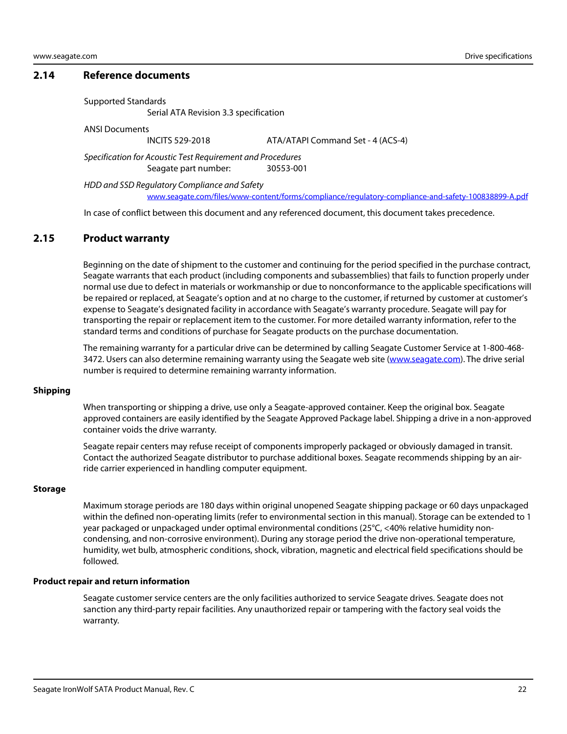## 2.14 Reference documents

Supported Standards

Serial ATA Revision 3.3 specification

ANSI Documents

| | |
|---|---|
| INCITS 529-2018 | ATA/ATAPI Command Set - 4 (ACS-4) |

*Specification for Acoustic Test Requirement and Procedures*

| | |
|---|---|
| Seagate part number: | 30553-001 |

*HDD and SSD Regulatory Compliance and Safety*

www.seagate.com/files/www-content/forms/compliance/regulatory-compliance-and-safety-100838899-A.pdf

In case of conflict between this document and any referenced document, this document takes precedence.

## 2.15 Product warranty

Beginning on the date of shipment to the customer and continuing for the period specified in the purchase contract, Seagate warrants that each product (including components and subassemblies) that fails to function properly under normal use due to defect in materials or workmanship or due to nonconformance to the applicable specifications will be repaired or replaced, at Seagate's option and at no charge to the customer, if returned by customer at customer's expense to Seagate's designated facility in accordance with Seagate's warranty procedure. Seagate will pay for transporting the repair or replacement item to the customer. For more detailed warranty information, refer to the standard terms and conditions of purchase for Seagate products on the purchase documentation.

The remaining warranty for a particular drive can be determined by calling Seagate Customer Service at 1-800-468-3472. Users can also determine remaining warranty using the Seagate web site (www.seagate.com). The drive serial number is required to determine remaining warranty information.

**Shipping**

When transporting or shipping a drive, use only a Seagate-approved container. Keep the original box. Seagate approved containers are easily identified by the Seagate Approved Package label. Shipping a drive in a non-approved container voids the drive warranty.

Seagate repair centers may refuse receipt of components improperly packaged or obviously damaged in transit. Contact the authorized Seagate distributor to purchase additional boxes. Seagate recommends shipping by an air-ride carrier experienced in handling computer equipment.

**Storage**

Maximum storage periods are 180 days within original unopened Seagate shipping package or 60 days unpackaged within the defined non-operating limits (refer to environmental section in this manual). Storage can be extended to 1 year packaged or unpackaged under optimal environmental conditions (25°C, <40% relative humidity non-condensing, and non-corrosive environment). During any storage period the drive non-operational temperature, humidity, wet bulb, atmospheric conditions, shock, vibration, magnetic and electrical field specifications should be followed.

**Product repair and return information**

Seagate customer service centers are the only facilities authorized to service Seagate drives. Seagate does not sanction any third-party repair facilities. Any unauthorized repair or tampering with the factory seal voids the warranty.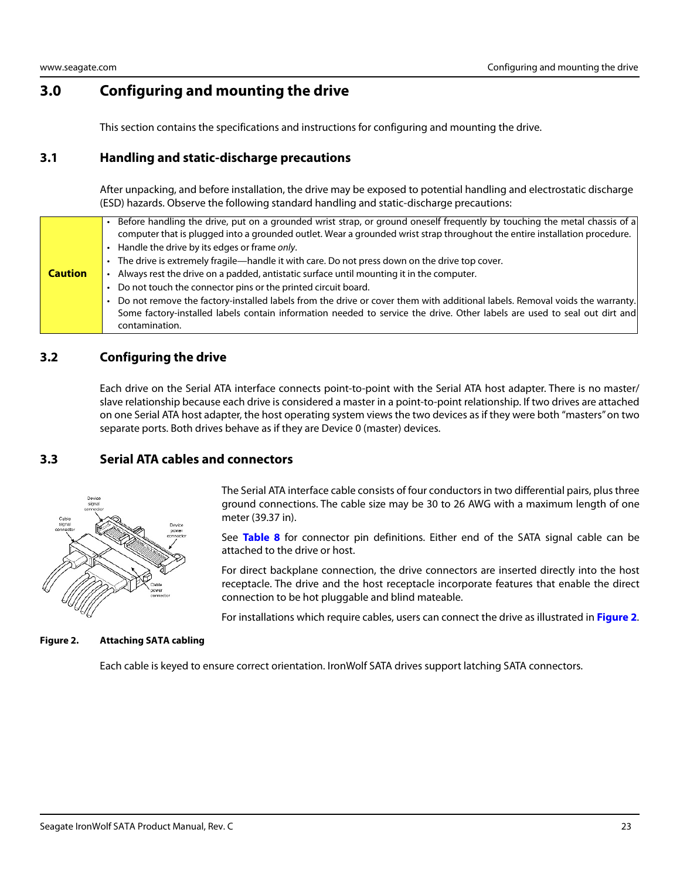# 3.0 Configuring and mounting the drive

This section contains the specifications and instructions for configuring and mounting the drive.

## 3.1 Handling and static-discharge precautions

After unpacking, and before installation, the drive may be exposed to potential handling and electrostatic discharge (ESD) hazards. Observe the following standard handling and static-discharge precautions:

| | |
|---|---|
| **Caution** | • Before handling the drive, put on a grounded wrist strap, or ground oneself frequently by touching the metal chassis of a computer that is plugged into a grounded outlet. Wear a grounded wrist strap throughout the entire installation procedure.<br>• Handle the drive by its edges or frame *only*.<br>• The drive is extremely fragile—handle it with care. Do not press down on the drive top cover.<br>• Always rest the drive on a padded, antistatic surface until mounting it in the computer.<br>• Do not touch the connector pins or the printed circuit board.<br>• Do not remove the factory-installed labels from the drive or cover them with additional labels. Removal voids the warranty. Some factory-installed labels contain information needed to service the drive. Other labels are used to seal out dirt and contamination. |

## 3.2 Configuring the drive

Each drive on the Serial ATA interface connects point-to-point with the Serial ATA host adapter. There is no master/slave relationship because each drive is considered a master in a point-to-point relationship. If two drives are attached on one Serial ATA host adapter, the host operating system views the two devices as if they were both "masters" on two separate ports. Both drives behave as if they are Device 0 (master) devices.

## 3.3 Serial ATA cables and connectors

The Serial ATA interface cable consists of four conductors in two differential pairs, plus three ground connections. The cable size may be 30 to 26 AWG with a maximum length of one meter (39.37 in).

See **Table 8** for connector pin definitions. Either end of the SATA signal cable can be attached to the drive or host.

For direct backplane connection, the drive connectors are inserted directly into the host receptacle. The drive and the host receptacle incorporate features that enable the direct connection to be hot pluggable and blind mateable.

For installations which require cables, users can connect the drive as illustrated in **Figure 2**.

Device signal connector

Cable signal connector

Device power connector

Cable power connector

**Figure 2. Attaching SATA cabling**

Each cable is keyed to ensure correct orientation. IronWolf SATA drives support latching SATA connectors.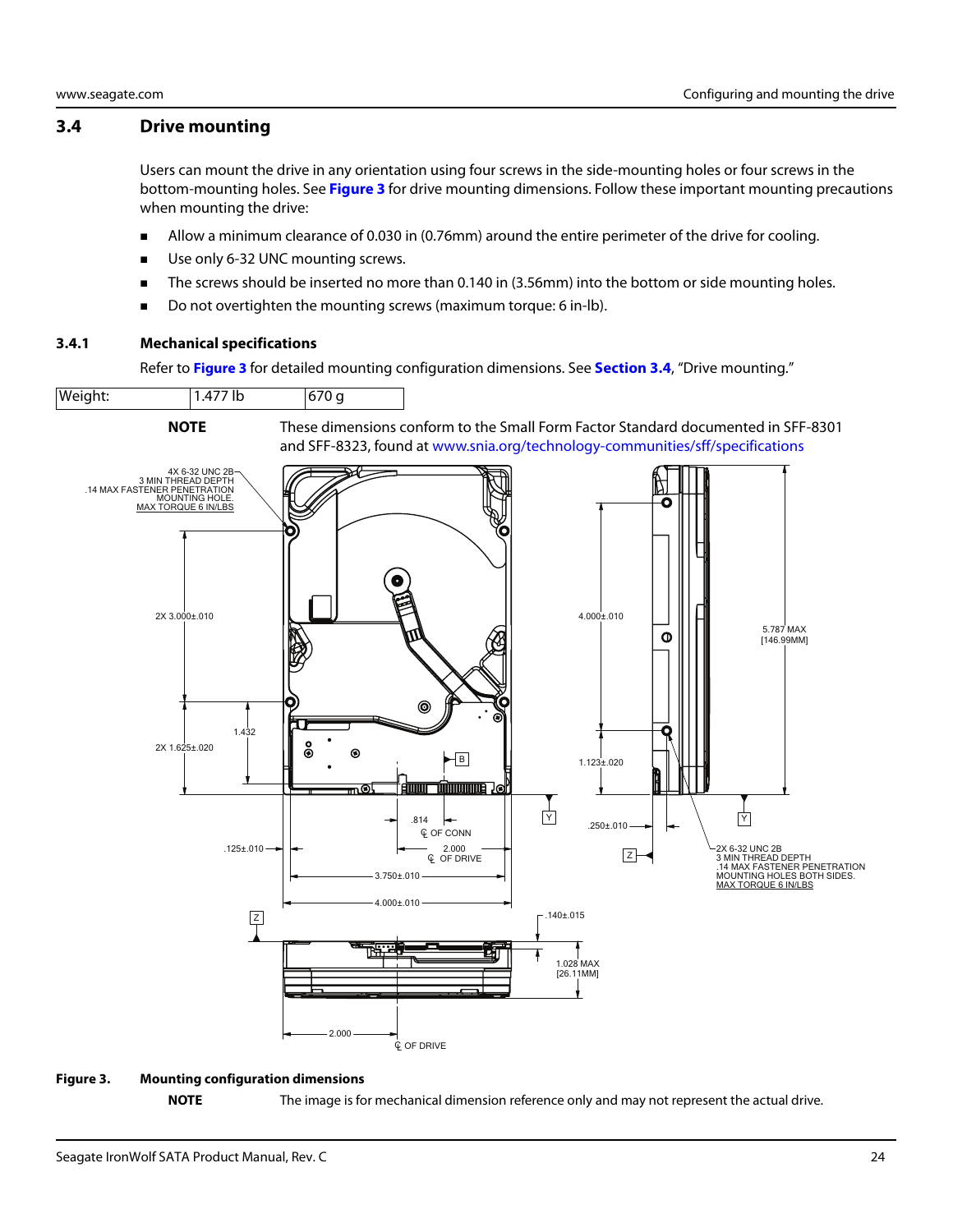## 3.4 Drive mounting

Users can mount the drive in any orientation using four screws in the side-mounting holes or four screws in the bottom-mounting holes. See **Figure 3** for drive mounting dimensions. Follow these important mounting precautions when mounting the drive:

- Allow a minimum clearance of 0.030 in (0.76mm) around the entire perimeter of the drive for cooling.
- Use only 6-32 UNC mounting screws.
- The screws should be inserted no more than 0.140 in (3.56mm) into the bottom or side mounting holes.
- Do not overtighten the mounting screws (maximum torque: 6 in-lb).

### 3.4.1 Mechanical specifications

Refer to **Figure 3** for detailed mounting configuration dimensions. See **Section 3.4**, "Drive mounting."

| | | |
|---|---|---|
| Weight: | 1.477 lb | 670 g |

**NOTE** These dimensions conform to the Small Form Factor Standard documented in SFF-8301 and SFF-8323, found at www.snia.org/technology-communities/sff/specifications

4X 6-32 UNC 2B
3 MIN THREAD DEPTH
.14 MAX FASTENER PENETRATION
MOUNTING HOLE.
MAX TORQUE 6 IN/LBS

2X 3.000±.010

2X 1.625±.020

1.432

B

.814

℄ OF CONN

.125±.010

2.000
℄ OF DRIVE

3.750±.010

4.000±.010

Y

4.000±.010

1.123±.020

.250±.010

5.787 MAX
[146.99MM]

Y

Z

2X 6-32 UNC 2B
3 MIN THREAD DEPTH
.14 MAX FASTENER PENETRATION
MOUNTING HOLES BOTH SIDES.
MAX TORQUE 6 IN/LBS

Z

.140±.015

1.028 MAX
[26.11MM]

2.000

℄ OF DRIVE

**Figure 3. Mounting configuration dimensions**

**NOTE** The image is for mechanical dimension reference only and may not represent the actual drive.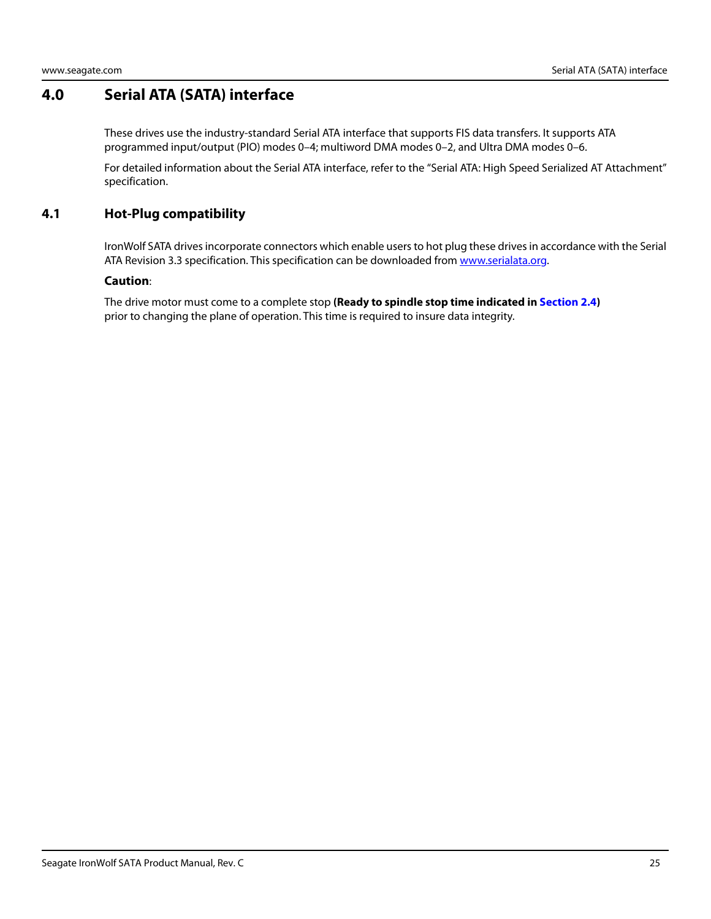# 4.0 Serial ATA (SATA) interface

These drives use the industry-standard Serial ATA interface that supports FIS data transfers. It supports ATA programmed input/output (PIO) modes 0–4; multiword DMA modes 0–2, and Ultra DMA modes 0–6.

For detailed information about the Serial ATA interface, refer to the "Serial ATA: High Speed Serialized AT Attachment" specification.

## 4.1 Hot-Plug compatibility

IronWolf SATA drives incorporate connectors which enable users to hot plug these drives in accordance with the Serial ATA Revision 3.3 specification. This specification can be downloaded from www.serialata.org.

**Caution**:

The drive motor must come to a complete stop **(Ready to spindle stop time indicated in Section 2.4)** prior to changing the plane of operation. This time is required to insure data integrity.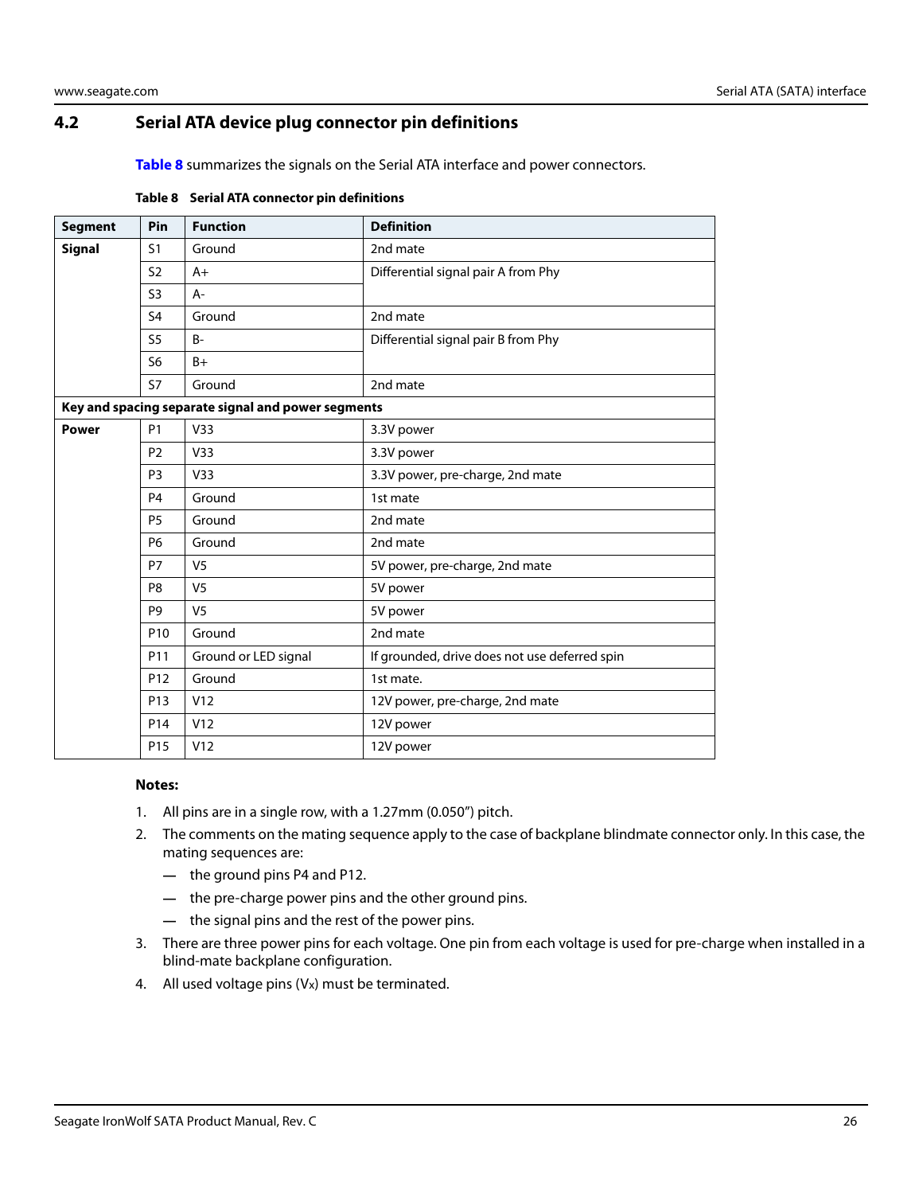## 4.2 Serial ATA device plug connector pin definitions

**Table 8** summarizes the signals on the Serial ATA interface and power connectors.

**Table 8 Serial ATA connector pin definitions**

| Segment | Pin | Function | Definition |
|---|---|---|---|
| **Signal** | S1 | Ground | 2nd mate |
| | S2 | A+ | Differential signal pair A from Phy |
| | S3 | A- | |
| | S4 | Ground | 2nd mate |
| | S5 | B- | Differential signal pair B from Phy |
| | S6 | B+ | |
| | S7 | Ground | 2nd mate |
| **Key and spacing separate signal and power segments** | | | |
| **Power** | P1 | V33 | 3.3V power |
| | P2 | V33 | 3.3V power |
| | P3 | V33 | 3.3V power, pre-charge, 2nd mate |
| | P4 | Ground | 1st mate |
| | P5 | Ground | 2nd mate |
| | P6 | Ground | 2nd mate |
| | P7 | V5 | 5V power, pre-charge, 2nd mate |
| | P8 | V5 | 5V power |
| | P9 | V5 | 5V power |
| | P10 | Ground | 2nd mate |
| | P11 | Ground or LED signal | If grounded, drive does not use deferred spin |
| | P12 | Ground | 1st mate. |
| | P13 | V12 | 12V power, pre-charge, 2nd mate |
| | P14 | V12 | 12V power |
| | P15 | V12 | 12V power |

**Notes:**

1. All pins are in a single row, with a 1.27mm (0.050”) pitch.
2. The comments on the mating sequence apply to the case of backplane blindmate connector only. In this case, the mating sequences are:
   — the ground pins P4 and P12.
   — the pre-charge power pins and the other ground pins.
   — the signal pins and the rest of the power pins.
3. There are three power pins for each voltage. One pin from each voltage is used for pre-charge when installed in a blind-mate backplane configuration.
4. All used voltage pins ($V_x$) must be terminated.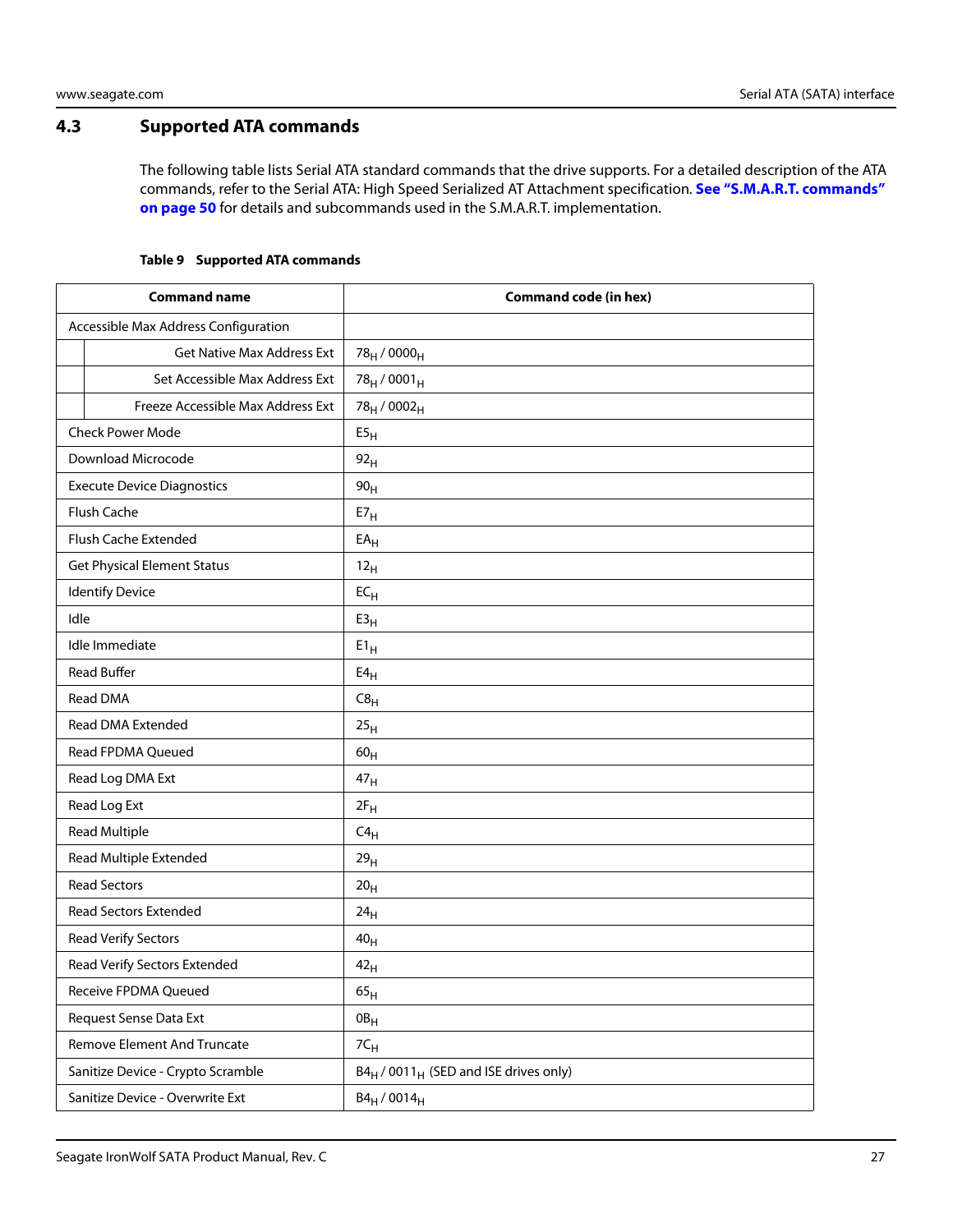## 4.3 Supported ATA commands

The following table lists Serial ATA standard commands that the drive supports. For a detailed description of the ATA commands, refer to the Serial ATA: High Speed Serialized AT Attachment specification. **See "S.M.A.R.T. commands" on page 50** for details and subcommands used in the S.M.A.R.T. implementation.

**Table 9 Supported ATA commands**

| Command name | Command code (in hex) |
|---|---|
| Accessible Max Address Configuration | |
| Get Native Max Address Ext | $78_H$ / $0000_H$ |
| Set Accessible Max Address Ext | $78_H$ / $0001_H$ |
| Freeze Accessible Max Address Ext | $78_H$ / $0002_H$ |
| Check Power Mode | $E5_H$ |
| Download Microcode | $92_H$ |
| Execute Device Diagnostics | $90_H$ |
| Flush Cache | $E7_H$ |
| Flush Cache Extended | $EA_H$ |
| Get Physical Element Status | $12_H$ |
| Identify Device | $EC_H$ |
| Idle | $E3_H$ |
| Idle Immediate | $E1_H$ |
| Read Buffer | $E4_H$ |
| Read DMA | $C8_H$ |
| Read DMA Extended | $25_H$ |
| Read FPDMA Queued | $60_H$ |
| Read Log DMA Ext | $47_H$ |
| Read Log Ext | $2F_H$ |
| Read Multiple | $C4_H$ |
| Read Multiple Extended | $29_H$ |
| Read Sectors | $20_H$ |
| Read Sectors Extended | $24_H$ |
| Read Verify Sectors | $40_H$ |
| Read Verify Sectors Extended | $42_H$ |
| Receive FPDMA Queued | $65_H$ |
| Request Sense Data Ext | $0B_H$ |
| Remove Element And Truncate | $7C_H$ |
| Sanitize Device - Crypto Scramble | $B4_H$ / $0011_H$ (SED and ISE drives only) |
| Sanitize Device - Overwrite Ext | $B4_H$ / $0014_H$ |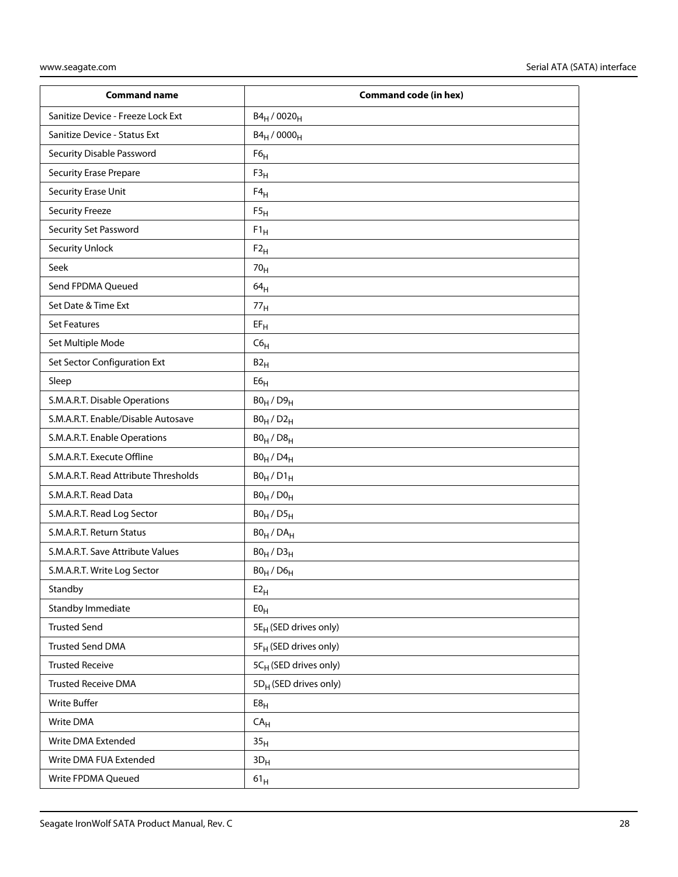| Command name | Command code (in hex) |
|---|---|
| Sanitize Device - Freeze Lock Ext | $B4_H$ / $0020_H$ |
| Sanitize Device - Status Ext | $B4_H$ / $0000_H$ |
| Security Disable Password | $F6_H$ |
| Security Erase Prepare | $F3_H$ |
| Security Erase Unit | $F4_H$ |
| Security Freeze | $F5_H$ |
| Security Set Password | $F1_H$ |
| Security Unlock | $F2_H$ |
| Seek | $70_H$ |
| Send FPDMA Queued | $64_H$ |
| Set Date & Time Ext | $77_H$ |
| Set Features | $EF_H$ |
| Set Multiple Mode | $C6_H$ |
| Set Sector Configuration Ext | $B2_H$ |
| Sleep | $E6_H$ |
| S.M.A.R.T. Disable Operations | $B0_H$ / $D9_H$ |
| S.M.A.R.T. Enable/Disable Autosave | $B0_H$ / $D2_H$ |
| S.M.A.R.T. Enable Operations | $B0_H$ / $D8_H$ |
| S.M.A.R.T. Execute Offline | $B0_H$ / $D4_H$ |
| S.M.A.R.T. Read Attribute Thresholds | $B0_H$ / $D1_H$ |
| S.M.A.R.T. Read Data | $B0_H$ / $D0_H$ |
| S.M.A.R.T. Read Log Sector | $B0_H$ / $D5_H$ |
| S.M.A.R.T. Return Status | $B0_H$ / $DA_H$ |
| S.M.A.R.T. Save Attribute Values | $B0_H$ / $D3_H$ |
| S.M.A.R.T. Write Log Sector | $B0_H$ / $D6_H$ |
| Standby | $E2_H$ |
| Standby Immediate | $E0_H$ |
| Trusted Send | $5E_H$ (SED drives only) |
| Trusted Send DMA | $5F_H$ (SED drives only) |
| Trusted Receive | $5C_H$ (SED drives only) |
| Trusted Receive DMA | $5D_H$ (SED drives only) |
| Write Buffer | $E8_H$ |
| Write DMA | $CA_H$ |
| Write DMA Extended | $35_H$ |
| Write DMA FUA Extended | $3D_H$ |
| Write FPDMA Queued | $61_H$ |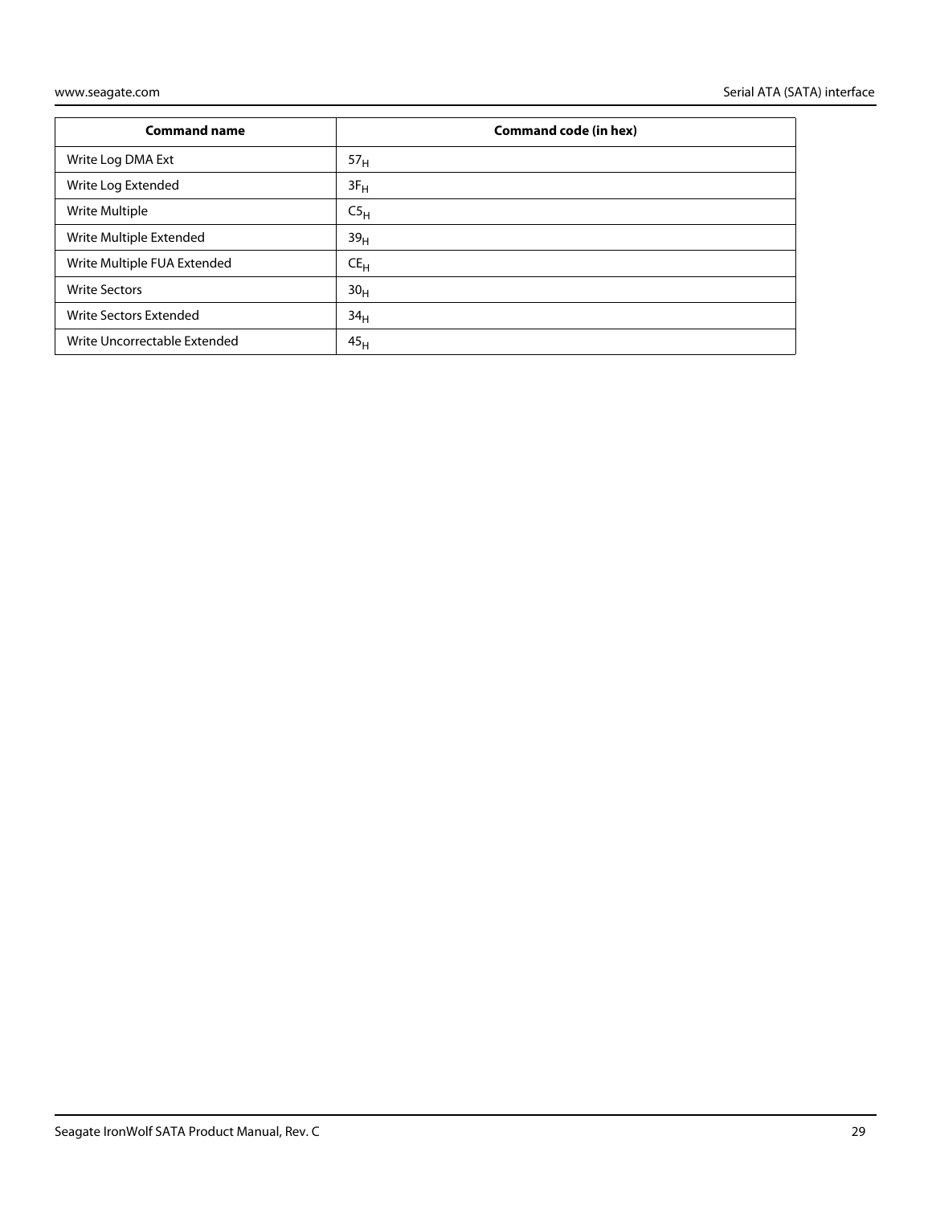| Command name | Command code (in hex) |
|---|---|
| Write Log DMA Ext | $57_H$ |
| Write Log Extended | $3F_H$ |
| Write Multiple | $C5_H$ |
| Write Multiple Extended | $39_H$ |
| Write Multiple FUA Extended | $CE_H$ |
| Write Sectors | $30_H$ |
| Write Sectors Extended | $34_H$ |
| Write Uncorrectable Extended | $45_H$ |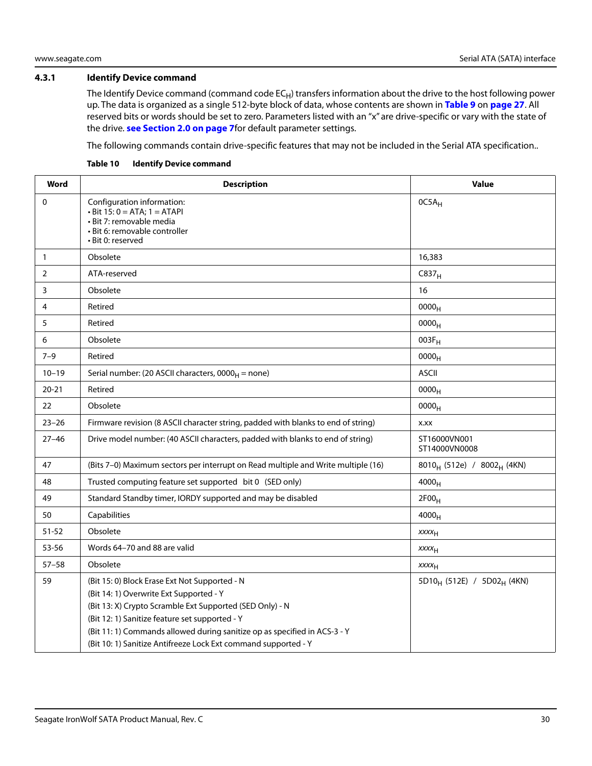### 4.3.1 Identify Device command

The Identify Device command (command code $EC_H$) transfers information about the drive to the host following power up. The data is organized as a single 512-byte block of data, whose contents are shown in **Table 9** on **page 27**. All reserved bits or words should be set to zero. Parameters listed with an "x" are drive-specific or vary with the state of the drive. **see Section 2.0 on page 7**for default parameter settings.

The following commands contain drive-specific features that may not be included in the Serial ATA specification..

**Table 10 Identify Device command**

| Word | Description | Value |
|---|---|---|
| 0 | Configuration information:<br>• Bit 15: 0 = ATA; 1 = ATAPI<br>• Bit 7: removable media<br>• Bit 6: removable controller<br>• Bit 0: reserved | $0C5A_H$ |
| 1 | Obsolete | 16,383 |
| 2 | ATA-reserved | $C837_H$ |
| 3 | Obsolete | 16 |
| 4 | Retired | $0000_H$ |
| 5 | Retired | $0000_H$ |
| 6 | Obsolete | $003F_H$ |
| 7–9 | Retired | $0000_H$ |
| 10–19 | Serial number: (20 ASCII characters, $0000_H$ = none) | ASCII |
| 20-21 | Retired | $0000_H$ |
| 22 | Obsolete | $0000_H$ |
| 23–26 | Firmware revision (8 ASCII character string, padded with blanks to end of string) | x.xx |
| 27–46 | Drive model number: (40 ASCII characters, padded with blanks to end of string) | ST16000VN001<br>ST14000VN0008 |
| 47 | (Bits 7–0) Maximum sectors per interrupt on Read multiple and Write multiple (16) | $8010_H$ (512e) / $8002_H$ (4KN) |
| 48 | Trusted computing feature set supported bit 0 (SED only) | $4000_H$ |
| 49 | Standard Standby timer, IORDY supported and may be disabled | $2F00_H$ |
| 50 | Capabilities | $4000_H$ |
| 51-52 | Obsolete | $xxxx_H$ |
| 53-56 | Words 64–70 and 88 are valid | $xxxx_H$ |
| 57–58 | Obsolete | $xxxx_H$ |
| 59 | (Bit 15: 0) Block Erase Ext Not Supported - N<br>(Bit 14: 1) Overwrite Ext Supported - Y<br>(Bit 13: X) Crypto Scramble Ext Supported (SED Only) - N<br>(Bit 12: 1) Sanitize feature set supported - Y<br>(Bit 11: 1) Commands allowed during sanitize op as specified in ACS-3 - Y<br>(Bit 10: 1) Sanitize Antifreeze Lock Ext command supported - Y | $5D10_H$ (512E) / $5D02_H$ (4KN) |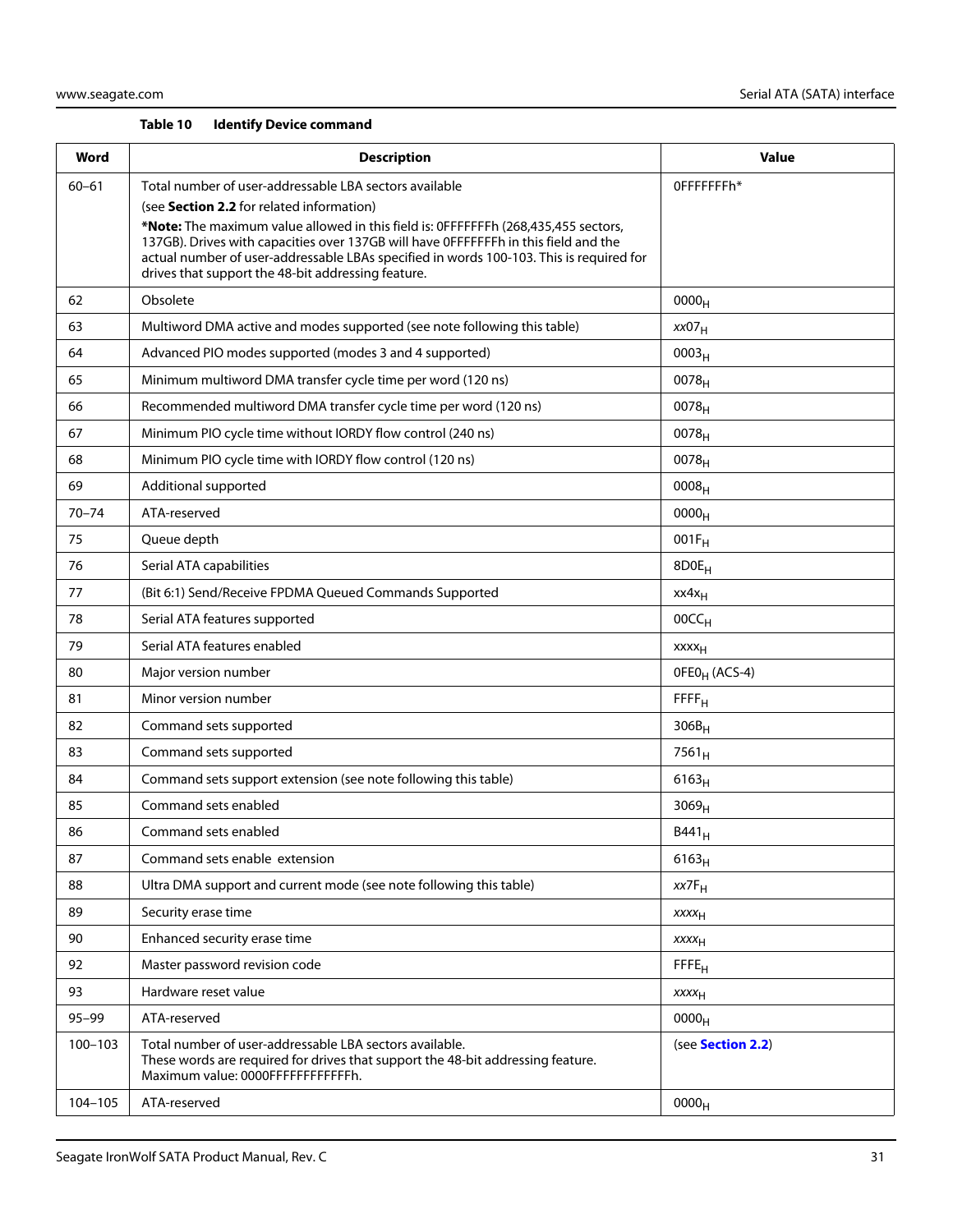**Table 10 Identify Device command**

| Word | Description | Value |
|---|---|---|
| 60–61 | Total number of user-addressable LBA sectors available<br>(see **Section 2.2** for related information)<br>***Note:** The maximum value allowed in this field is: 0FFFFFFFh (268,435,455 sectors, 137GB). Drives with capacities over 137GB will have 0FFFFFFFh in this field and the actual number of user-addressable LBAs specified in words 100-103. This is required for drives that support the 48-bit addressing feature. | 0FFFFFFFh* |
| 62 | Obsolete | $0000_H$ |
| 63 | Multiword DMA active and modes supported (see note following this table) | *xx*$07_H$ |
| 64 | Advanced PIO modes supported (modes 3 and 4 supported) | $0003_H$ |
| 65 | Minimum multiword DMA transfer cycle time per word (120 ns) | $0078_H$ |
| 66 | Recommended multiword DMA transfer cycle time per word (120 ns) | $0078_H$ |
| 67 | Minimum PIO cycle time without IORDY flow control (240 ns) | $0078_H$ |
| 68 | Minimum PIO cycle time with IORDY flow control (120 ns) | $0078_H$ |
| 69 | Additional supported | $0008_H$ |
| 70–74 | ATA-reserved | $0000_H$ |
| 75 | Queue depth | $001F_H$ |
| 76 | Serial ATA capabilities | $8D0E_H$ |
| 77 | (Bit 6:1) Send/Receive FPDMA Queued Commands Supported | $xx4x_H$ |
| 78 | Serial ATA features supported | $00CC_H$ |
| 79 | Serial ATA features enabled | $xxxx_H$ |
| 80 | Major version number | $0FE0_H$ (ACS-4) |
| 81 | Minor version number | $FFFF_H$ |
| 82 | Command sets supported | $306B_H$ |
| 83 | Command sets supported | $7561_H$ |
| 84 | Command sets support extension (see note following this table) | $6163_H$ |
| 85 | Command sets enabled | $3069_H$ |
| 86 | Command sets enabled | $B441_H$ |
| 87 | Command sets enable extension | $6163_H$ |
| 88 | Ultra DMA support and current mode (see note following this table) | *xx*$7F_H$ |
| 89 | Security erase time | *xxxx*$_H$ |
| 90 | Enhanced security erase time | *xxxx*$_H$ |
| 92 | Master password revision code | $FFFE_H$ |
| 93 | Hardware reset value | *xxxx*$_H$ |
| 95–99 | ATA-reserved | $0000_H$ |
| 100–103 | Total number of user-addressable LBA sectors available.<br>These words are required for drives that support the 48-bit addressing feature.<br>Maximum value: 0000FFFFFFFFFFFFh. | (see **Section 2.2**) |
| 104–105 | ATA-reserved | $0000_H$ |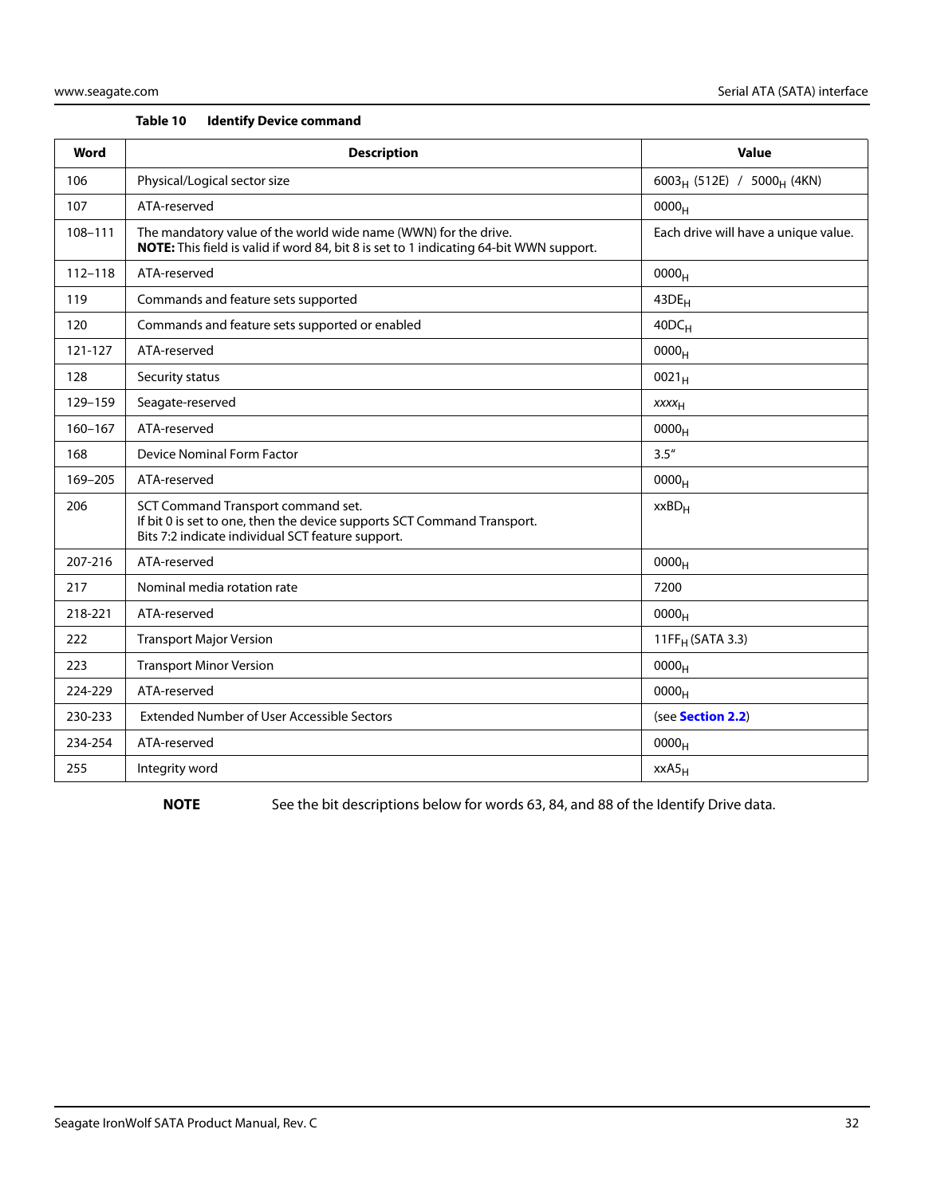**Table 10 Identify Device command**

| Word | Description | Value |
|---|---|---|
| 106 | Physical/Logical sector size | $6003_H$ (512E) / $5000_H$ (4KN) |
| 107 | ATA-reserved | $0000_H$ |
| 108–111 | The mandatory value of the world wide name (WWN) for the drive.<br>**NOTE:** This field is valid if word 84, bit 8 is set to 1 indicating 64-bit WWN support. | Each drive will have a unique value. |
| 112–118 | ATA-reserved | $0000_H$ |
| 119 | Commands and feature sets supported | $43DE_H$ |
| 120 | Commands and feature sets supported or enabled | $40DC_H$ |
| 121-127 | ATA-reserved | $0000_H$ |
| 128 | Security status | $0021_H$ |
| 129–159 | Seagate-reserved | *xxxx*$_H$ |
| 160–167 | ATA-reserved | $0000_H$ |
| 168 | Device Nominal Form Factor | 3.5" |
| 169–205 | ATA-reserved | $0000_H$ |
| 206 | SCT Command Transport command set.<br>If bit 0 is set to one, then the device supports SCT Command Transport.<br>Bits 7:2 indicate individual SCT feature support. | $xxBD_H$ |
| 207-216 | ATA-reserved | $0000_H$ |
| 217 | Nominal media rotation rate | 7200 |
| 218-221 | ATA-reserved | $0000_H$ |
| 222 | Transport Major Version | $11FF_H$ (SATA 3.3) |
| 223 | Transport Minor Version | $0000_H$ |
| 224-229 | ATA-reserved | $0000_H$ |
| 230-233 | Extended Number of User Accessible Sectors | (see **Section 2.2**) |
| 234-254 | ATA-reserved | $0000_H$ |
| 255 | Integrity word | $xxA5_H$ |

**NOTE** See the bit descriptions below for words 63, 84, and 88 of the Identify Drive data.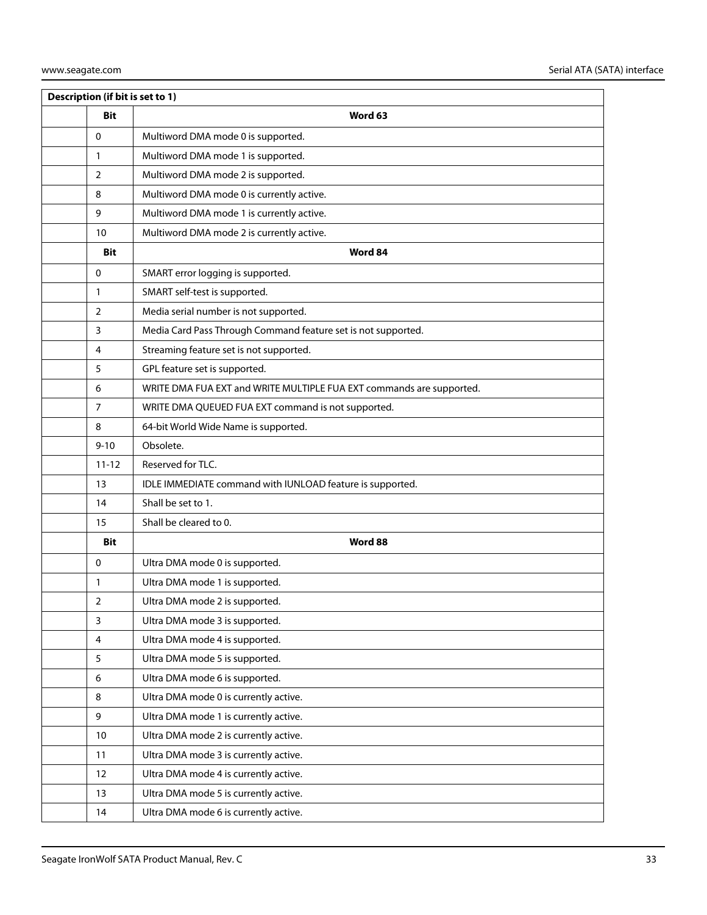| Description (if bit is set to 1) | | |
|---|---|---|
| | **Bit** | **Word 63** |
| | 0 | Multiword DMA mode 0 is supported. |
| | 1 | Multiword DMA mode 1 is supported. |
| | 2 | Multiword DMA mode 2 is supported. |
| | 8 | Multiword DMA mode 0 is currently active. |
| | 9 | Multiword DMA mode 1 is currently active. |
| | 10 | Multiword DMA mode 2 is currently active. |
| | **Bit** | **Word 84** |
| | 0 | SMART error logging is supported. |
| | 1 | SMART self-test is supported. |
| | 2 | Media serial number is not supported. |
| | 3 | Media Card Pass Through Command feature set is not supported. |
| | 4 | Streaming feature set is not supported. |
| | 5 | GPL feature set is supported. |
| | 6 | WRITE DMA FUA EXT and WRITE MULTIPLE FUA EXT commands are supported. |
| | 7 | WRITE DMA QUEUED FUA EXT command is not supported. |
| | 8 | 64-bit World Wide Name is supported. |
| | 9-10 | Obsolete. |
| | 11-12 | Reserved for TLC. |
| | 13 | IDLE IMMEDIATE command with IUNLOAD feature is supported. |
| | 14 | Shall be set to 1. |
| | 15 | Shall be cleared to 0. |
| | **Bit** | **Word 88** |
| | 0 | Ultra DMA mode 0 is supported. |
| | 1 | Ultra DMA mode 1 is supported. |
| | 2 | Ultra DMA mode 2 is supported. |
| | 3 | Ultra DMA mode 3 is supported. |
| | 4 | Ultra DMA mode 4 is supported. |
| | 5 | Ultra DMA mode 5 is supported. |
| | 6 | Ultra DMA mode 6 is supported. |
| | 8 | Ultra DMA mode 0 is currently active. |
| | 9 | Ultra DMA mode 1 is currently active. |
| | 10 | Ultra DMA mode 2 is currently active. |
| | 11 | Ultra DMA mode 3 is currently active. |
| | 12 | Ultra DMA mode 4 is currently active. |
| | 13 | Ultra DMA mode 5 is currently active. |
| | 14 | Ultra DMA mode 6 is currently active. |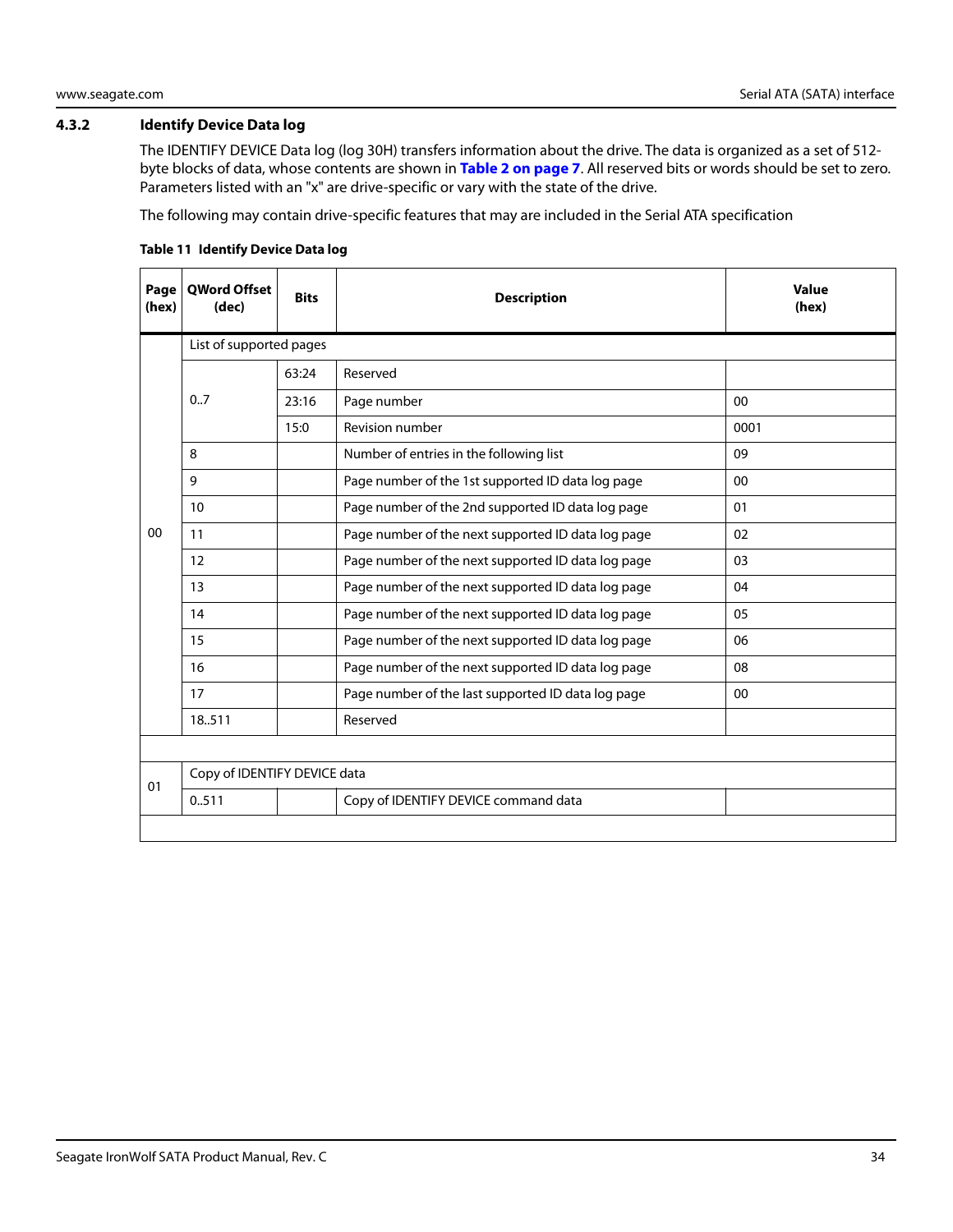### 4.3.2 Identify Device Data log

The IDENTIFY DEVICE Data log (log 30H) transfers information about the drive. The data is organized as a set of 512-byte blocks of data, whose contents are shown in **Table 2 on page 7**. All reserved bits or words should be set to zero. Parameters listed with an "x" are drive-specific or vary with the state of the drive.

The following may contain drive-specific features that may are included in the Serial ATA specification

**Table 11 Identify Device Data log**

| Page (hex) | QWord Offset (dec) | Bits | Description | Value (hex) |
|---|---|---|---|---|
| 00 | List of supported pages | | | |
| | 0..7 | 63:24 | Reserved | |
| | | 23:16 | Page number | 00 |
| | | 15:0 | Revision number | 0001 |
| | 8 | | Number of entries in the following list | 09 |
| | 9 | | Page number of the 1st supported ID data log page | 00 |
| | 10 | | Page number of the 2nd supported ID data log page | 01 |
| | 11 | | Page number of the next supported ID data log page | 02 |
| | 12 | | Page number of the next supported ID data log page | 03 |
| | 13 | | Page number of the next supported ID data log page | 04 |
| | 14 | | Page number of the next supported ID data log page | 05 |
| | 15 | | Page number of the next supported ID data log page | 06 |
| | 16 | | Page number of the next supported ID data log page | 08 |
| | 17 | | Page number of the last supported ID data log page | 00 |
| | 18..511 | | Reserved | |
| | | | | |
| 01 | Copy of IDENTIFY DEVICE data | | | |
| | 0..511 | | Copy of IDENTIFY DEVICE command data | |
| | | | | |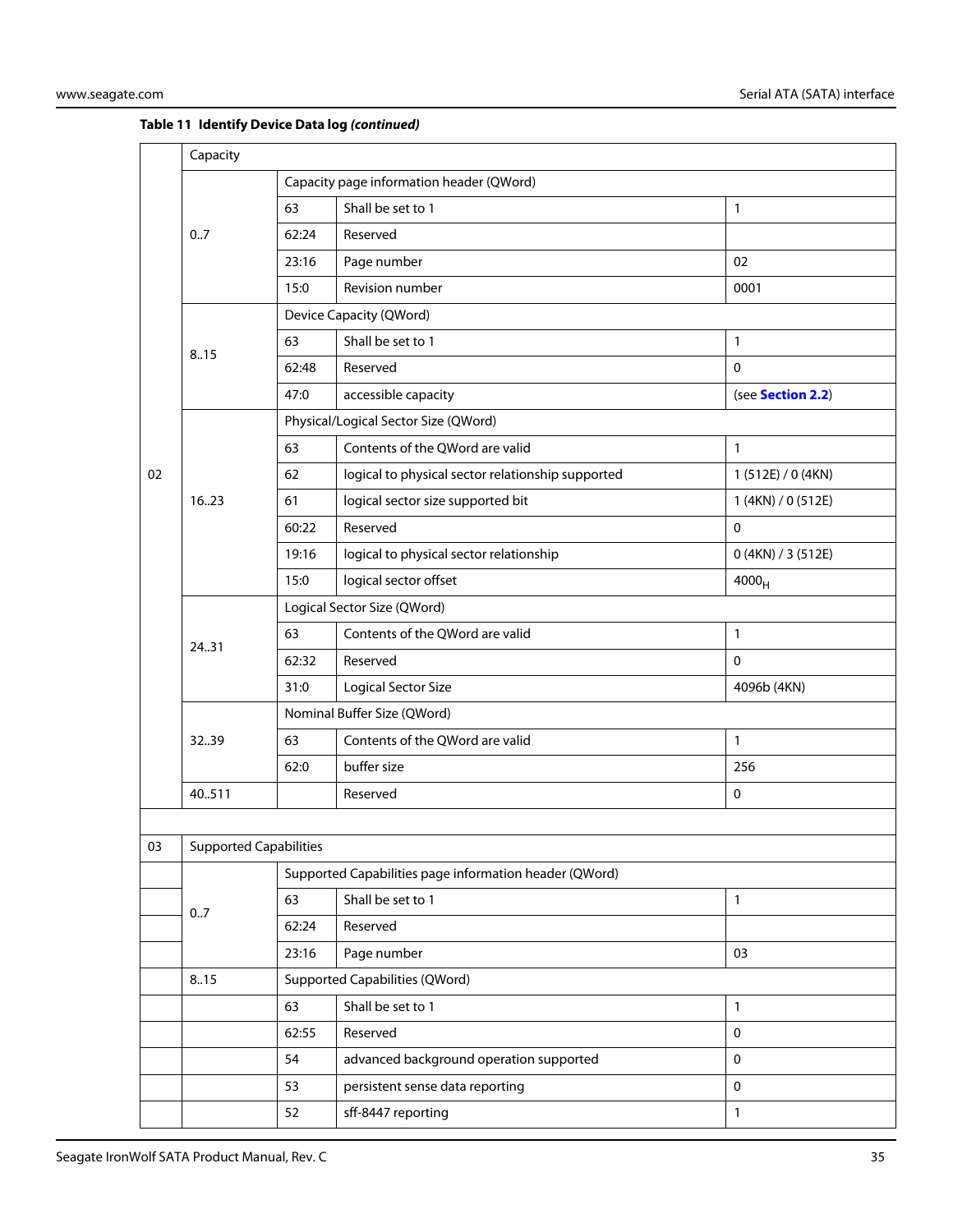**Table 11 Identify Device Data log *(continued)***

| | | | | |
|---|---|---|---|---|
| | Capacity | | | |
| | 0..7 | Capacity page information header (QWord) | | |
| | | 63 | Shall be set to 1 | 1 |
| | | 62:24 | Reserved | |
| | | 23:16 | Page number | 02 |
| | | 15:0 | Revision number | 0001 |
| | 8..15 | Device Capacity (QWord) | | |
| | | 63 | Shall be set to 1 | 1 |
| | | 62:48 | Reserved | 0 |
| | | 47:0 | accessible capacity | (see **Section 2.2**) |
| 02 | 16..23 | Physical/Logical Sector Size (QWord) | | |
| | | 63 | Contents of the QWord are valid | 1 |
| | | 62 | logical to physical sector relationship supported | 1 (512E) / 0 (4KN) |
| | | 61 | logical sector size supported bit | 1 (4KN) / 0 (512E) |
| | | 60:22 | Reserved | 0 |
| | | 19:16 | logical to physical sector relationship | 0 (4KN) / 3 (512E) |
| | | 15:0 | logical sector offset | $4000_H$ |
| | 24..31 | Logical Sector Size (QWord) | | |
| | | 63 | Contents of the QWord are valid | 1 |
| | | 62:32 | Reserved | 0 |
| | | 31:0 | Logical Sector Size | 4096b (4KN) |
| | 32..39 | Nominal Buffer Size (QWord) | | |
| | | 63 | Contents of the QWord are valid | 1 |
| | | 62:0 | buffer size | 256 |
| | 40..511 | | Reserved | 0 |
| | | | | |
| 03 | Supported Capabilities | | | |
| | 0..7 | Supported Capabilities page information header (QWord) | | |
| | | 63 | Shall be set to 1 | 1 |
| | | 62:24 | Reserved | |
| | | 23:16 | Page number | 03 |
| | 8..15 | Supported Capabilities (QWord) | | |
| | | 63 | Shall be set to 1 | 1 |
| | | 62:55 | Reserved | 0 |
| | | 54 | advanced background operation supported | 0 |
| | | 53 | persistent sense data reporting | 0 |
| | | 52 | sff-8447 reporting | 1 |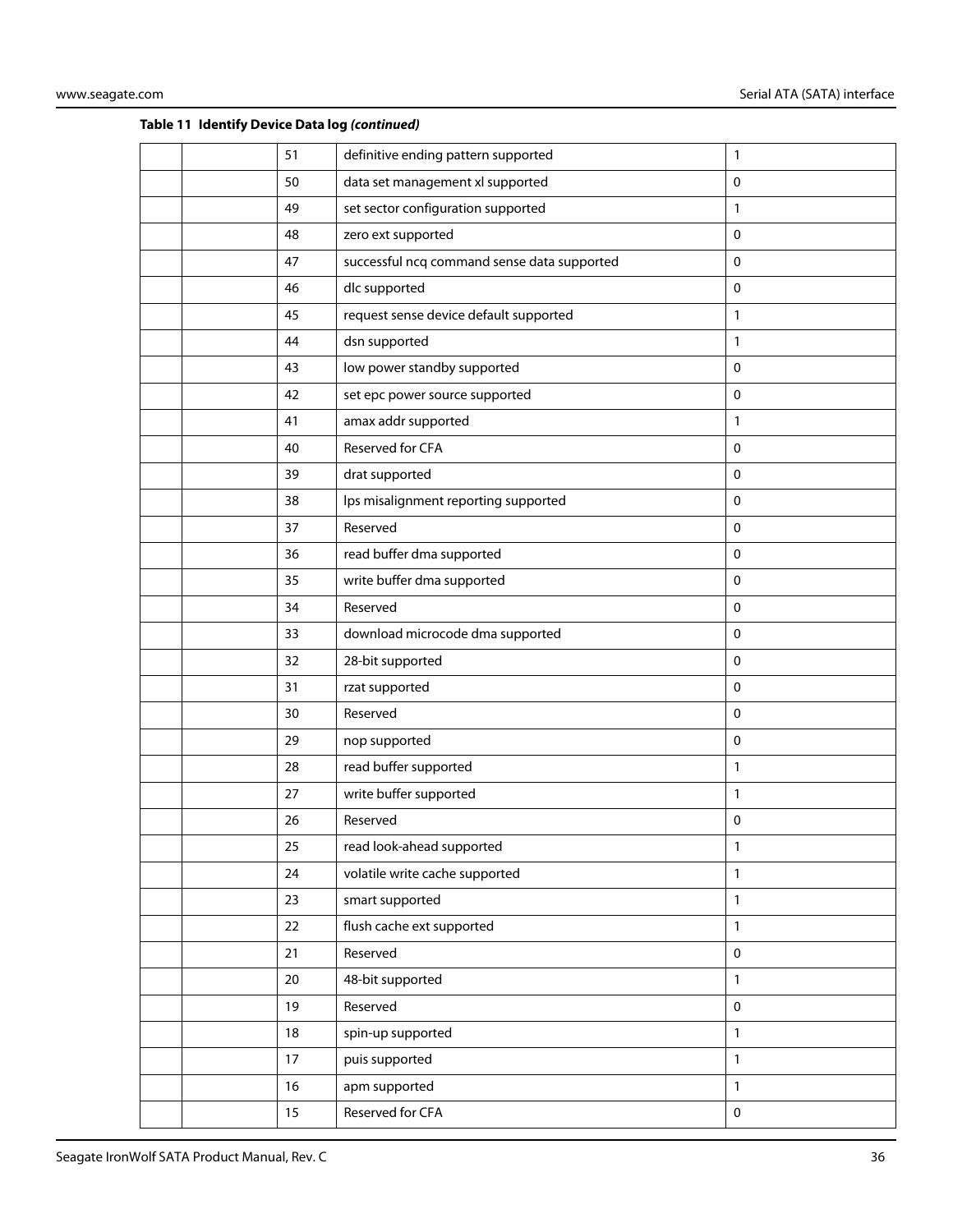**Table 11 Identify Device Data log *(continued)***

| | | | | |
|---|---|---|---|---|
| | | 51 | definitive ending pattern supported | 1 |
| | | 50 | data set management xl supported | 0 |
| | | 49 | set sector configuration supported | 1 |
| | | 48 | zero ext supported | 0 |
| | | 47 | successful ncq command sense data supported | 0 |
| | | 46 | dlc supported | 0 |
| | | 45 | request sense device default supported | 1 |
| | | 44 | dsn supported | 1 |
| | | 43 | low power standby supported | 0 |
| | | 42 | set epc power source supported | 0 |
| | | 41 | amax addr supported | 1 |
| | | 40 | Reserved for CFA | 0 |
| | | 39 | drat supported | 0 |
| | | 38 | lps misalignment reporting supported | 0 |
| | | 37 | Reserved | 0 |
| | | 36 | read buffer dma supported | 0 |
| | | 35 | write buffer dma supported | 0 |
| | | 34 | Reserved | 0 |
| | | 33 | download microcode dma supported | 0 |
| | | 32 | 28-bit supported | 0 |
| | | 31 | rzat supported | 0 |
| | | 30 | Reserved | 0 |
| | | 29 | nop supported | 0 |
| | | 28 | read buffer supported | 1 |
| | | 27 | write buffer supported | 1 |
| | | 26 | Reserved | 0 |
| | | 25 | read look-ahead supported | 1 |
| | | 24 | volatile write cache supported | 1 |
| | | 23 | smart supported | 1 |
| | | 22 | flush cache ext supported | 1 |
| | | 21 | Reserved | 0 |
| | | 20 | 48-bit supported | 1 |
| | | 19 | Reserved | 0 |
| | | 18 | spin-up supported | 1 |
| | | 17 | puis supported | 1 |
| | | 16 | apm supported | 1 |
| | | 15 | Reserved for CFA | 0 |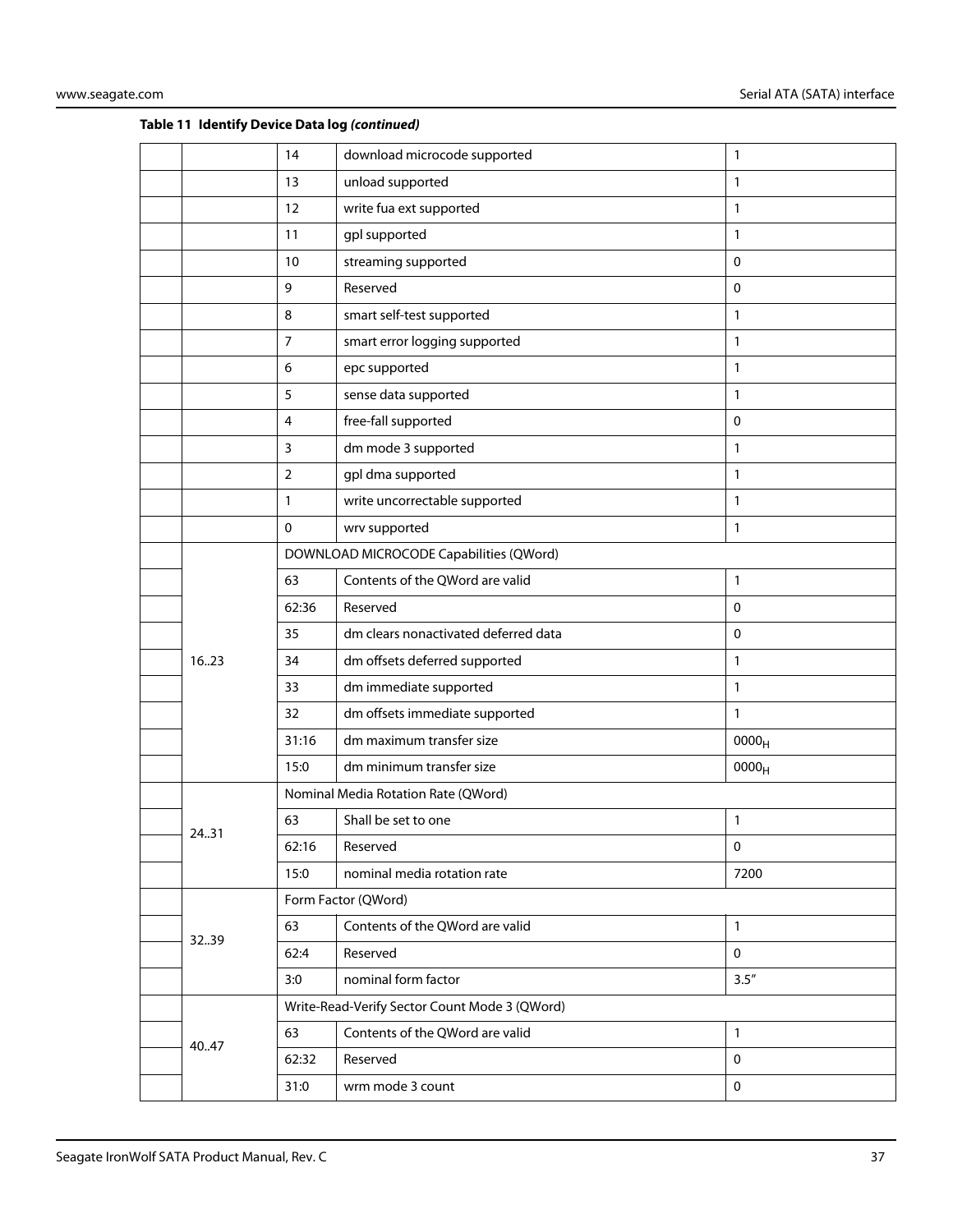**Table 11 Identify Device Data log *(continued)***

| | | | | |
|---|---|---|---|---|
| | | 14 | download microcode supported | 1 |
| | | 13 | unload supported | 1 |
| | | 12 | write fua ext supported | 1 |
| | | 11 | gpl supported | 1 |
| | | 10 | streaming supported | 0 |
| | | 9 | Reserved | 0 |
| | | 8 | smart self-test supported | 1 |
| | | 7 | smart error logging supported | 1 |
| | | 6 | epc supported | 1 |
| | | 5 | sense data supported | 1 |
| | | 4 | free-fall supported | 0 |
| | | 3 | dm mode 3 supported | 1 |
| | | 2 | gpl dma supported | 1 |
| | | 1 | write uncorrectable supported | 1 |
| | | 0 | wrv supported | 1 |
| | 16..23 | DOWNLOAD MICROCODE Capabilities (QWord) | | |
| | | 63 | Contents of the QWord are valid | 1 |
| | | 62:36 | Reserved | 0 |
| | | 35 | dm clears nonactivated deferred data | 0 |
| | | 34 | dm offsets deferred supported | 1 |
| | | 33 | dm immediate supported | 1 |
| | | 32 | dm offsets immediate supported | 1 |
| | | 31:16 | dm maximum transfer size | $0000_H$ |
| | | 15:0 | dm minimum transfer size | $0000_H$ |
| | 24..31 | Nominal Media Rotation Rate (QWord) | | |
| | | 63 | Shall be set to one | 1 |
| | | 62:16 | Reserved | 0 |
| | | 15:0 | nominal media rotation rate | 7200 |
| | 32..39 | Form Factor (QWord) | | |
| | | 63 | Contents of the QWord are valid | 1 |
| | | 62:4 | Reserved | 0 |
| | | 3:0 | nominal form factor | 3.5" |
| | 40..47 | Write-Read-Verify Sector Count Mode 3 (QWord) | | |
| | | 63 | Contents of the QWord are valid | 1 |
| | | 62:32 | Reserved | 0 |
| | | 31:0 | wrm mode 3 count | 0 |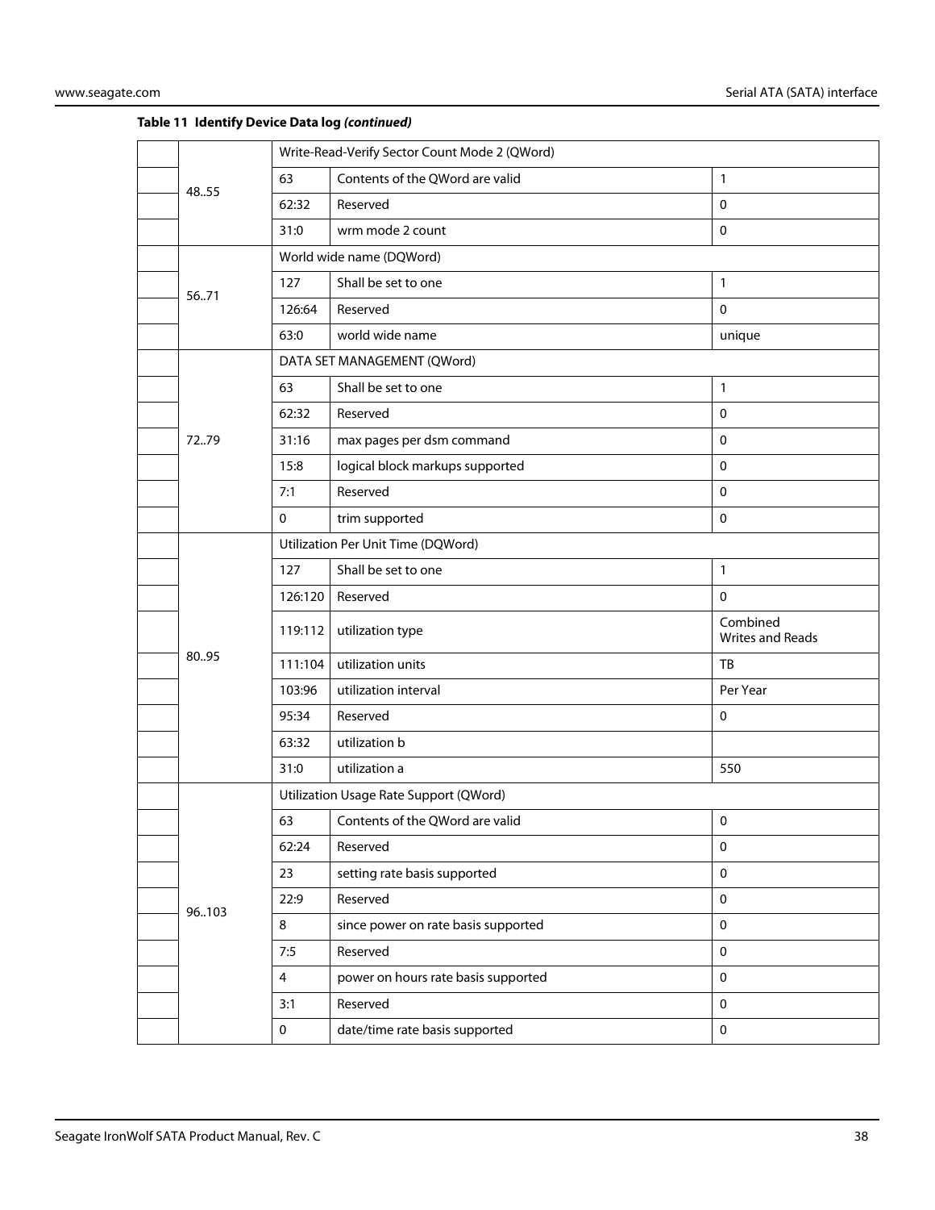**Table 11 Identify Device Data log *(continued)***

| | | | | |
|---|---|---|---|---|
| | 48..55 | Write-Read-Verify Sector Count Mode 2 (QWord) | | |
| | | 63 | Contents of the QWord are valid | 1 |
| | | 62:32 | Reserved | 0 |
| | | 31:0 | wrm mode 2 count | 0 |
| | 56..71 | World wide name (DQWord) | | |
| | | 127 | Shall be set to one | 1 |
| | | 126:64 | Reserved | 0 |
| | | 63:0 | world wide name | unique |
| | 72..79 | DATA SET MANAGEMENT (QWord) | | |
| | | 63 | Shall be set to one | 1 |
| | | 62:32 | Reserved | 0 |
| | | 31:16 | max pages per dsm command | 0 |
| | | 15:8 | logical block markups supported | 0 |
| | | 7:1 | Reserved | 0 |
| | | 0 | trim supported | 0 |
| | 80..95 | Utilization Per Unit Time (DQWord) | | |
| | | 127 | Shall be set to one | 1 |
| | | 126:120 | Reserved | 0 |
| | | 119:112 | utilization type | Combined Writes and Reads |
| | | 111:104 | utilization units | TB |
| | | 103:96 | utilization interval | Per Year |
| | | 95:34 | Reserved | 0 |
| | | 63:32 | utilization b | |
| | | 31:0 | utilization a | 550 |
| | 96..103 | Utilization Usage Rate Support (QWord) | | |
| | | 63 | Contents of the QWord are valid | 0 |
| | | 62:24 | Reserved | 0 |
| | | 23 | setting rate basis supported | 0 |
| | | 22:9 | Reserved | 0 |
| | | 8 | since power on rate basis supported | 0 |
| | | 7:5 | Reserved | 0 |
| | | 4 | power on hours rate basis supported | 0 |
| | | 3:1 | Reserved | 0 |
| | | 0 | date/time rate basis supported | 0 |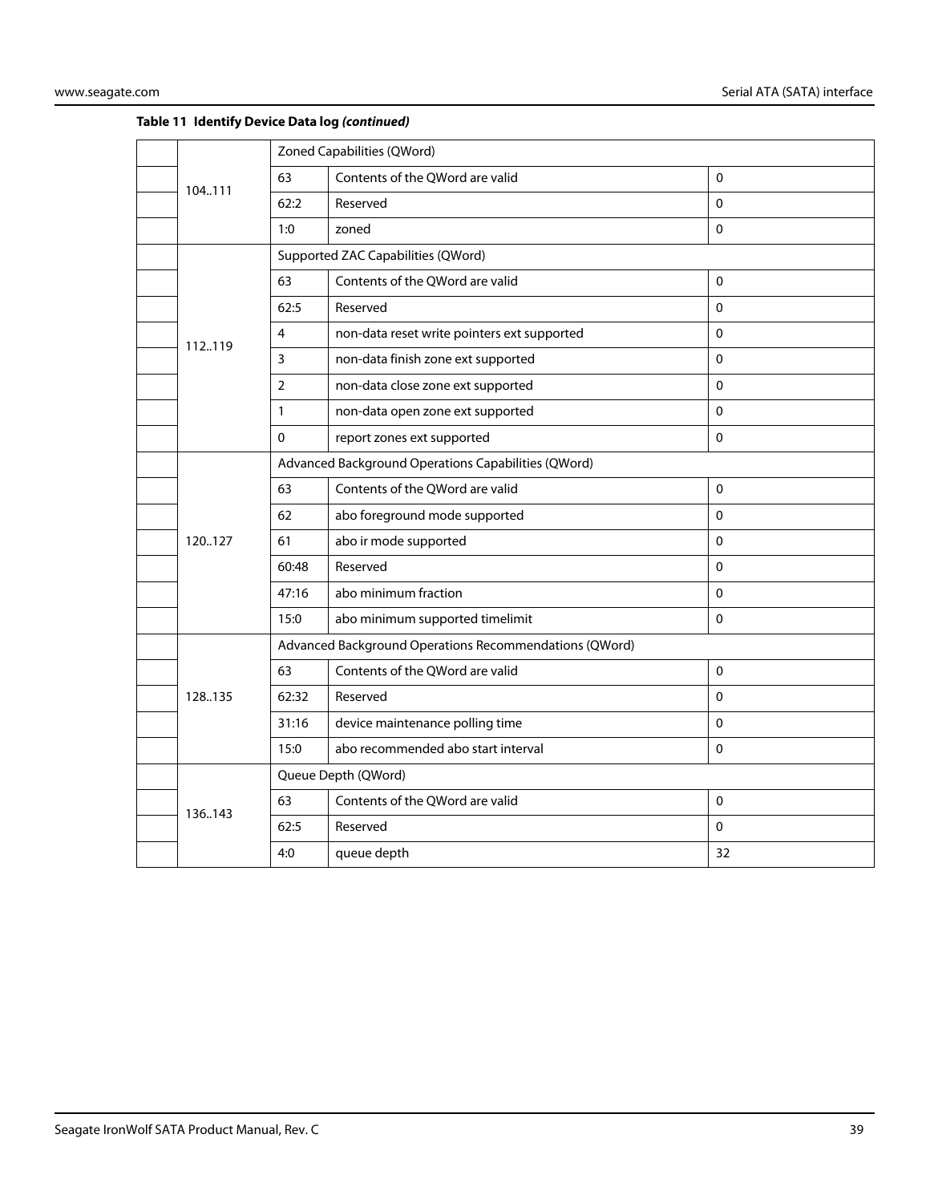**Table 11 Identify Device Data log *(continued)***

| | | | | |
|---|---|---|---|---|
| | 104..111 | Zoned Capabilities (QWord) | | |
| | | 63 | Contents of the QWord are valid | 0 |
| | | 62:2 | Reserved | 0 |
| | | 1:0 | zoned | 0 |
| | 112..119 | Supported ZAC Capabilities (QWord) | | |
| | | 63 | Contents of the QWord are valid | 0 |
| | | 62:5 | Reserved | 0 |
| | | 4 | non-data reset write pointers ext supported | 0 |
| | | 3 | non-data finish zone ext supported | 0 |
| | | 2 | non-data close zone ext supported | 0 |
| | | 1 | non-data open zone ext supported | 0 |
| | | 0 | report zones ext supported | 0 |
| | 120..127 | Advanced Background Operations Capabilities (QWord) | | |
| | | 63 | Contents of the QWord are valid | 0 |
| | | 62 | abo foreground mode supported | 0 |
| | | 61 | abo ir mode supported | 0 |
| | | 60:48 | Reserved | 0 |
| | | 47:16 | abo minimum fraction | 0 |
| | | 15:0 | abo minimum supported timelimit | 0 |
| | 128..135 | Advanced Background Operations Recommendations (QWord) | | |
| | | 63 | Contents of the QWord are valid | 0 |
| | | 62:32 | Reserved | 0 |
| | | 31:16 | device maintenance polling time | 0 |
| | | 15:0 | abo recommended abo start interval | 0 |
| | 136..143 | Queue Depth (QWord) | | |
| | | 63 | Contents of the QWord are valid | 0 |
| | | 62:5 | Reserved | 0 |
| | | 4:0 | queue depth | 32 |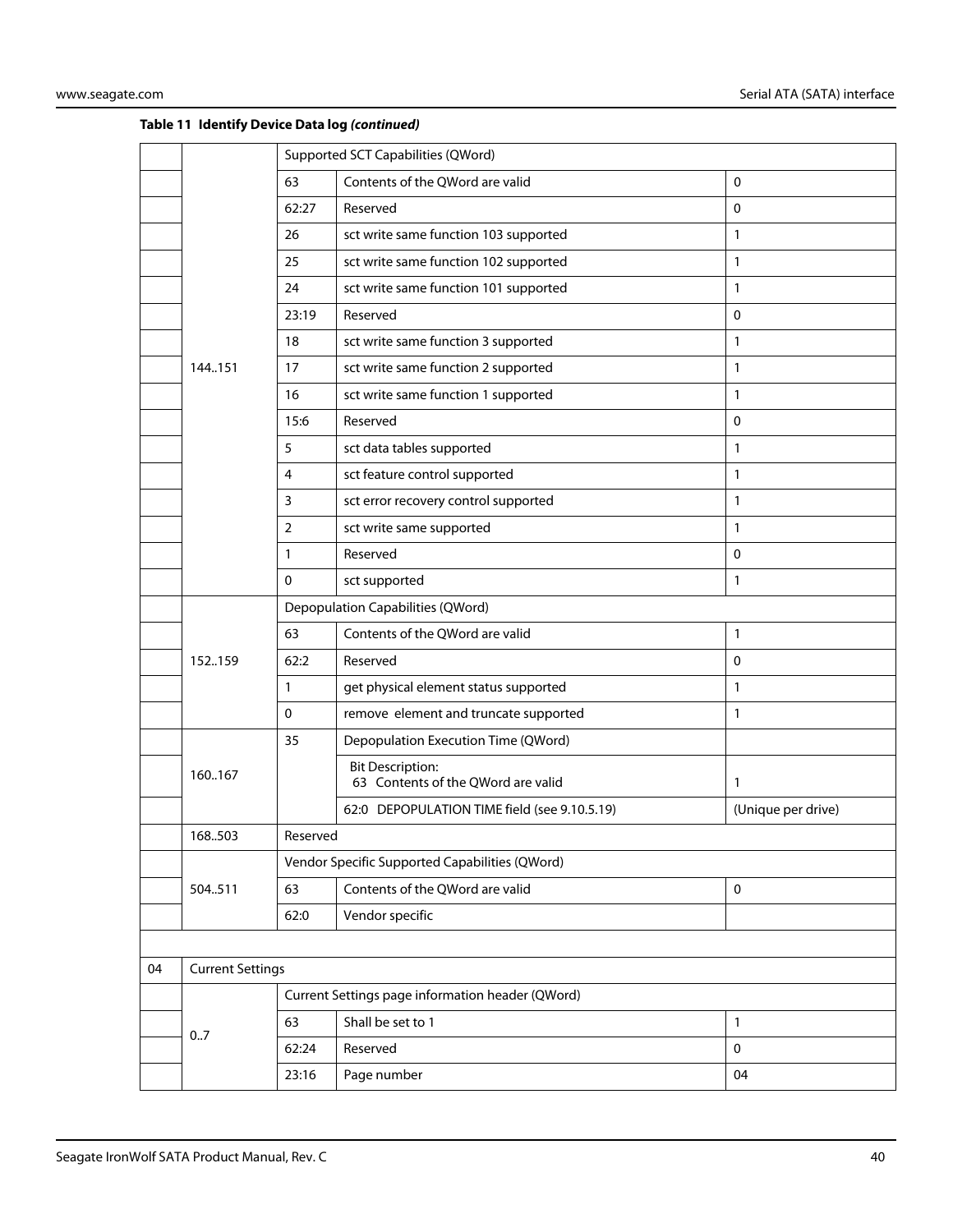**Table 11 Identify Device Data log *(continued)***

| | | | | |
|---|---|---|---|---|
| | 144..151 | Supported SCT Capabilities (QWord) | | |
| | | 63 | Contents of the QWord are valid | 0 |
| | | 62:27 | Reserved | 0 |
| | | 26 | sct write same function 103 supported | 1 |
| | | 25 | sct write same function 102 supported | 1 |
| | | 24 | sct write same function 101 supported | 1 |
| | | 23:19 | Reserved | 0 |
| | | 18 | sct write same function 3 supported | 1 |
| | | 17 | sct write same function 2 supported | 1 |
| | | 16 | sct write same function 1 supported | 1 |
| | | 15:6 | Reserved | 0 |
| | | 5 | sct data tables supported | 1 |
| | | 4 | sct feature control supported | 1 |
| | | 3 | sct error recovery control supported | 1 |
| | | 2 | sct write same supported | 1 |
| | | 1 | Reserved | 0 |
| | | 0 | sct supported | 1 |
| | 152..159 | Depopulation Capabilities (QWord) | | |
| | | 63 | Contents of the QWord are valid | 1 |
| | | 62:2 | Reserved | 0 |
| | | 1 | get physical element status supported | 1 |
| | | 0 | remove element and truncate supported | 1 |
| | 160..167 | 35 | Depopulation Execution Time (QWord) | |
| | | | Bit Description:<br>63 Contents of the QWord are valid | 1 |
| | | | 62:0 DEPOPULATION TIME field (see 9.10.5.19) | (Unique per drive) |
| | 168..503 | Reserved | | |
| | 504..511 | Vendor Specific Supported Capabilities (QWord) | | |
| | | 63 | Contents of the QWord are valid | 0 |
| | | 62:0 | Vendor specific | |
| | | | | |
| 04 | Current Settings | | | |
| | 0..7 | Current Settings page information header (QWord) | | |
| | | 63 | Shall be set to 1 | 1 |
| | | 62:24 | Reserved | 0 |
| | | 23:16 | Page number | 04 |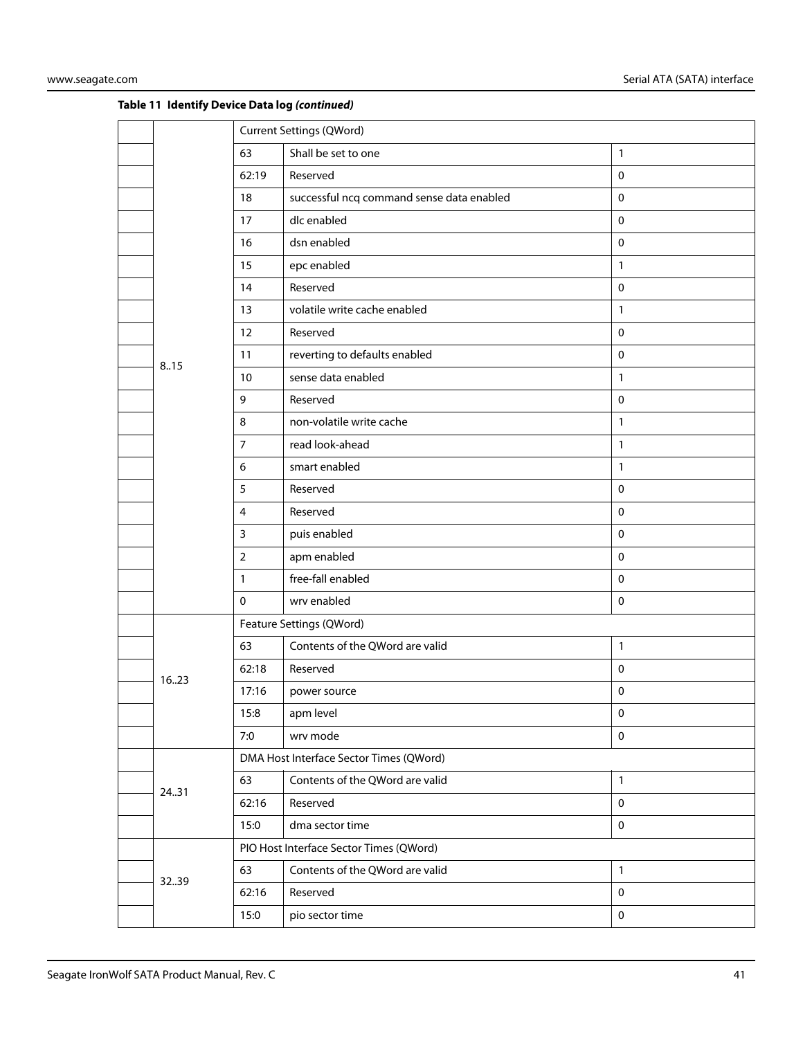**Table 11 Identify Device Data log *(continued)***

| | | | | |
|---|---|---|---|---|
| | 8..15 | Current Settings (QWord) | | |
| | | 63 | Shall be set to one | 1 |
| | | 62:19 | Reserved | 0 |
| | | 18 | successful ncq command sense data enabled | 0 |
| | | 17 | dlc enabled | 0 |
| | | 16 | dsn enabled | 0 |
| | | 15 | epc enabled | 1 |
| | | 14 | Reserved | 0 |
| | | 13 | volatile write cache enabled | 1 |
| | | 12 | Reserved | 0 |
| | | 11 | reverting to defaults enabled | 0 |
| | | 10 | sense data enabled | 1 |
| | | 9 | Reserved | 0 |
| | | 8 | non-volatile write cache | 1 |
| | | 7 | read look-ahead | 1 |
| | | 6 | smart enabled | 1 |
| | | 5 | Reserved | 0 |
| | | 4 | Reserved | 0 |
| | | 3 | puis enabled | 0 |
| | | 2 | apm enabled | 0 |
| | | 1 | free-fall enabled | 0 |
| | | 0 | wrv enabled | 0 |
| | 16..23 | Feature Settings (QWord) | | |
| | | 63 | Contents of the QWord are valid | 1 |
| | | 62:18 | Reserved | 0 |
| | | 17:16 | power source | 0 |
| | | 15:8 | apm level | 0 |
| | | 7:0 | wrv mode | 0 |
| | 24..31 | DMA Host Interface Sector Times (QWord) | | |
| | | 63 | Contents of the QWord are valid | 1 |
| | | 62:16 | Reserved | 0 |
| | | 15:0 | dma sector time | 0 |
| | 32..39 | PIO Host Interface Sector Times (QWord) | | |
| | | 63 | Contents of the QWord are valid | 1 |
| | | 62:16 | Reserved | 0 |
| | | 15:0 | pio sector time | 0 |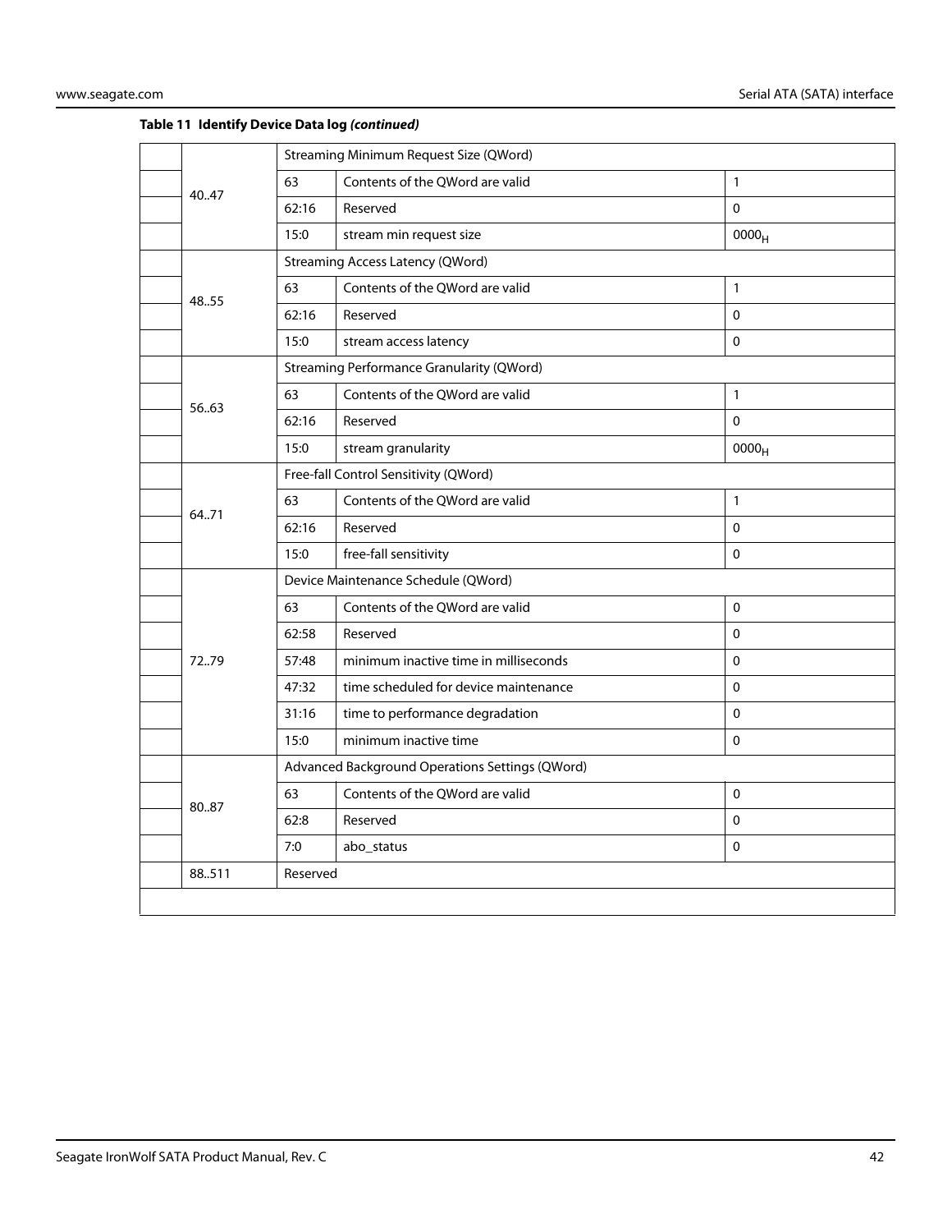**Table 11 Identify Device Data log *(continued)***

| | | | | |
|---|---|---|---|---|
| | 40..47 | Streaming Minimum Request Size (QWord) | | |
| | | 63 | Contents of the QWord are valid | 1 |
| | | 62:16 | Reserved | 0 |
| | | 15:0 | stream min request size | $0000_H$ |
| | 48..55 | Streaming Access Latency (QWord) | | |
| | | 63 | Contents of the QWord are valid | 1 |
| | | 62:16 | Reserved | 0 |
| | | 15:0 | stream access latency | 0 |
| | 56..63 | Streaming Performance Granularity (QWord) | | |
| | | 63 | Contents of the QWord are valid | 1 |
| | | 62:16 | Reserved | 0 |
| | | 15:0 | stream granularity | $0000_H$ |
| | 64..71 | Free-fall Control Sensitivity (QWord) | | |
| | | 63 | Contents of the QWord are valid | 1 |
| | | 62:16 | Reserved | 0 |
| | | 15:0 | free-fall sensitivity | 0 |
| | 72..79 | Device Maintenance Schedule (QWord) | | |
| | | 63 | Contents of the QWord are valid | 0 |
| | | 62:58 | Reserved | 0 |
| | | 57:48 | minimum inactive time in milliseconds | 0 |
| | | 47:32 | time scheduled for device maintenance | 0 |
| | | 31:16 | time to performance degradation | 0 |
| | | 15:0 | minimum inactive time | 0 |
| | 80..87 | Advanced Background Operations Settings (QWord) | | |
| | | 63 | Contents of the QWord are valid | 0 |
| | | 62:8 | Reserved | 0 |
| | | 7:0 | abo_status | 0 |
| | 88..511 | Reserved | | |
| | | | | |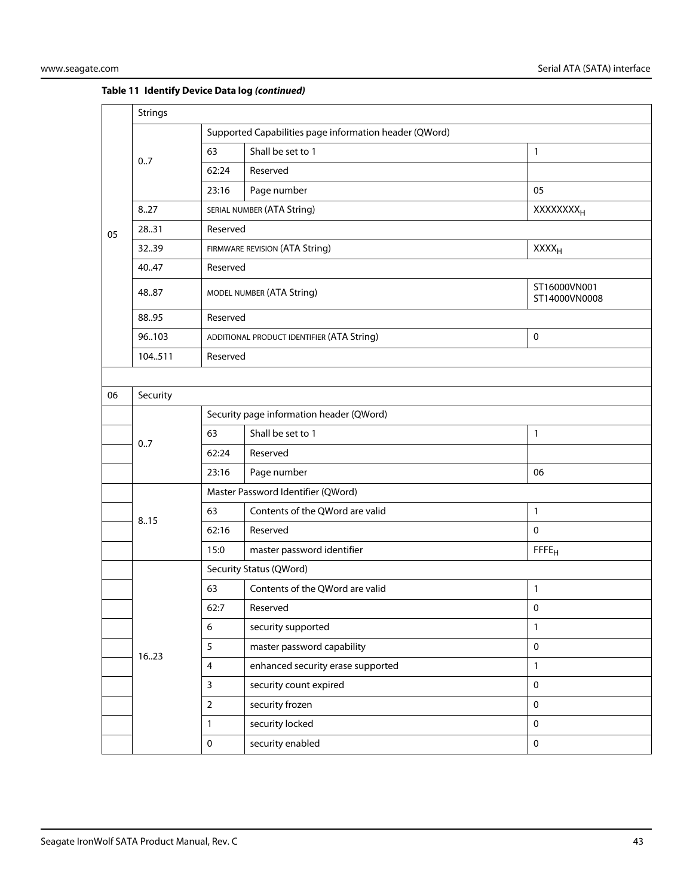**Table 11 Identify Device Data log *(continued)***

| | | | | |
|---|---|---|---|---|
| 05 | Strings | | | |
| | 0..7 | Supported Capabilities page information header (QWord) | | |
| | | 63 | Shall be set to 1 | 1 |
| | | 62:24 | Reserved | |
| | | 23:16 | Page number | 05 |
| | 8..27 | SERIAL NUMBER (ATA String) | | $XXXXXXXX_H$ |
| | 28..31 | Reserved | | |
| | 32..39 | FIRMWARE REVISION (ATA String) | | $XXXX_H$ |
| | 40..47 | Reserved | | |
| | 48..87 | MODEL NUMBER (ATA String) | | ST16000VN001 ST14000VN0008 |
| | 88..95 | Reserved | | |
| | 96..103 | ADDITIONAL PRODUCT IDENTIFIER (ATA String) | | 0 |
| | 104..511 | Reserved | | |
| | | | | |
| 06 | Security | | | |
| | 0..7 | Security page information header (QWord) | | |
| | | 63 | Shall be set to 1 | 1 |
| | | 62:24 | Reserved | |
| | | 23:16 | Page number | 06 |
| | 8..15 | Master Password Identifier (QWord) | | |
| | | 63 | Contents of the QWord are valid | 1 |
| | | 62:16 | Reserved | 0 |
| | | 15:0 | master password identifier | $FFFE_H$ |
| | 16..23 | Security Status (QWord) | | |
| | | 63 | Contents of the QWord are valid | 1 |
| | | 62:7 | Reserved | 0 |
| | | 6 | security supported | 1 |
| | | 5 | master password capability | 0 |
| | | 4 | enhanced security erase supported | 1 |
| | | 3 | security count expired | 0 |
| | | 2 | security frozen | 0 |
| | | 1 | security locked | 0 |
| | | 0 | security enabled | 0 |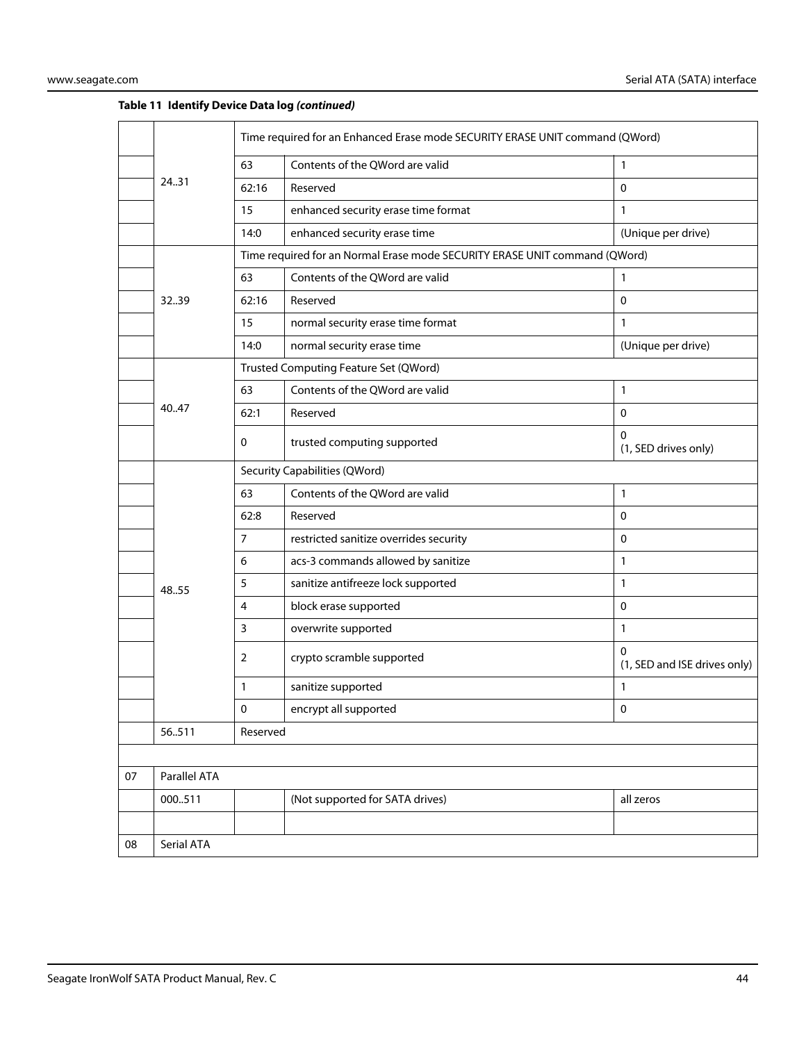**Table 11 Identify Device Data log *(continued)***

| | | | | |
|---|---|---|---|---|
| | 24..31 | Time required for an Enhanced Erase mode SECURITY ERASE UNIT command (QWord) | | |
| | | 63 | Contents of the QWord are valid | 1 |
| | | 62:16 | Reserved | 0 |
| | | 15 | enhanced security erase time format | 1 |
| | | 14:0 | enhanced security erase time | (Unique per drive) |
| | 32..39 | Time required for an Normal Erase mode SECURITY ERASE UNIT command (QWord) | | |
| | | 63 | Contents of the QWord are valid | 1 |
| | | 62:16 | Reserved | 0 |
| | | 15 | normal security erase time format | 1 |
| | | 14:0 | normal security erase time | (Unique per drive) |
| | 40..47 | Trusted Computing Feature Set (QWord) | | |
| | | 63 | Contents of the QWord are valid | 1 |
| | | 62:1 | Reserved | 0 |
| | | 0 | trusted computing supported | 0<br>(1, SED drives only) |
| | 48..55 | Security Capabilities (QWord) | | |
| | | 63 | Contents of the QWord are valid | 1 |
| | | 62:8 | Reserved | 0 |
| | | 7 | restricted sanitize overrides security | 0 |
| | | 6 | acs-3 commands allowed by sanitize | 1 |
| | | 5 | sanitize antifreeze lock supported | 1 |
| | | 4 | block erase supported | 0 |
| | | 3 | overwrite supported | 1 |
| | | 2 | crypto scramble supported | 0<br>(1, SED and ISE drives only) |
| | | 1 | sanitize supported | 1 |
| | | 0 | encrypt all supported | 0 |
| | 56..511 | Reserved | | |
| | | | | |
| 07 | Parallel ATA | | | |
| | 000..511 | | (Not supported for SATA drives) | all zeros |
| | | | | |
| 08 | Serial ATA | | | |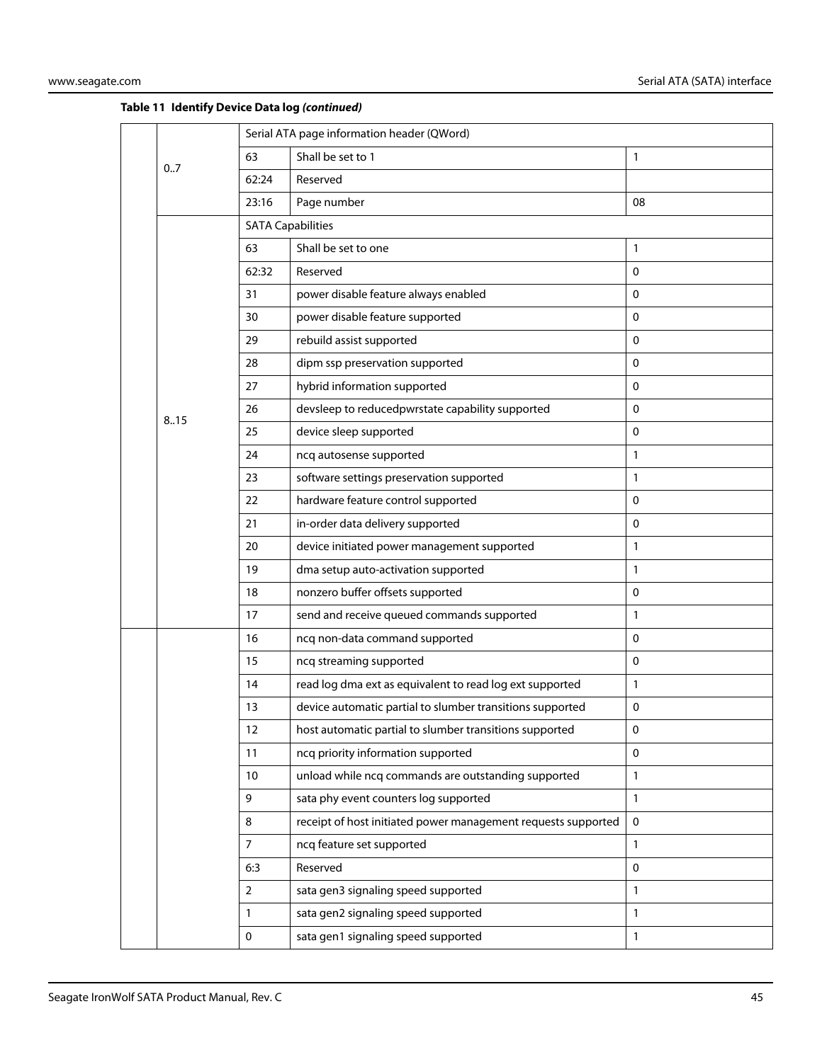**Table 11 Identify Device Data log *(continued)***

| | | | | |
|---|---|---|---|---|
| | 0..7 | Serial ATA page information header (QWord) | | |
| | | 63 | Shall be set to 1 | 1 |
| | | 62:24 | Reserved | |
| | | 23:16 | Page number | 08 |
| | 8..15 | SATA Capabilities | | |
| | | 63 | Shall be set to one | 1 |
| | | 62:32 | Reserved | 0 |
| | | 31 | power disable feature always enabled | 0 |
| | | 30 | power disable feature supported | 0 |
| | | 29 | rebuild assist supported | 0 |
| | | 28 | dipm ssp preservation supported | 0 |
| | | 27 | hybrid information supported | 0 |
| | | 26 | devsleep to reducedpwrstate capability supported | 0 |
| | | 25 | device sleep supported | 0 |
| | | 24 | ncq autosense supported | 1 |
| | | 23 | software settings preservation supported | 1 |
| | | 22 | hardware feature control supported | 0 |
| | | 21 | in-order data delivery supported | 0 |
| | | 20 | device initiated power management supported | 1 |
| | | 19 | dma setup auto-activation supported | 1 |
| | | 18 | nonzero buffer offsets supported | 0 |
| | | 17 | send and receive queued commands supported | 1 |
| | | 16 | ncq non-data command supported | 0 |
| | | 15 | ncq streaming supported | 0 |
| | | 14 | read log dma ext as equivalent to read log ext supported | 1 |
| | | 13 | device automatic partial to slumber transitions supported | 0 |
| | | 12 | host automatic partial to slumber transitions supported | 0 |
| | | 11 | ncq priority information supported | 0 |
| | | 10 | unload while ncq commands are outstanding supported | 1 |
| | | 9 | sata phy event counters log supported | 1 |
| | | 8 | receipt of host initiated power management requests supported | 0 |
| | | 7 | ncq feature set supported | 1 |
| | | 6:3 | Reserved | 0 |
| | | 2 | sata gen3 signaling speed supported | 1 |
| | | 1 | sata gen2 signaling speed supported | 1 |
| | | 0 | sata gen1 signaling speed supported | 1 |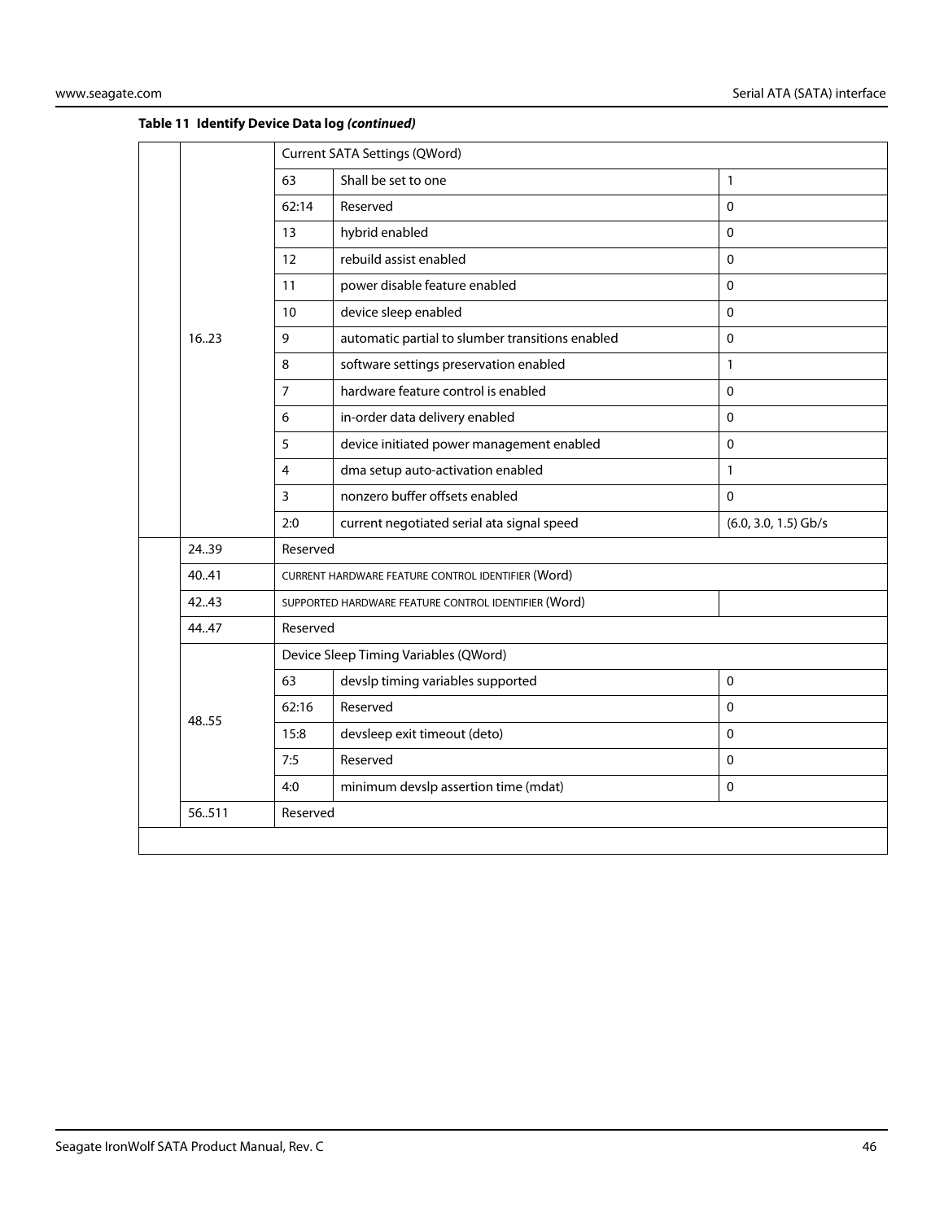**Table 11 Identify Device Data log *(continued)***

| | | | | |
|---|---|---|---|---|
| | 16..23 | Current SATA Settings (QWord) | | |
| | | 63 | Shall be set to one | 1 |
| | | 62:14 | Reserved | 0 |
| | | 13 | hybrid enabled | 0 |
| | | 12 | rebuild assist enabled | 0 |
| | | 11 | power disable feature enabled | 0 |
| | | 10 | device sleep enabled | 0 |
| | | 9 | automatic partial to slumber transitions enabled | 0 |
| | | 8 | software settings preservation enabled | 1 |
| | | 7 | hardware feature control is enabled | 0 |
| | | 6 | in-order data delivery enabled | 0 |
| | | 5 | device initiated power management enabled | 0 |
| | | 4 | dma setup auto-activation enabled | 1 |
| | | 3 | nonzero buffer offsets enabled | 0 |
| | | 2:0 | current negotiated serial ata signal speed | (6.0, 3.0, 1.5) Gb/s |
| | 24..39 | Reserved | | |
| | 40..41 | CURRENT HARDWARE FEATURE CONTROL IDENTIFIER (Word) | | |
| | 42..43 | SUPPORTED HARDWARE FEATURE CONTROL IDENTIFIER (Word) | | |
| | 44..47 | Reserved | | |
| | 48..55 | Device Sleep Timing Variables (QWord) | | |
| | | 63 | devslp timing variables supported | 0 |
| | | 62:16 | Reserved | 0 |
| | | 15:8 | devsleep exit timeout (deto) | 0 |
| | | 7:5 | Reserved | 0 |
| | | 4:0 | minimum devslp assertion time (mdat) | 0 |
| | 56..511 | Reserved | | |
| | | | | |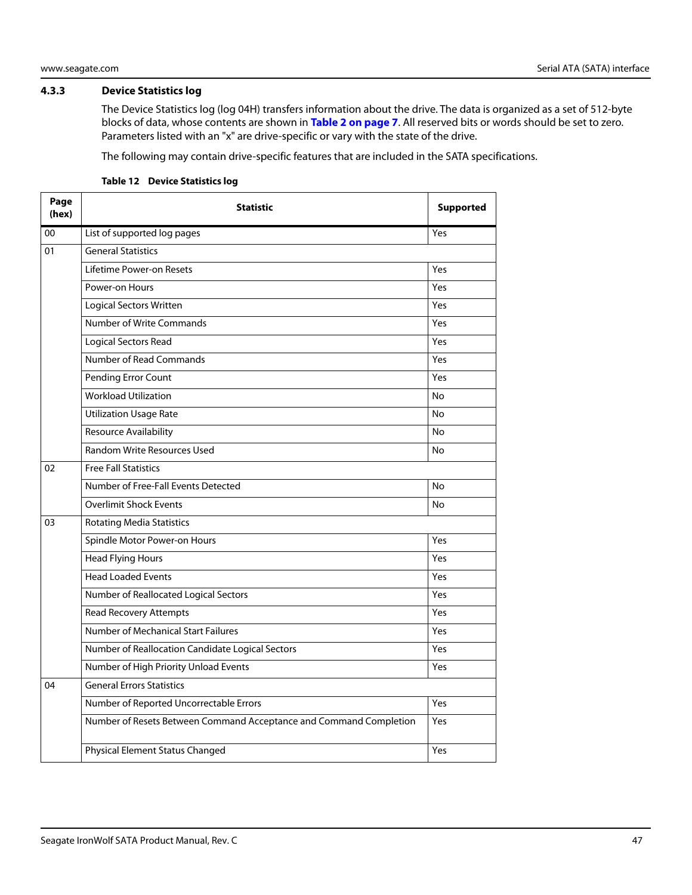### 4.3.3 Device Statistics log

The Device Statistics log (log 04H) transfers information about the drive. The data is organized as a set of 512-byte blocks of data, whose contents are shown in **Table 2 on page 7**. All reserved bits or words should be set to zero. Parameters listed with an "x" are drive-specific or vary with the state of the drive.

The following may contain drive-specific features that are included in the SATA specifications.

**Table 12 Device Statistics log**

| Page (hex) | Statistic | Supported |
|---|---|---|
| 00 | List of supported log pages | Yes |
| 01 | General Statistics | |
| | Lifetime Power-on Resets | Yes |
| | Power-on Hours | Yes |
| | Logical Sectors Written | Yes |
| | Number of Write Commands | Yes |
| | Logical Sectors Read | Yes |
| | Number of Read Commands | Yes |
| | Pending Error Count | Yes |
| | Workload Utilization | No |
| | Utilization Usage Rate | No |
| | Resource Availability | No |
| | Random Write Resources Used | No |
| 02 | Free Fall Statistics | |
| | Number of Free-Fall Events Detected | No |
| | Overlimit Shock Events | No |
| 03 | Rotating Media Statistics | |
| | Spindle Motor Power-on Hours | Yes |
| | Head Flying Hours | Yes |
| | Head Loaded Events | Yes |
| | Number of Reallocated Logical Sectors | Yes |
| | Read Recovery Attempts | Yes |
| | Number of Mechanical Start Failures | Yes |
| | Number of Reallocation Candidate Logical Sectors | Yes |
| | Number of High Priority Unload Events | Yes |
| 04 | General Errors Statistics | |
| | Number of Reported Uncorrectable Errors | Yes |
| | Number of Resets Between Command Acceptance and Command Completion | Yes |
| | Physical Element Status Changed | Yes |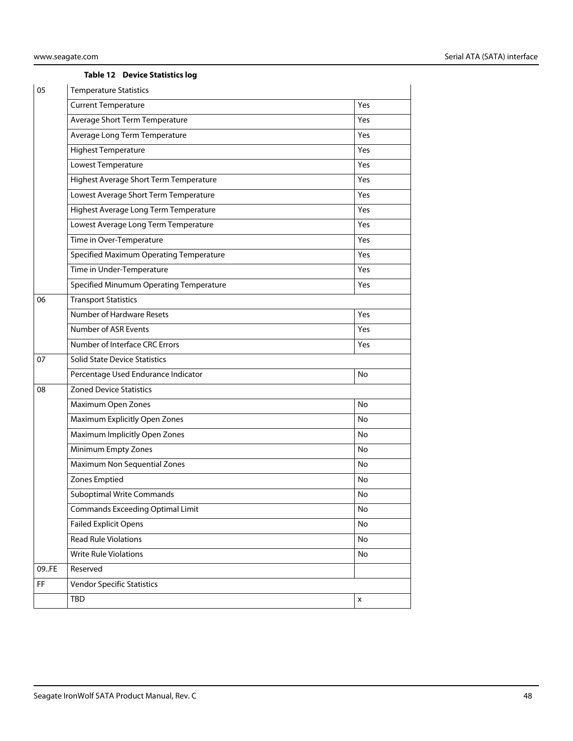**Table 12 Device Statistics log**

| | | |
|---|---|---|
| 05 | Temperature Statistics | |
| | Current Temperature | Yes |
| | Average Short Term Temperature | Yes |
| | Average Long Term Temperature | Yes |
| | Highest Temperature | Yes |
| | Lowest Temperature | Yes |
| | Highest Average Short Term Temperature | Yes |
| | Lowest Average Short Term Temperature | Yes |
| | Highest Average Long Term Temperature | Yes |
| | Lowest Average Long Term Temperature | Yes |
| | Time in Over-Temperature | Yes |
| | Specified Maximum Operating Temperature | Yes |
| | Time in Under-Temperature | Yes |
| | Specified Minumum Operating Temperature | Yes |
| 06 | Transport Statistics | |
| | Number of Hardware Resets | Yes |
| | Number of ASR Events | Yes |
| | Number of Interface CRC Errors | Yes |
| 07 | Solid State Device Statistics | |
| | Percentage Used Endurance Indicator | No |
| 08 | Zoned Device Statistics | |
| | Maximum Open Zones | No |
| | Maximum Explicitly Open Zones | No |
| | Maximum Implicitly Open Zones | No |
| | Minimum Empty Zones | No |
| | Maximum Non Sequential Zones | No |
| | Zones Emptied | No |
| | Suboptimal Write Commands | No |
| | Commands Exceeding Optimal Limit | No |
| | Failed Explicit Opens | No |
| | Read Rule Violations | No |
| | Write Rule Violations | No |
| 09..FE | Reserved | |
| FF | Vendor Specific Statistics | |
| | TBD | x |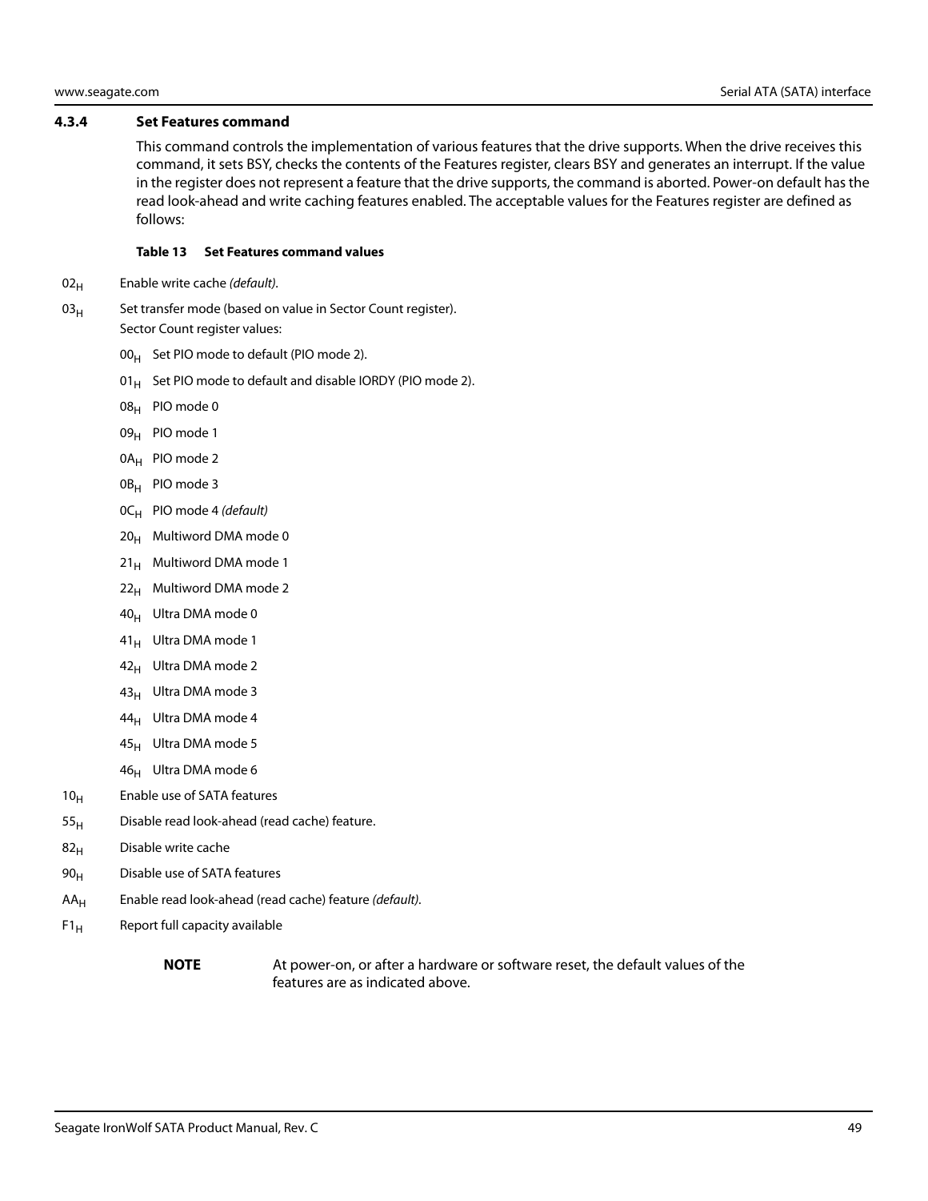### 4.3.4 Set Features command

This command controls the implementation of various features that the drive supports. When the drive receives this command, it sets BSY, checks the contents of the Features register, clears BSY and generates an interrupt. If the value in the register does not represent a feature that the drive supports, the command is aborted. Power-on default has the read look-ahead and write caching features enabled. The acceptable values for the Features register are defined as follows:

**Table 13 Set Features command values**

| | |
|---|---|
| $02_H$ | Enable write cache *(default)*. |
| $03_H$ | Set transfer mode (based on value in Sector Count register).<br>Sector Count register values:<br>$00_H$ Set PIO mode to default (PIO mode 2).<br>$01_H$ Set PIO mode to default and disable IORDY (PIO mode 2).<br>$08_H$ PIO mode 0<br>$09_H$ PIO mode 1<br>$0A_H$ PIO mode 2<br>$0B_H$ PIO mode 3<br>$0C_H$ PIO mode 4 *(default)*<br>$20_H$ Multiword DMA mode 0<br>$21_H$ Multiword DMA mode 1<br>$22_H$ Multiword DMA mode 2<br>$40_H$ Ultra DMA mode 0<br>$41_H$ Ultra DMA mode 1<br>$42_H$ Ultra DMA mode 2<br>$43_H$ Ultra DMA mode 3<br>$44_H$ Ultra DMA mode 4<br>$45_H$ Ultra DMA mode 5<br>$46_H$ Ultra DMA mode 6 |
| $10_H$ | Enable use of SATA features |
| $55_H$ | Disable read look-ahead (read cache) feature. |
| $82_H$ | Disable write cache |
| $90_H$ | Disable use of SATA features |
| $AA_H$ | Enable read look-ahead (read cache) feature *(default)*. |
| $F1_H$ | Report full capacity available |

**NOTE** At power-on, or after a hardware or software reset, the default values of the features are as indicated above.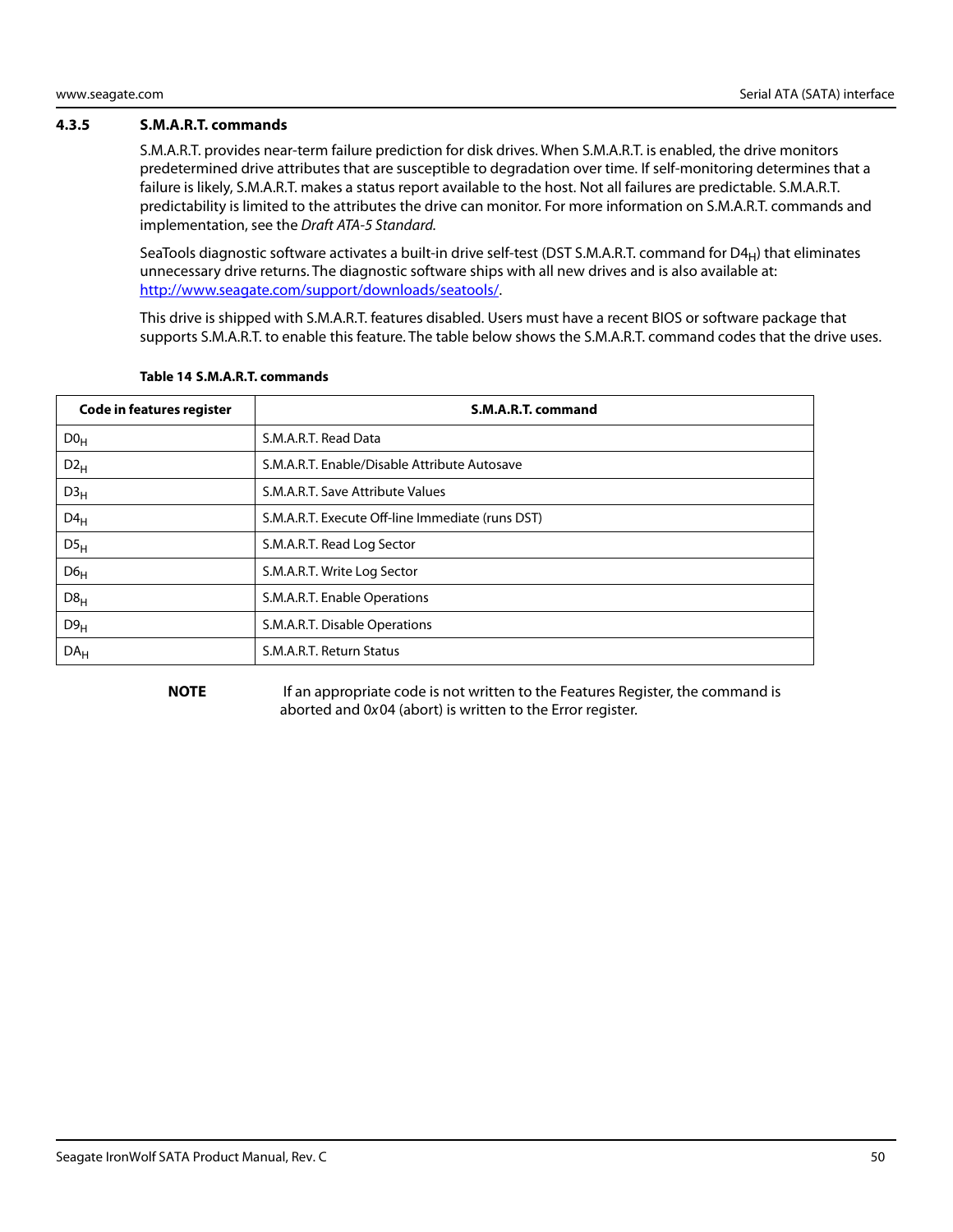### 4.3.5 S.M.A.R.T. commands

S.M.A.R.T. provides near-term failure prediction for disk drives. When S.M.A.R.T. is enabled, the drive monitors predetermined drive attributes that are susceptible to degradation over time. If self-monitoring determines that a failure is likely, S.M.A.R.T. makes a status report available to the host. Not all failures are predictable. S.M.A.R.T. predictability is limited to the attributes the drive can monitor. For more information on S.M.A.R.T. commands and implementation, see the *Draft ATA-5 Standard.*

SeaTools diagnostic software activates a built-in drive self-test (DST S.M.A.R.T. command for $D4_H$) that eliminates unnecessary drive returns. The diagnostic software ships with all new drives and is also available at: http://www.seagate.com/support/downloads/seatools/.

This drive is shipped with S.M.A.R.T. features disabled. Users must have a recent BIOS or software package that supports S.M.A.R.T. to enable this feature. The table below shows the S.M.A.R.T. command codes that the drive uses.

**Table 14 S.M.A.R.T. commands**

| Code in features register | S.M.A.R.T. command |
|---|---|
| $D0_H$ | S.M.A.R.T. Read Data |
| $D2_H$ | S.M.A.R.T. Enable/Disable Attribute Autosave |
| $D3_H$ | S.M.A.R.T. Save Attribute Values |
| $D4_H$ | S.M.A.R.T. Execute Off-line Immediate (runs DST) |
| $D5_H$ | S.M.A.R.T. Read Log Sector |
| $D6_H$ | S.M.A.R.T. Write Log Sector |
| $D8_H$ | S.M.A.R.T. Enable Operations |
| $D9_H$ | S.M.A.R.T. Disable Operations |
| $DA_H$ | S.M.A.R.T. Return Status |

**NOTE** If an appropriate code is not written to the Features Register, the command is aborted and 0*x*04 (abort) is written to the Error register.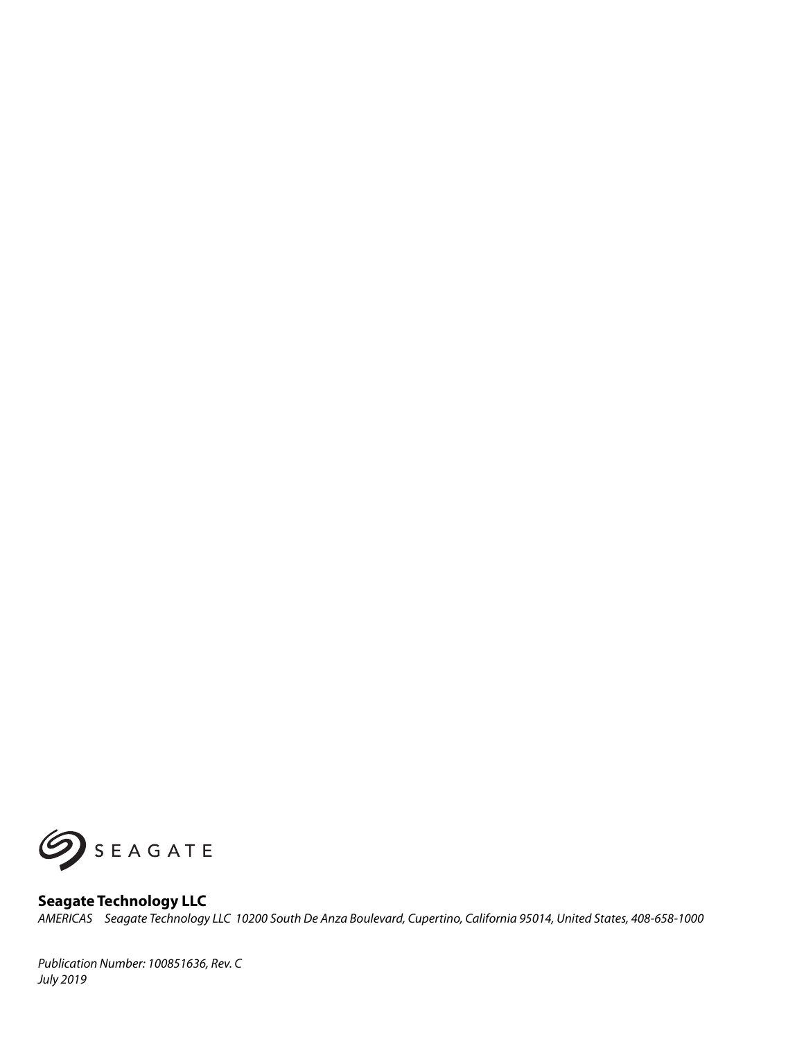SEAGATE

**Seagate Technology LLC**

*AMERICAS Seagate Technology LLC 10200 South De Anza Boulevard, Cupertino, California 95014, United States, 408-658-1000*

*Publication Number: 100851636, Rev. C*
*July 2019*